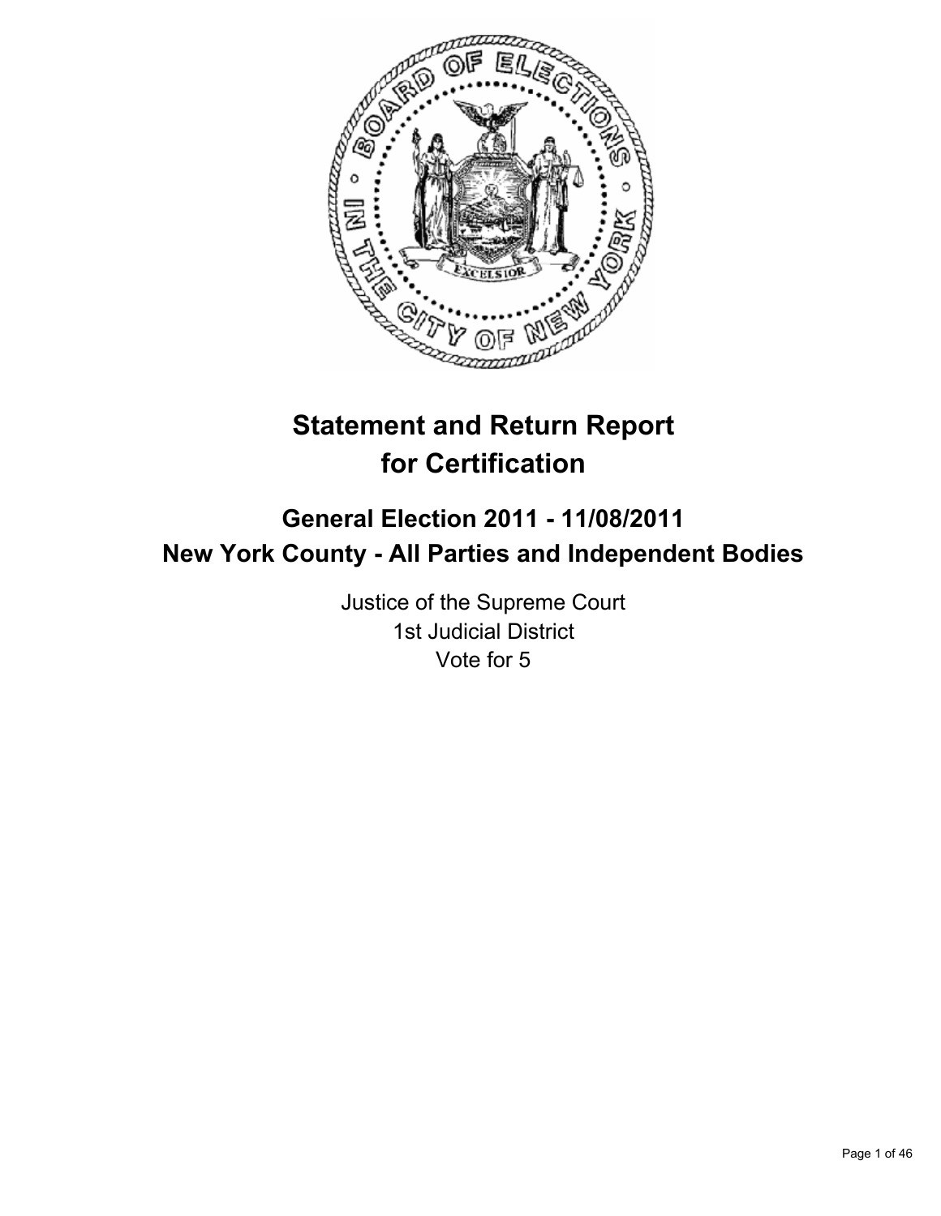# Statement and Return Report for Certification

## General Election 2011 - 11/08/2011
## New York County - All Parties and Independent Bodies

Justice of the Supreme Court
1st Judicial District
Vote for 5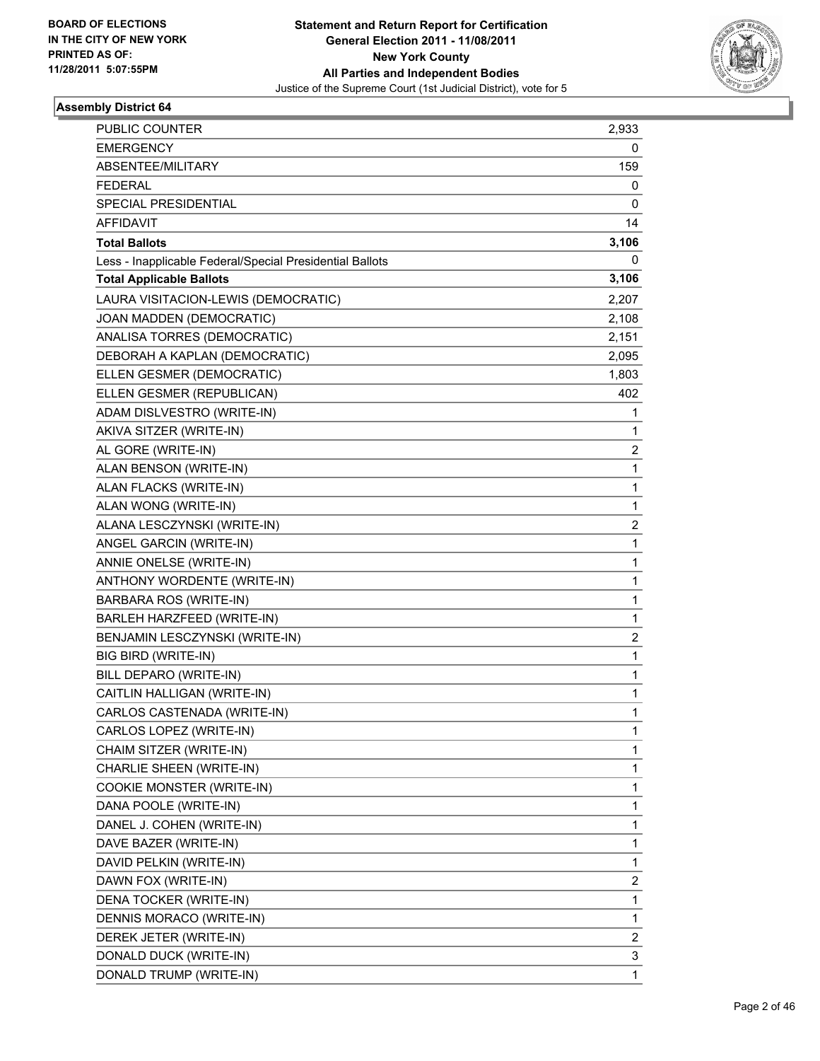**BOARD OF ELECTIONS IN THE CITY OF NEW YORK PRINTED AS OF: 11/28/2011 5:07:55PM**

**Statement and Return Report for Certification General Election 2011 - 11/08/2011 New York County All Parties and Independent Bodies**
Justice of the Supreme Court (1st Judicial District), vote for 5

### Assembly District 64

| | |
|---|---|
| PUBLIC COUNTER | 2,933 |
| EMERGENCY | 0 |
| ABSENTEE/MILITARY | 159 |
| FEDERAL | 0 |
| SPECIAL PRESIDENTIAL | 0 |
| AFFIDAVIT | 14 |
| **Total Ballots** | **3,106** |
| Less - Inapplicable Federal/Special Presidential Ballots | 0 |
| **Total Applicable Ballots** | **3,106** |
| LAURA VISITACION-LEWIS (DEMOCRATIC) | 2,207 |
| JOAN MADDEN (DEMOCRATIC) | 2,108 |
| ANALISA TORRES (DEMOCRATIC) | 2,151 |
| DEBORAH A KAPLAN (DEMOCRATIC) | 2,095 |
| ELLEN GESMER (DEMOCRATIC) | 1,803 |
| ELLEN GESMER (REPUBLICAN) | 402 |
| ADAM DISLVESTRO (WRITE-IN) | 1 |
| AKIVA SITZER (WRITE-IN) | 1 |
| AL GORE (WRITE-IN) | 2 |
| ALAN BENSON (WRITE-IN) | 1 |
| ALAN FLACKS (WRITE-IN) | 1 |
| ALAN WONG (WRITE-IN) | 1 |
| ALANA LESCZYNSKI (WRITE-IN) | 2 |
| ANGEL GARCIN (WRITE-IN) | 1 |
| ANNIE ONELSE (WRITE-IN) | 1 |
| ANTHONY WORDENTE (WRITE-IN) | 1 |
| BARBARA ROS (WRITE-IN) | 1 |
| BARLEH HARZFEED (WRITE-IN) | 1 |
| BENJAMIN LESCZYNSKI (WRITE-IN) | 2 |
| BIG BIRD (WRITE-IN) | 1 |
| BILL DEPARO (WRITE-IN) | 1 |
| CAITLIN HALLIGAN (WRITE-IN) | 1 |
| CARLOS CASTENADA (WRITE-IN) | 1 |
| CARLOS LOPEZ (WRITE-IN) | 1 |
| CHAIM SITZER (WRITE-IN) | 1 |
| CHARLIE SHEEN (WRITE-IN) | 1 |
| COOKIE MONSTER (WRITE-IN) | 1 |
| DANA POOLE (WRITE-IN) | 1 |
| DANEL J. COHEN (WRITE-IN) | 1 |
| DAVE BAZER (WRITE-IN) | 1 |
| DAVID PELKIN (WRITE-IN) | 1 |
| DAWN FOX (WRITE-IN) | 2 |
| DENA TOCKER (WRITE-IN) | 1 |
| DENNIS MORACO (WRITE-IN) | 1 |
| DEREK JETER (WRITE-IN) | 2 |
| DONALD DUCK (WRITE-IN) | 3 |
| DONALD TRUMP (WRITE-IN) | 1 |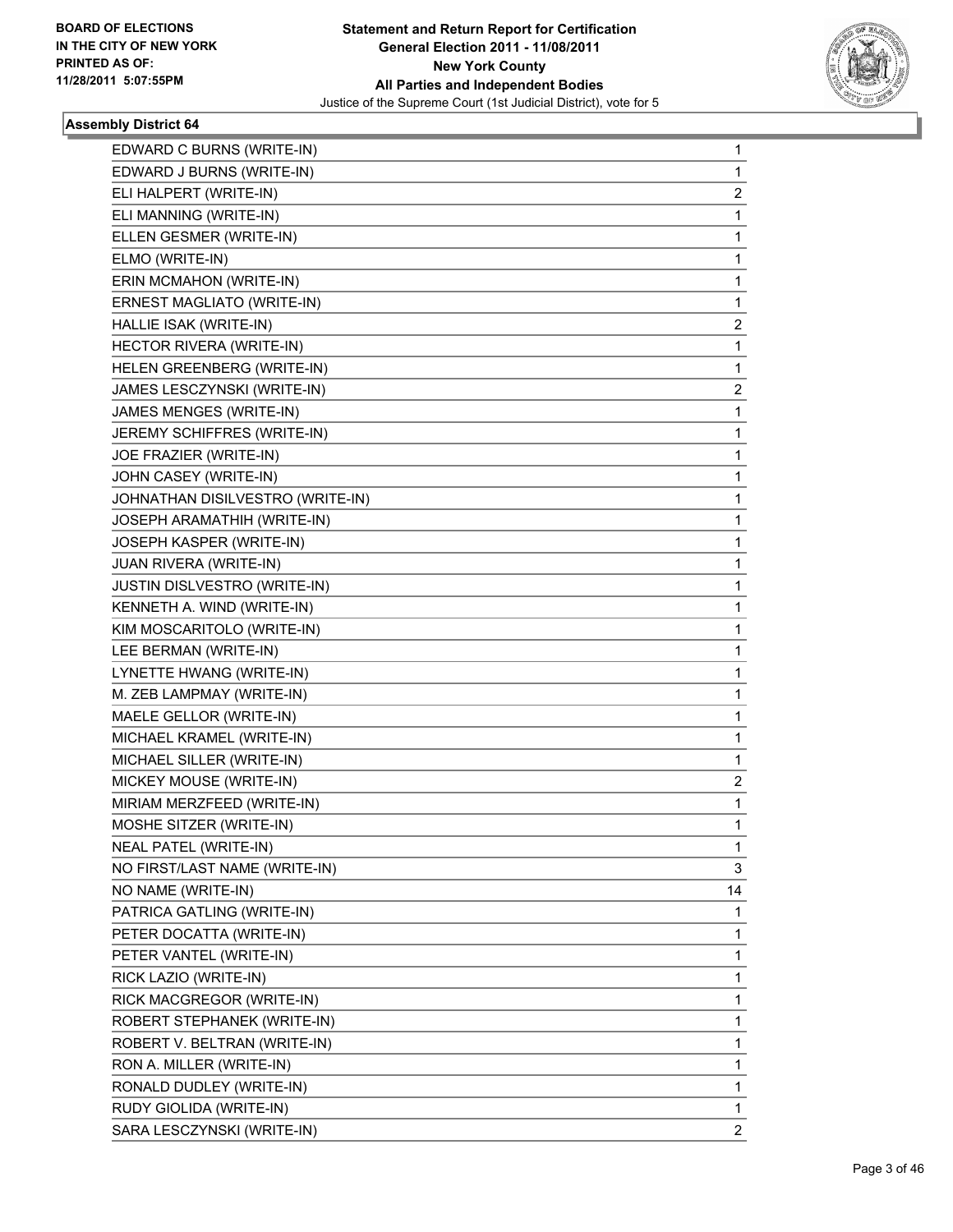BOARD OF ELECTIONS
IN THE CITY OF NEW YORK
PRINTED AS OF:
11/28/2011 5:07:55PM

**Statement and Return Report for Certification**
**General Election 2011 - 11/08/2011**
**New York County**
**All Parties and Independent Bodies**
Justice of the Supreme Court (1st Judicial District), vote for 5

### Assembly District 64

| | |
|---|---|
| EDWARD C BURNS (WRITE-IN) | 1 |
| EDWARD J BURNS (WRITE-IN) | 1 |
| ELI HALPERT (WRITE-IN) | 2 |
| ELI MANNING (WRITE-IN) | 1 |
| ELLEN GESMER (WRITE-IN) | 1 |
| ELMO (WRITE-IN) | 1 |
| ERIN MCMAHON (WRITE-IN) | 1 |
| ERNEST MAGLIATO (WRITE-IN) | 1 |
| HALLIE ISAK (WRITE-IN) | 2 |
| HECTOR RIVERA (WRITE-IN) | 1 |
| HELEN GREENBERG (WRITE-IN) | 1 |
| JAMES LESCZYNSKI (WRITE-IN) | 2 |
| JAMES MENGES (WRITE-IN) | 1 |
| JEREMY SCHIFFRES (WRITE-IN) | 1 |
| JOE FRAZIER (WRITE-IN) | 1 |
| JOHN CASEY (WRITE-IN) | 1 |
| JOHNATHAN DISILVESTRO (WRITE-IN) | 1 |
| JOSEPH ARAMATHIH (WRITE-IN) | 1 |
| JOSEPH KASPER (WRITE-IN) | 1 |
| JUAN RIVERA (WRITE-IN) | 1 |
| JUSTIN DISLVESTRO (WRITE-IN) | 1 |
| KENNETH A. WIND (WRITE-IN) | 1 |
| KIM MOSCARITOLO (WRITE-IN) | 1 |
| LEE BERMAN (WRITE-IN) | 1 |
| LYNETTE HWANG (WRITE-IN) | 1 |
| M. ZEB LAMPMAY (WRITE-IN) | 1 |
| MAELE GELLOR (WRITE-IN) | 1 |
| MICHAEL KRAMEL (WRITE-IN) | 1 |
| MICHAEL SILLER (WRITE-IN) | 1 |
| MICKEY MOUSE (WRITE-IN) | 2 |
| MIRIAM MERZFEED (WRITE-IN) | 1 |
| MOSHE SITZER (WRITE-IN) | 1 |
| NEAL PATEL (WRITE-IN) | 1 |
| NO FIRST/LAST NAME (WRITE-IN) | 3 |
| NO NAME (WRITE-IN) | 14 |
| PATRICA GATLING (WRITE-IN) | 1 |
| PETER DOCATTA (WRITE-IN) | 1 |
| PETER VANTEL (WRITE-IN) | 1 |
| RICK LAZIO (WRITE-IN) | 1 |
| RICK MACGREGOR (WRITE-IN) | 1 |
| ROBERT STEPHANEK (WRITE-IN) | 1 |
| ROBERT V. BELTRAN (WRITE-IN) | 1 |
| RON A. MILLER (WRITE-IN) | 1 |
| RONALD DUDLEY (WRITE-IN) | 1 |
| RUDY GIOLIDA (WRITE-IN) | 1 |
| SARA LESCZYNSKI (WRITE-IN) | 2 |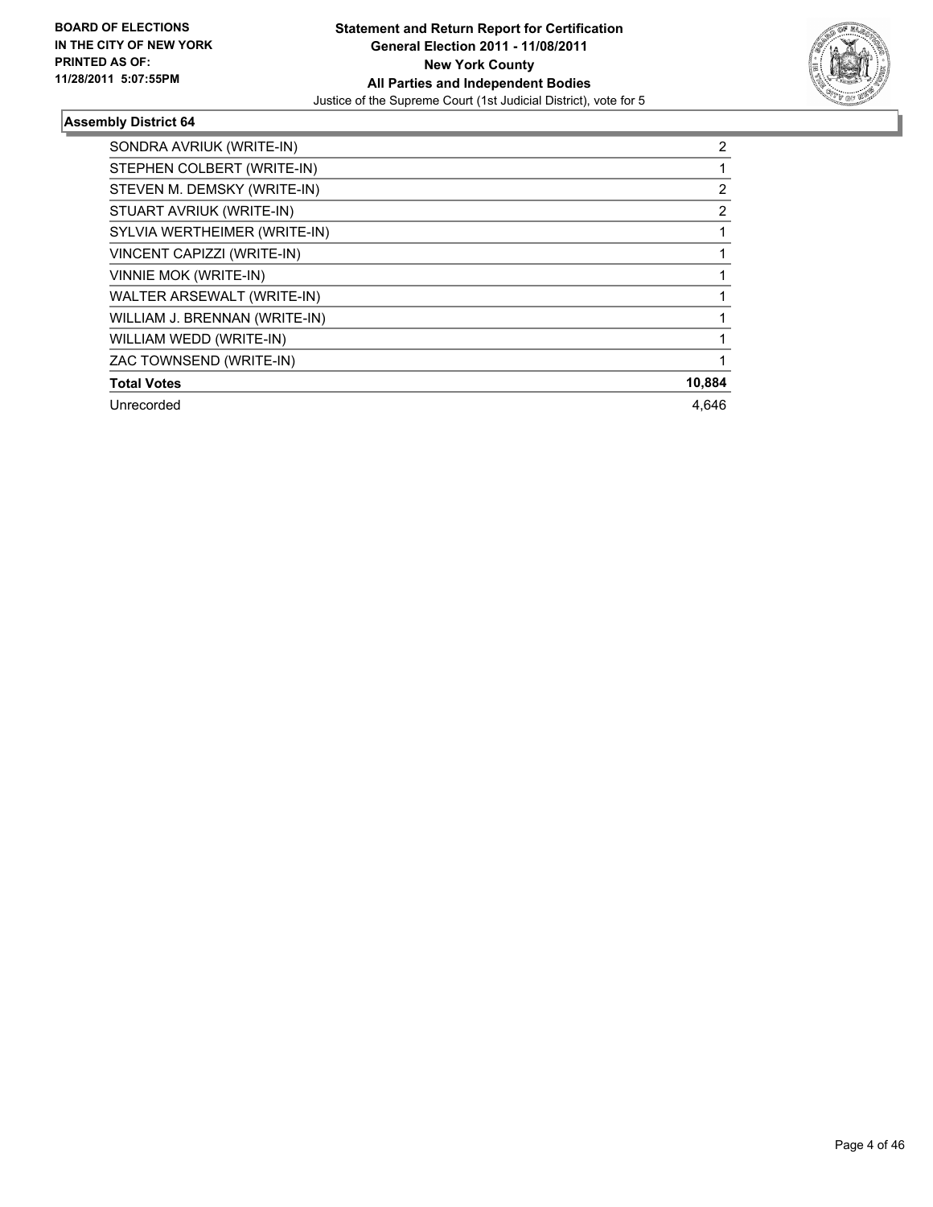**BOARD OF ELECTIONS IN THE CITY OF NEW YORK PRINTED AS OF: 11/28/2011 5:07:55PM**

**Statement and Return Report for Certification**
**General Election 2011 - 11/08/2011**
**New York County**
**All Parties and Independent Bodies**
Justice of the Supreme Court (1st Judicial District), vote for 5

### Assembly District 64

| | |
|---|---|
| SONDRA AVRIUK (WRITE-IN) | 2 |
| STEPHEN COLBERT (WRITE-IN) | 1 |
| STEVEN M. DEMSKY (WRITE-IN) | 2 |
| STUART AVRIUK (WRITE-IN) | 2 |
| SYLVIA WERTHEIMER (WRITE-IN) | 1 |
| VINCENT CAPIZZI (WRITE-IN) | 1 |
| VINNIE MOK (WRITE-IN) | 1 |
| WALTER ARSEWALT (WRITE-IN) | 1 |
| WILLIAM J. BRENNAN (WRITE-IN) | 1 |
| WILLIAM WEDD (WRITE-IN) | 1 |
| ZAC TOWNSEND (WRITE-IN) | 1 |
| **Total Votes** | **10,884** |
| Unrecorded | 4,646 |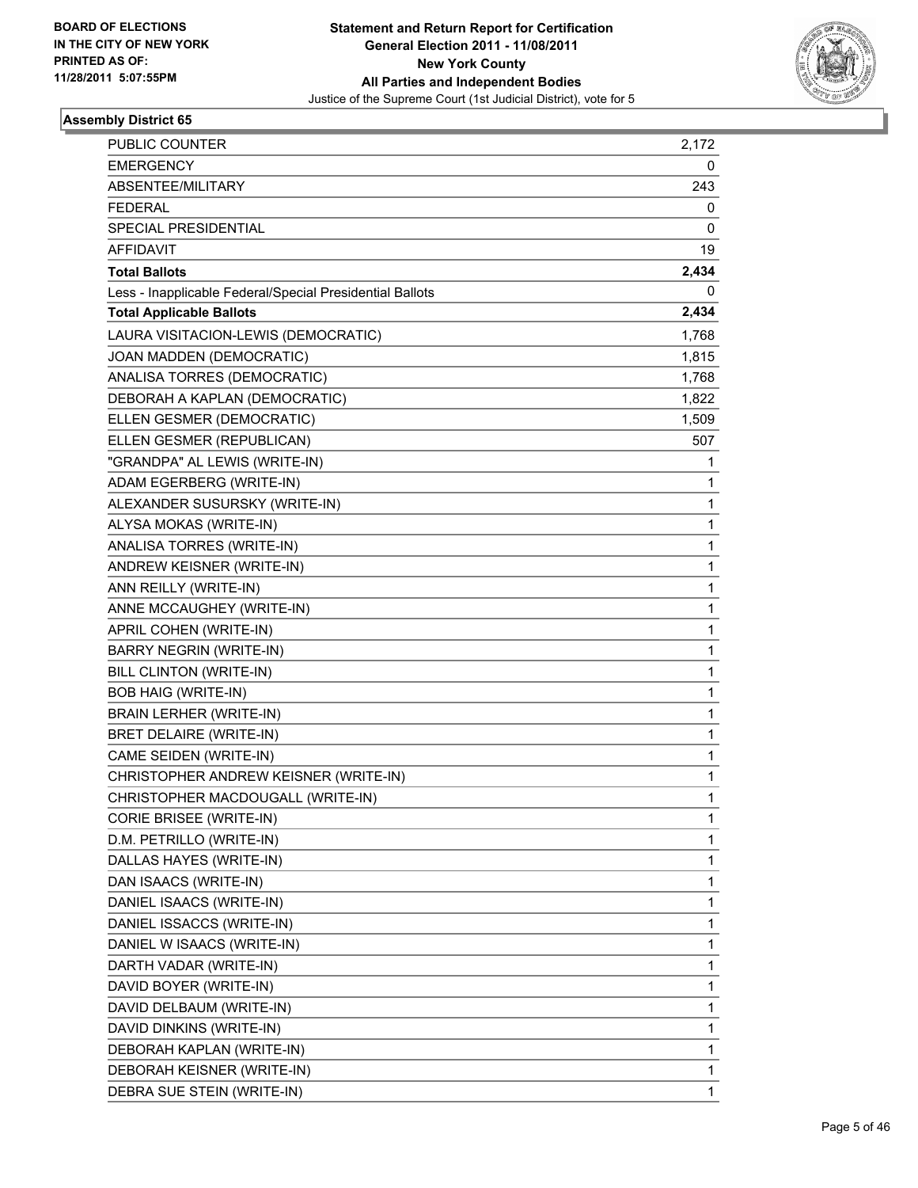**BOARD OF ELECTIONS IN THE CITY OF NEW YORK PRINTED AS OF: 11/28/2011 5:07:55PM**

**Statement and Return Report for Certification**
**General Election 2011 - 11/08/2011**
**New York County**
**All Parties and Independent Bodies**
Justice of the Supreme Court (1st Judicial District), vote for 5

### Assembly District 65

| | |
|---|---|
| PUBLIC COUNTER | 2,172 |
| EMERGENCY | 0 |
| ABSENTEE/MILITARY | 243 |
| FEDERAL | 0 |
| SPECIAL PRESIDENTIAL | 0 |
| AFFIDAVIT | 19 |
| **Total Ballots** | **2,434** |
| Less - Inapplicable Federal/Special Presidential Ballots | 0 |
| **Total Applicable Ballots** | **2,434** |
| LAURA VISITACION-LEWIS (DEMOCRATIC) | 1,768 |
| JOAN MADDEN (DEMOCRATIC) | 1,815 |
| ANALISA TORRES (DEMOCRATIC) | 1,768 |
| DEBORAH A KAPLAN (DEMOCRATIC) | 1,822 |
| ELLEN GESMER (DEMOCRATIC) | 1,509 |
| ELLEN GESMER (REPUBLICAN) | 507 |
| "GRANDPA" AL LEWIS (WRITE-IN) | 1 |
| ADAM EGERBERG (WRITE-IN) | 1 |
| ALEXANDER SUSURSKY (WRITE-IN) | 1 |
| ALYSA MOKAS (WRITE-IN) | 1 |
| ANALISA TORRES (WRITE-IN) | 1 |
| ANDREW KEISNER (WRITE-IN) | 1 |
| ANN REILLY (WRITE-IN) | 1 |
| ANNE MCCAUGHEY (WRITE-IN) | 1 |
| APRIL COHEN (WRITE-IN) | 1 |
| BARRY NEGRIN (WRITE-IN) | 1 |
| BILL CLINTON (WRITE-IN) | 1 |
| BOB HAIG (WRITE-IN) | 1 |
| BRAIN LERHER (WRITE-IN) | 1 |
| BRET DELAIRE (WRITE-IN) | 1 |
| CAME SEIDEN (WRITE-IN) | 1 |
| CHRISTOPHER ANDREW KEISNER (WRITE-IN) | 1 |
| CHRISTOPHER MACDOUGALL (WRITE-IN) | 1 |
| CORIE BRISEE (WRITE-IN) | 1 |
| D.M. PETRILLO (WRITE-IN) | 1 |
| DALLAS HAYES (WRITE-IN) | 1 |
| DAN ISAACS (WRITE-IN) | 1 |
| DANIEL ISAACS (WRITE-IN) | 1 |
| DANIEL ISSACCS (WRITE-IN) | 1 |
| DANIEL W ISAACS (WRITE-IN) | 1 |
| DARTH VADAR (WRITE-IN) | 1 |
| DAVID BOYER (WRITE-IN) | 1 |
| DAVID DELBAUM (WRITE-IN) | 1 |
| DAVID DINKINS (WRITE-IN) | 1 |
| DEBORAH KAPLAN (WRITE-IN) | 1 |
| DEBORAH KEISNER (WRITE-IN) | 1 |
| DEBRA SUE STEIN (WRITE-IN) | 1 |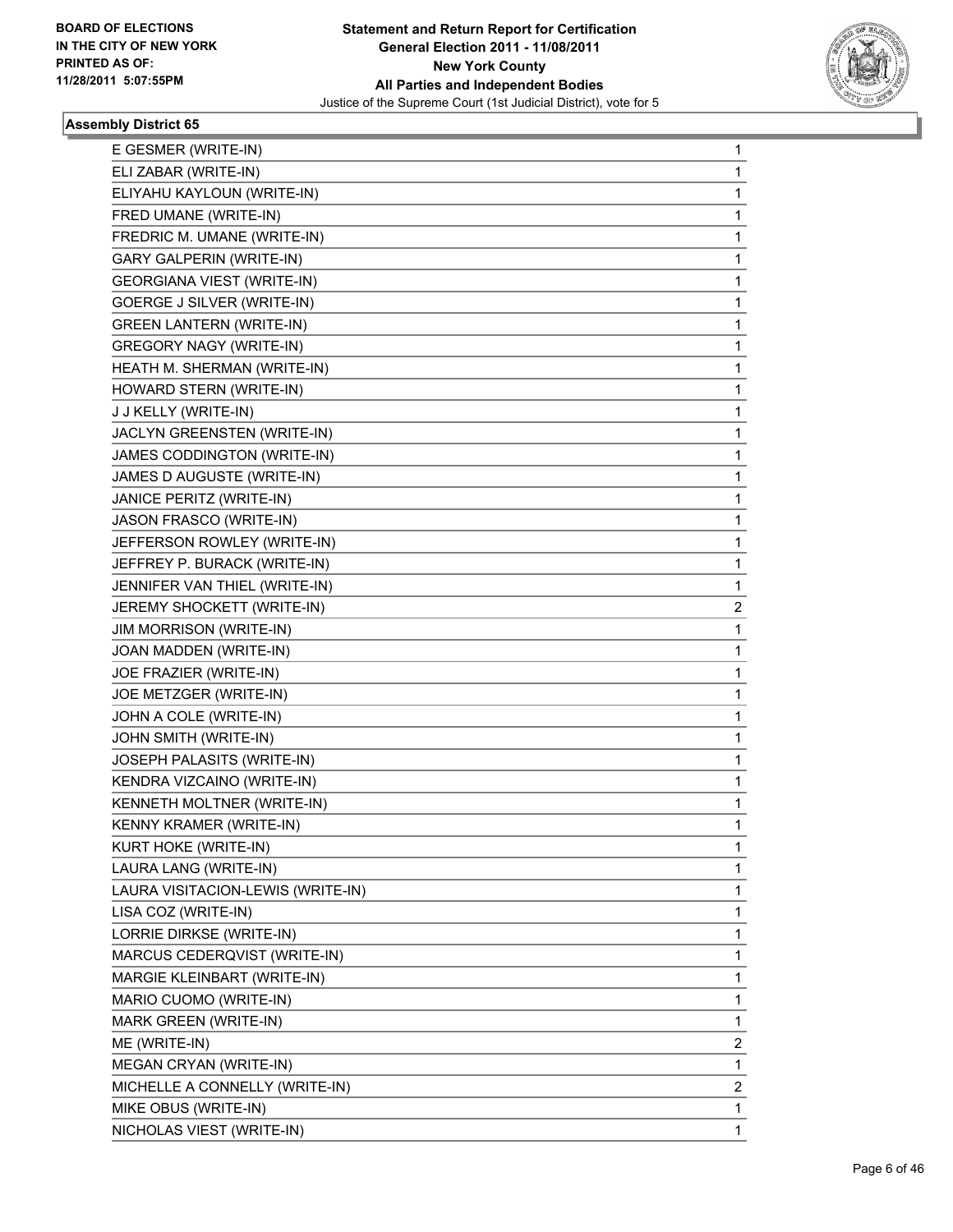**BOARD OF ELECTIONS IN THE CITY OF NEW YORK PRINTED AS OF: 11/28/2011 5:07:55PM**

**Statement and Return Report for Certification General Election 2011 - 11/08/2011 New York County All Parties and Independent Bodies**

Justice of the Supreme Court (1st Judicial District), vote for 5

### Assembly District 65

| Candidate | Votes |
|---|---|
| E GESMER (WRITE-IN) | 1 |
| ELI ZABAR (WRITE-IN) | 1 |
| ELIYAHU KAYLOUN (WRITE-IN) | 1 |
| FRED UMANE (WRITE-IN) | 1 |
| FREDRIC M. UMANE (WRITE-IN) | 1 |
| GARY GALPERIN (WRITE-IN) | 1 |
| GEORGIANA VIEST (WRITE-IN) | 1 |
| GOERGE J SILVER (WRITE-IN) | 1 |
| GREEN LANTERN (WRITE-IN) | 1 |
| GREGORY NAGY (WRITE-IN) | 1 |
| HEATH M. SHERMAN (WRITE-IN) | 1 |
| HOWARD STERN (WRITE-IN) | 1 |
| J J KELLY (WRITE-IN) | 1 |
| JACLYN GREENSTEN (WRITE-IN) | 1 |
| JAMES CODDINGTON (WRITE-IN) | 1 |
| JAMES D AUGUSTE (WRITE-IN) | 1 |
| JANICE PERITZ (WRITE-IN) | 1 |
| JASON FRASCO (WRITE-IN) | 1 |
| JEFFERSON ROWLEY (WRITE-IN) | 1 |
| JEFFREY P. BURACK (WRITE-IN) | 1 |
| JENNIFER VAN THIEL (WRITE-IN) | 1 |
| JEREMY SHOCKETT (WRITE-IN) | 2 |
| JIM MORRISON (WRITE-IN) | 1 |
| JOAN MADDEN (WRITE-IN) | 1 |
| JOE FRAZIER (WRITE-IN) | 1 |
| JOE METZGER (WRITE-IN) | 1 |
| JOHN A COLE (WRITE-IN) | 1 |
| JOHN SMITH (WRITE-IN) | 1 |
| JOSEPH PALASITS (WRITE-IN) | 1 |
| KENDRA VIZCAINO (WRITE-IN) | 1 |
| KENNETH MOLTNER (WRITE-IN) | 1 |
| KENNY KRAMER (WRITE-IN) | 1 |
| KURT HOKE (WRITE-IN) | 1 |
| LAURA LANG (WRITE-IN) | 1 |
| LAURA VISITACION-LEWIS (WRITE-IN) | 1 |
| LISA COZ (WRITE-IN) | 1 |
| LORRIE DIRKSE (WRITE-IN) | 1 |
| MARCUS CEDERQVIST (WRITE-IN) | 1 |
| MARGIE KLEINBART (WRITE-IN) | 1 |
| MARIO CUOMO (WRITE-IN) | 1 |
| MARK GREEN (WRITE-IN) | 1 |
| ME (WRITE-IN) | 2 |
| MEGAN CRYAN (WRITE-IN) | 1 |
| MICHELLE A CONNELLY (WRITE-IN) | 2 |
| MIKE OBUS (WRITE-IN) | 1 |
| NICHOLAS VIEST (WRITE-IN) | 1 |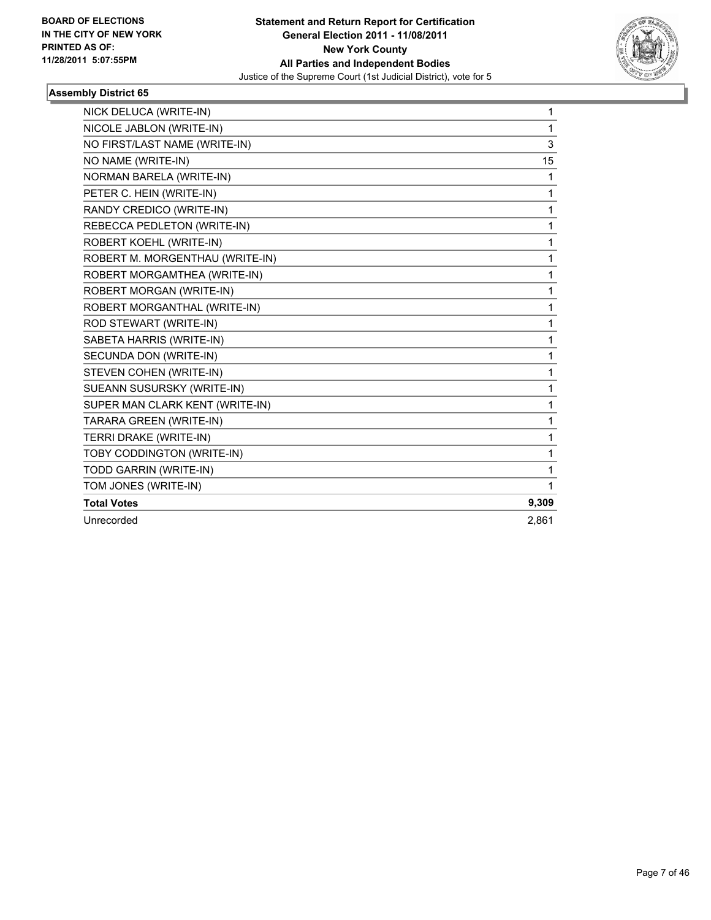**BOARD OF ELECTIONS IN THE CITY OF NEW YORK PRINTED AS OF: 11/28/2011 5:07:55PM**

**Statement and Return Report for Certification General Election 2011 - 11/08/2011 New York County All Parties and Independent Bodies**

Justice of the Supreme Court (1st Judicial District), vote for 5

### Assembly District 65

| | |
|---|---|
| NICK DELUCA (WRITE-IN) | 1 |
| NICOLE JABLON (WRITE-IN) | 1 |
| NO FIRST/LAST NAME (WRITE-IN) | 3 |
| NO NAME (WRITE-IN) | 15 |
| NORMAN BARELA (WRITE-IN) | 1 |
| PETER C. HEIN (WRITE-IN) | 1 |
| RANDY CREDICO (WRITE-IN) | 1 |
| REBECCA PEDLETON (WRITE-IN) | 1 |
| ROBERT KOEHL (WRITE-IN) | 1 |
| ROBERT M. MORGENTHAU (WRITE-IN) | 1 |
| ROBERT MORGAMTHEA (WRITE-IN) | 1 |
| ROBERT MORGAN (WRITE-IN) | 1 |
| ROBERT MORGANTHAL (WRITE-IN) | 1 |
| ROD STEWART (WRITE-IN) | 1 |
| SABETA HARRIS (WRITE-IN) | 1 |
| SECUNDA DON (WRITE-IN) | 1 |
| STEVEN COHEN (WRITE-IN) | 1 |
| SUEANN SUSURSKY (WRITE-IN) | 1 |
| SUPER MAN CLARK KENT (WRITE-IN) | 1 |
| TARARA GREEN (WRITE-IN) | 1 |
| TERRI DRAKE (WRITE-IN) | 1 |
| TOBY CODDINGTON (WRITE-IN) | 1 |
| TODD GARRIN (WRITE-IN) | 1 |
| TOM JONES (WRITE-IN) | 1 |
| **Total Votes** | **9,309** |
| Unrecorded | 2,861 |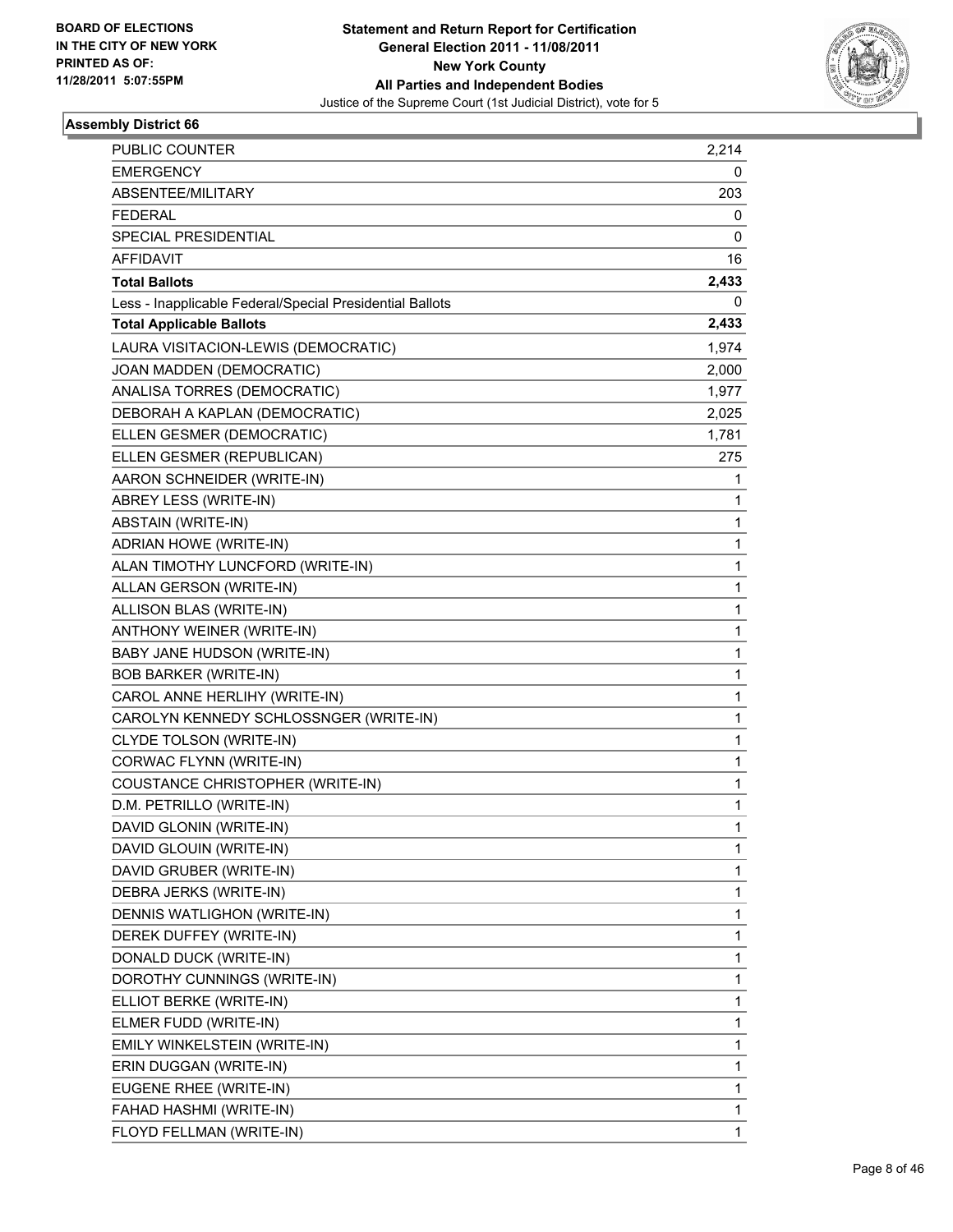**BOARD OF ELECTIONS IN THE CITY OF NEW YORK PRINTED AS OF: 11/28/2011 5:07:55PM**

**Statement and Return Report for Certification General Election 2011 - 11/08/2011 New York County All Parties and Independent Bodies**

Justice of the Supreme Court (1st Judicial District), vote for 5

### Assembly District 66

| | |
|---|---|
| PUBLIC COUNTER | 2,214 |
| EMERGENCY | 0 |
| ABSENTEE/MILITARY | 203 |
| FEDERAL | 0 |
| SPECIAL PRESIDENTIAL | 0 |
| AFFIDAVIT | 16 |
| **Total Ballots** | **2,433** |
| Less - Inapplicable Federal/Special Presidential Ballots | 0 |
| **Total Applicable Ballots** | **2,433** |
| LAURA VISITACION-LEWIS (DEMOCRATIC) | 1,974 |
| JOAN MADDEN (DEMOCRATIC) | 2,000 |
| ANALISA TORRES (DEMOCRATIC) | 1,977 |
| DEBORAH A KAPLAN (DEMOCRATIC) | 2,025 |
| ELLEN GESMER (DEMOCRATIC) | 1,781 |
| ELLEN GESMER (REPUBLICAN) | 275 |
| AARON SCHNEIDER (WRITE-IN) | 1 |
| ABREY LESS (WRITE-IN) | 1 |
| ABSTAIN (WRITE-IN) | 1 |
| ADRIAN HOWE (WRITE-IN) | 1 |
| ALAN TIMOTHY LUNCFORD (WRITE-IN) | 1 |
| ALLAN GERSON (WRITE-IN) | 1 |
| ALLISON BLAS (WRITE-IN) | 1 |
| ANTHONY WEINER (WRITE-IN) | 1 |
| BABY JANE HUDSON (WRITE-IN) | 1 |
| BOB BARKER (WRITE-IN) | 1 |
| CAROL ANNE HERLIHY (WRITE-IN) | 1 |
| CAROLYN KENNEDY SCHLOSSNGER (WRITE-IN) | 1 |
| CLYDE TOLSON (WRITE-IN) | 1 |
| CORWAC FLYNN (WRITE-IN) | 1 |
| COUSTANCE CHRISTOPHER (WRITE-IN) | 1 |
| D.M. PETRILLO (WRITE-IN) | 1 |
| DAVID GLONIN (WRITE-IN) | 1 |
| DAVID GLOUIN (WRITE-IN) | 1 |
| DAVID GRUBER (WRITE-IN) | 1 |
| DEBRA JERKS (WRITE-IN) | 1 |
| DENNIS WATLIGHON (WRITE-IN) | 1 |
| DEREK DUFFEY (WRITE-IN) | 1 |
| DONALD DUCK (WRITE-IN) | 1 |
| DOROTHY CUNNINGS (WRITE-IN) | 1 |
| ELLIOT BERKE (WRITE-IN) | 1 |
| ELMER FUDD (WRITE-IN) | 1 |
| EMILY WINKELSTEIN (WRITE-IN) | 1 |
| ERIN DUGGAN (WRITE-IN) | 1 |
| EUGENE RHEE (WRITE-IN) | 1 |
| FAHAD HASHMI (WRITE-IN) | 1 |
| FLOYD FELLMAN (WRITE-IN) | 1 |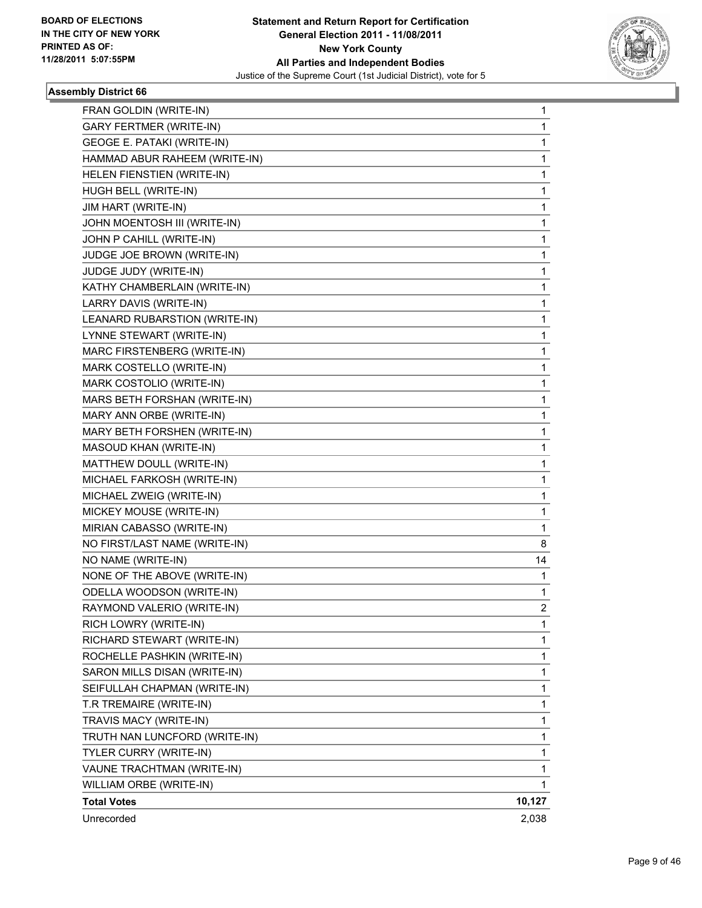**Statement and Return Report for Certification**
**General Election 2011 - 11/08/2011**
**New York County**
**All Parties and Independent Bodies**
Justice of the Supreme Court (1st Judicial District), vote for 5

BOARD OF ELECTIONS
IN THE CITY OF NEW YORK
PRINTED AS OF:
11/28/2011 5:07:55PM

### Assembly District 66

| | |
|---|---|
| FRAN GOLDIN (WRITE-IN) | 1 |
| GARY FERTMER (WRITE-IN) | 1 |
| GEOGE E. PATAKI (WRITE-IN) | 1 |
| HAMMAD ABUR RAHEEM (WRITE-IN) | 1 |
| HELEN FIENSTIEN (WRITE-IN) | 1 |
| HUGH BELL (WRITE-IN) | 1 |
| JIM HART (WRITE-IN) | 1 |
| JOHN MOENTOSH III (WRITE-IN) | 1 |
| JOHN P CAHILL (WRITE-IN) | 1 |
| JUDGE JOE BROWN (WRITE-IN) | 1 |
| JUDGE JUDY (WRITE-IN) | 1 |
| KATHY CHAMBERLAIN (WRITE-IN) | 1 |
| LARRY DAVIS (WRITE-IN) | 1 |
| LEANARD RUBARSTION (WRITE-IN) | 1 |
| LYNNE STEWART (WRITE-IN) | 1 |
| MARC FIRSTENBERG (WRITE-IN) | 1 |
| MARK COSTELLO (WRITE-IN) | 1 |
| MARK COSTOLIO (WRITE-IN) | 1 |
| MARS BETH FORSHAN (WRITE-IN) | 1 |
| MARY ANN ORBE (WRITE-IN) | 1 |
| MARY BETH FORSHEN (WRITE-IN) | 1 |
| MASOUD KHAN (WRITE-IN) | 1 |
| MATTHEW DOULL (WRITE-IN) | 1 |
| MICHAEL FARKOSH (WRITE-IN) | 1 |
| MICHAEL ZWEIG (WRITE-IN) | 1 |
| MICKEY MOUSE (WRITE-IN) | 1 |
| MIRIAN CABASSO (WRITE-IN) | 1 |
| NO FIRST/LAST NAME (WRITE-IN) | 8 |
| NO NAME (WRITE-IN) | 14 |
| NONE OF THE ABOVE (WRITE-IN) | 1 |
| ODELLA WOODSON (WRITE-IN) | 1 |
| RAYMOND VALERIO (WRITE-IN) | 2 |
| RICH LOWRY (WRITE-IN) | 1 |
| RICHARD STEWART (WRITE-IN) | 1 |
| ROCHELLE PASHKIN (WRITE-IN) | 1 |
| SARON MILLS DISAN (WRITE-IN) | 1 |
| SEIFULLAH CHAPMAN (WRITE-IN) | 1 |
| T.R TREMAIRE (WRITE-IN) | 1 |
| TRAVIS MACY (WRITE-IN) | 1 |
| TRUTH NAN LUNCFORD (WRITE-IN) | 1 |
| TYLER CURRY (WRITE-IN) | 1 |
| VAUNE TRACHTMAN (WRITE-IN) | 1 |
| WILLIAM ORBE (WRITE-IN) | 1 |
| **Total Votes** | **10,127** |
| Unrecorded | 2,038 |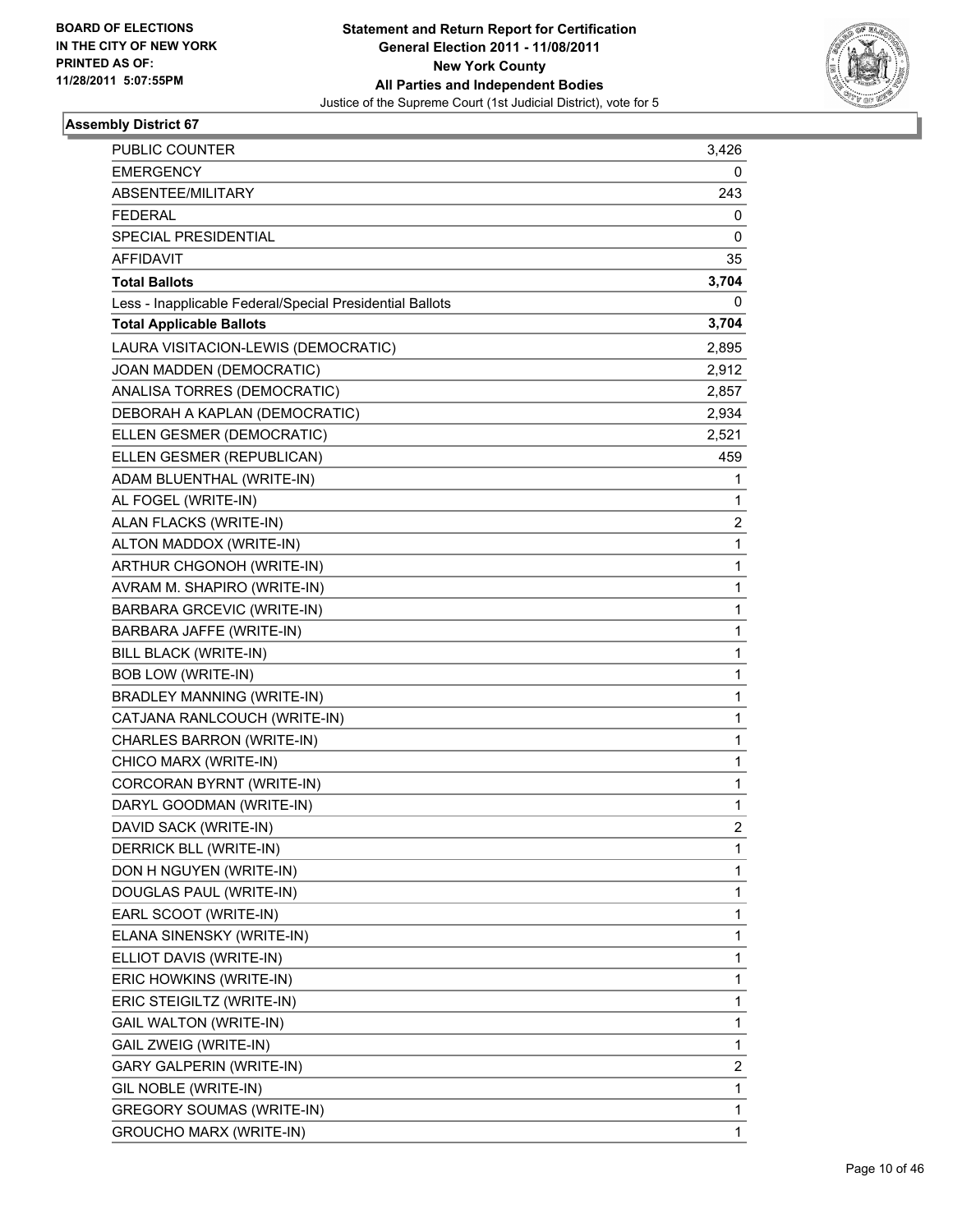BOARD OF ELECTIONS
IN THE CITY OF NEW YORK
PRINTED AS OF:
11/28/2011 5:07:55PM

**Statement and Return Report for Certification**
**General Election 2011 - 11/08/2011**
**New York County**
**All Parties and Independent Bodies**
Justice of the Supreme Court (1st Judicial District), vote for 5

### Assembly District 67

| | |
|---|---|
| PUBLIC COUNTER | 3,426 |
| EMERGENCY | 0 |
| ABSENTEE/MILITARY | 243 |
| FEDERAL | 0 |
| SPECIAL PRESIDENTIAL | 0 |
| AFFIDAVIT | 35 |
| **Total Ballots** | **3,704** |
| Less - Inapplicable Federal/Special Presidential Ballots | 0 |
| **Total Applicable Ballots** | **3,704** |
| LAURA VISITACION-LEWIS (DEMOCRATIC) | 2,895 |
| JOAN MADDEN (DEMOCRATIC) | 2,912 |
| ANALISA TORRES (DEMOCRATIC) | 2,857 |
| DEBORAH A KAPLAN (DEMOCRATIC) | 2,934 |
| ELLEN GESMER (DEMOCRATIC) | 2,521 |
| ELLEN GESMER (REPUBLICAN) | 459 |
| ADAM BLUENTHAL (WRITE-IN) | 1 |
| AL FOGEL (WRITE-IN) | 1 |
| ALAN FLACKS (WRITE-IN) | 2 |
| ALTON MADDOX (WRITE-IN) | 1 |
| ARTHUR CHGONOH (WRITE-IN) | 1 |
| AVRAM M. SHAPIRO (WRITE-IN) | 1 |
| BARBARA GRCEVIC (WRITE-IN) | 1 |
| BARBARA JAFFE (WRITE-IN) | 1 |
| BILL BLACK (WRITE-IN) | 1 |
| BOB LOW (WRITE-IN) | 1 |
| BRADLEY MANNING (WRITE-IN) | 1 |
| CATJANA RANLCOUCH (WRITE-IN) | 1 |
| CHARLES BARRON (WRITE-IN) | 1 |
| CHICO MARX (WRITE-IN) | 1 |
| CORCORAN BYRNT (WRITE-IN) | 1 |
| DARYL GOODMAN (WRITE-IN) | 1 |
| DAVID SACK (WRITE-IN) | 2 |
| DERRICK BLL (WRITE-IN) | 1 |
| DON H NGUYEN (WRITE-IN) | 1 |
| DOUGLAS PAUL (WRITE-IN) | 1 |
| EARL SCOOT (WRITE-IN) | 1 |
| ELANA SINENSKY (WRITE-IN) | 1 |
| ELLIOT DAVIS (WRITE-IN) | 1 |
| ERIC HOWKINS (WRITE-IN) | 1 |
| ERIC STEIGILTZ (WRITE-IN) | 1 |
| GAIL WALTON (WRITE-IN) | 1 |
| GAIL ZWEIG (WRITE-IN) | 1 |
| GARY GALPERIN (WRITE-IN) | 2 |
| GIL NOBLE (WRITE-IN) | 1 |
| GREGORY SOUMAS (WRITE-IN) | 1 |
| GROUCHO MARX (WRITE-IN) | 1 |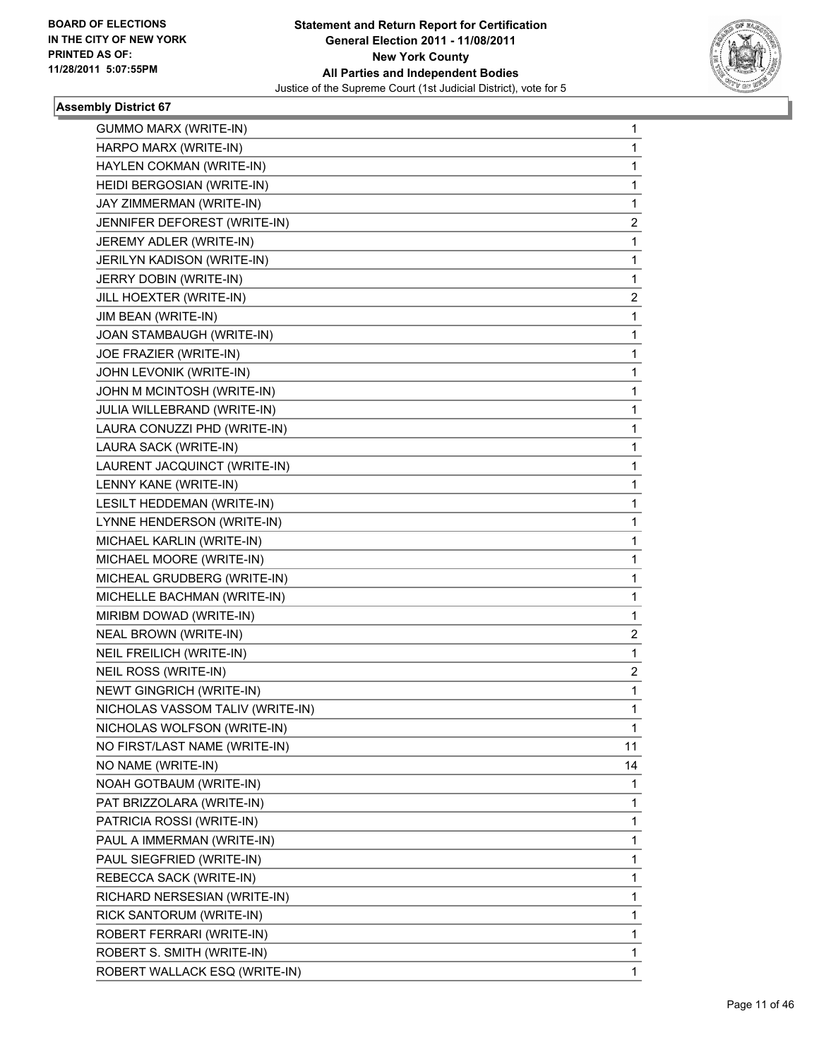BOARD OF ELECTIONS
IN THE CITY OF NEW YORK
PRINTED AS OF:
11/28/2011 5:07:55PM

**Statement and Return Report for Certification**
**General Election 2011 - 11/08/2011**
**New York County**
**All Parties and Independent Bodies**
Justice of the Supreme Court (1st Judicial District), vote for 5

### Assembly District 67

| | |
|---|---|
| GUMMO MARX (WRITE-IN) | 1 |
| HARPO MARX (WRITE-IN) | 1 |
| HAYLEN COKMAN (WRITE-IN) | 1 |
| HEIDI BERGOSIAN (WRITE-IN) | 1 |
| JAY ZIMMERMAN (WRITE-IN) | 1 |
| JENNIFER DEFOREST (WRITE-IN) | 2 |
| JEREMY ADLER (WRITE-IN) | 1 |
| JERILYN KADISON (WRITE-IN) | 1 |
| JERRY DOBIN (WRITE-IN) | 1 |
| JILL HOEXTER (WRITE-IN) | 2 |
| JIM BEAN (WRITE-IN) | 1 |
| JOAN STAMBAUGH (WRITE-IN) | 1 |
| JOE FRAZIER (WRITE-IN) | 1 |
| JOHN LEVONIK (WRITE-IN) | 1 |
| JOHN M MCINTOSH (WRITE-IN) | 1 |
| JULIA WILLEBRAND (WRITE-IN) | 1 |
| LAURA CONUZZI PHD (WRITE-IN) | 1 |
| LAURA SACK (WRITE-IN) | 1 |
| LAURENT JACQUINCT (WRITE-IN) | 1 |
| LENNY KANE (WRITE-IN) | 1 |
| LESILT HEDDEMAN (WRITE-IN) | 1 |
| LYNNE HENDERSON (WRITE-IN) | 1 |
| MICHAEL KARLIN (WRITE-IN) | 1 |
| MICHAEL MOORE (WRITE-IN) | 1 |
| MICHEAL GRUDBERG (WRITE-IN) | 1 |
| MICHELLE BACHMAN (WRITE-IN) | 1 |
| MIRIBM DOWAD (WRITE-IN) | 1 |
| NEAL BROWN (WRITE-IN) | 2 |
| NEIL FREILICH (WRITE-IN) | 1 |
| NEIL ROSS (WRITE-IN) | 2 |
| NEWT GINGRICH (WRITE-IN) | 1 |
| NICHOLAS VASSOM TALIV (WRITE-IN) | 1 |
| NICHOLAS WOLFSON (WRITE-IN) | 1 |
| NO FIRST/LAST NAME (WRITE-IN) | 11 |
| NO NAME (WRITE-IN) | 14 |
| NOAH GOTBAUM (WRITE-IN) | 1 |
| PAT BRIZZOLARA (WRITE-IN) | 1 |
| PATRICIA ROSSI (WRITE-IN) | 1 |
| PAUL A IMMERMAN (WRITE-IN) | 1 |
| PAUL SIEGFRIED (WRITE-IN) | 1 |
| REBECCA SACK (WRITE-IN) | 1 |
| RICHARD NERSESIAN (WRITE-IN) | 1 |
| RICK SANTORUM (WRITE-IN) | 1 |
| ROBERT FERRARI (WRITE-IN) | 1 |
| ROBERT S. SMITH (WRITE-IN) | 1 |
| ROBERT WALLACK ESQ (WRITE-IN) | 1 |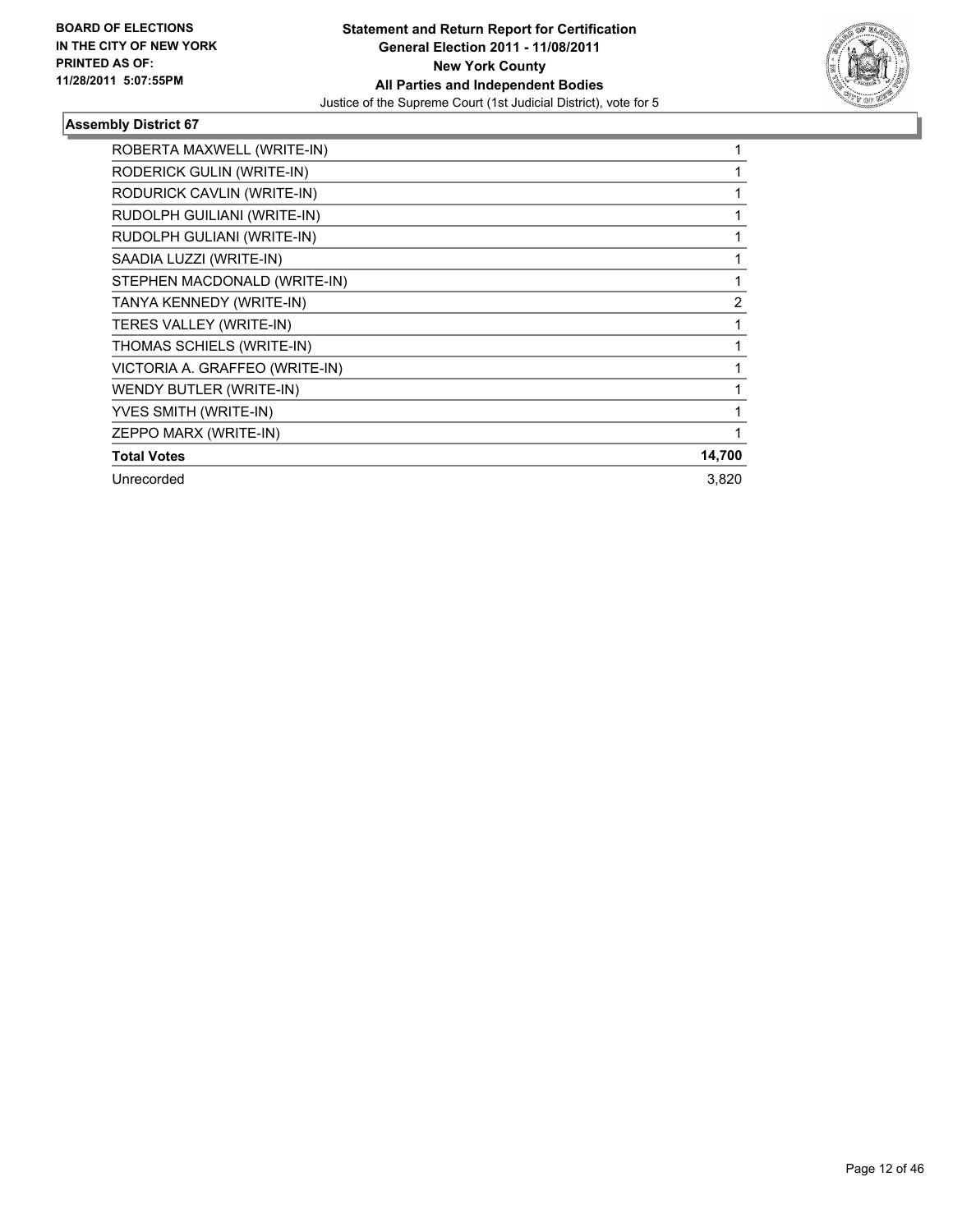**BOARD OF ELECTIONS IN THE CITY OF NEW YORK PRINTED AS OF: 11/28/2011 5:07:55PM**

**Statement and Return Report for Certification**
**General Election 2011 - 11/08/2011**
**New York County**
**All Parties and Independent Bodies**
Justice of the Supreme Court (1st Judicial District), vote for 5

### Assembly District 67

| | |
|---|---|
| ROBERTA MAXWELL (WRITE-IN) | 1 |
| RODERICK GULIN (WRITE-IN) | 1 |
| RODURICK CAVLIN (WRITE-IN) | 1 |
| RUDOLPH GUILIANI (WRITE-IN) | 1 |
| RUDOLPH GULIANI (WRITE-IN) | 1 |
| SAADIA LUZZI (WRITE-IN) | 1 |
| STEPHEN MACDONALD (WRITE-IN) | 1 |
| TANYA KENNEDY (WRITE-IN) | 2 |
| TERES VALLEY (WRITE-IN) | 1 |
| THOMAS SCHIELS (WRITE-IN) | 1 |
| VICTORIA A. GRAFFEO (WRITE-IN) | 1 |
| WENDY BUTLER (WRITE-IN) | 1 |
| YVES SMITH (WRITE-IN) | 1 |
| ZEPPO MARX (WRITE-IN) | 1 |
| **Total Votes** | **14,700** |
| Unrecorded | 3,820 |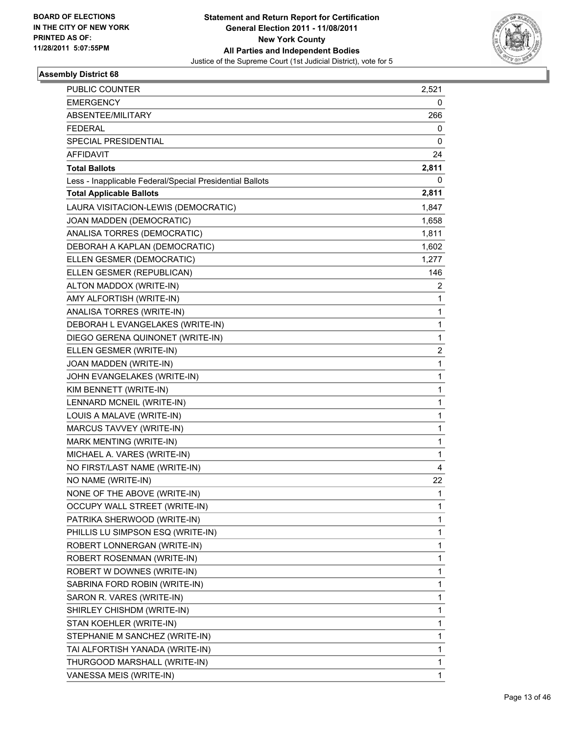BOARD OF ELECTIONS
IN THE CITY OF NEW YORK
PRINTED AS OF:
11/28/2011 5:07:55PM

**Statement and Return Report for Certification**
**General Election 2011 - 11/08/2011**
**New York County**
**All Parties and Independent Bodies**
Justice of the Supreme Court (1st Judicial District), vote for 5

### Assembly District 68

| | |
|---|---|
| PUBLIC COUNTER | 2,521 |
| EMERGENCY | 0 |
| ABSENTEE/MILITARY | 266 |
| FEDERAL | 0 |
| SPECIAL PRESIDENTIAL | 0 |
| AFFIDAVIT | 24 |
| **Total Ballots** | **2,811** |
| Less - Inapplicable Federal/Special Presidential Ballots | 0 |
| **Total Applicable Ballots** | **2,811** |
| LAURA VISITACION-LEWIS (DEMOCRATIC) | 1,847 |
| JOAN MADDEN (DEMOCRATIC) | 1,658 |
| ANALISA TORRES (DEMOCRATIC) | 1,811 |
| DEBORAH A KAPLAN (DEMOCRATIC) | 1,602 |
| ELLEN GESMER (DEMOCRATIC) | 1,277 |
| ELLEN GESMER (REPUBLICAN) | 146 |
| ALTON MADDOX (WRITE-IN) | 2 |
| AMY ALFORTISH (WRITE-IN) | 1 |
| ANALISA TORRES (WRITE-IN) | 1 |
| DEBORAH L EVANGELAKES (WRITE-IN) | 1 |
| DIEGO GERENA QUINONET (WRITE-IN) | 1 |
| ELLEN GESMER (WRITE-IN) | 2 |
| JOAN MADDEN (WRITE-IN) | 1 |
| JOHN EVANGELAKES (WRITE-IN) | 1 |
| KIM BENNETT (WRITE-IN) | 1 |
| LENNARD MCNEIL (WRITE-IN) | 1 |
| LOUIS A MALAVE (WRITE-IN) | 1 |
| MARCUS TAVVEY (WRITE-IN) | 1 |
| MARK MENTING (WRITE-IN) | 1 |
| MICHAEL A. VARES (WRITE-IN) | 1 |
| NO FIRST/LAST NAME (WRITE-IN) | 4 |
| NO NAME (WRITE-IN) | 22 |
| NONE OF THE ABOVE (WRITE-IN) | 1 |
| OCCUPY WALL STREET (WRITE-IN) | 1 |
| PATRIKA SHERWOOD (WRITE-IN) | 1 |
| PHILLIS LU SIMPSON ESQ (WRITE-IN) | 1 |
| ROBERT LONNERGAN (WRITE-IN) | 1 |
| ROBERT ROSENMAN (WRITE-IN) | 1 |
| ROBERT W DOWNES (WRITE-IN) | 1 |
| SABRINA FORD ROBIN (WRITE-IN) | 1 |
| SARON R. VARES (WRITE-IN) | 1 |
| SHIRLEY CHISHDM (WRITE-IN) | 1 |
| STAN KOEHLER (WRITE-IN) | 1 |
| STEPHANIE M SANCHEZ (WRITE-IN) | 1 |
| TAI ALFORTISH YANADA (WRITE-IN) | 1 |
| THURGOOD MARSHALL (WRITE-IN) | 1 |
| VANESSA MEIS (WRITE-IN) | 1 |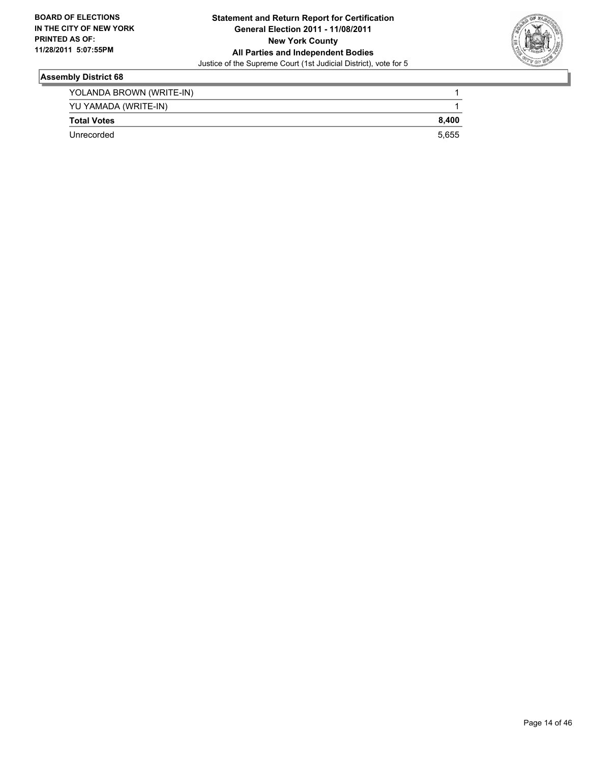## Assembly District 68

| | |
|---|---|
| YOLANDA BROWN (WRITE-IN) | 1 |
| YU YAMADA (WRITE-IN) | 1 |
| **Total Votes** | **8,400** |
| Unrecorded | 5,655 |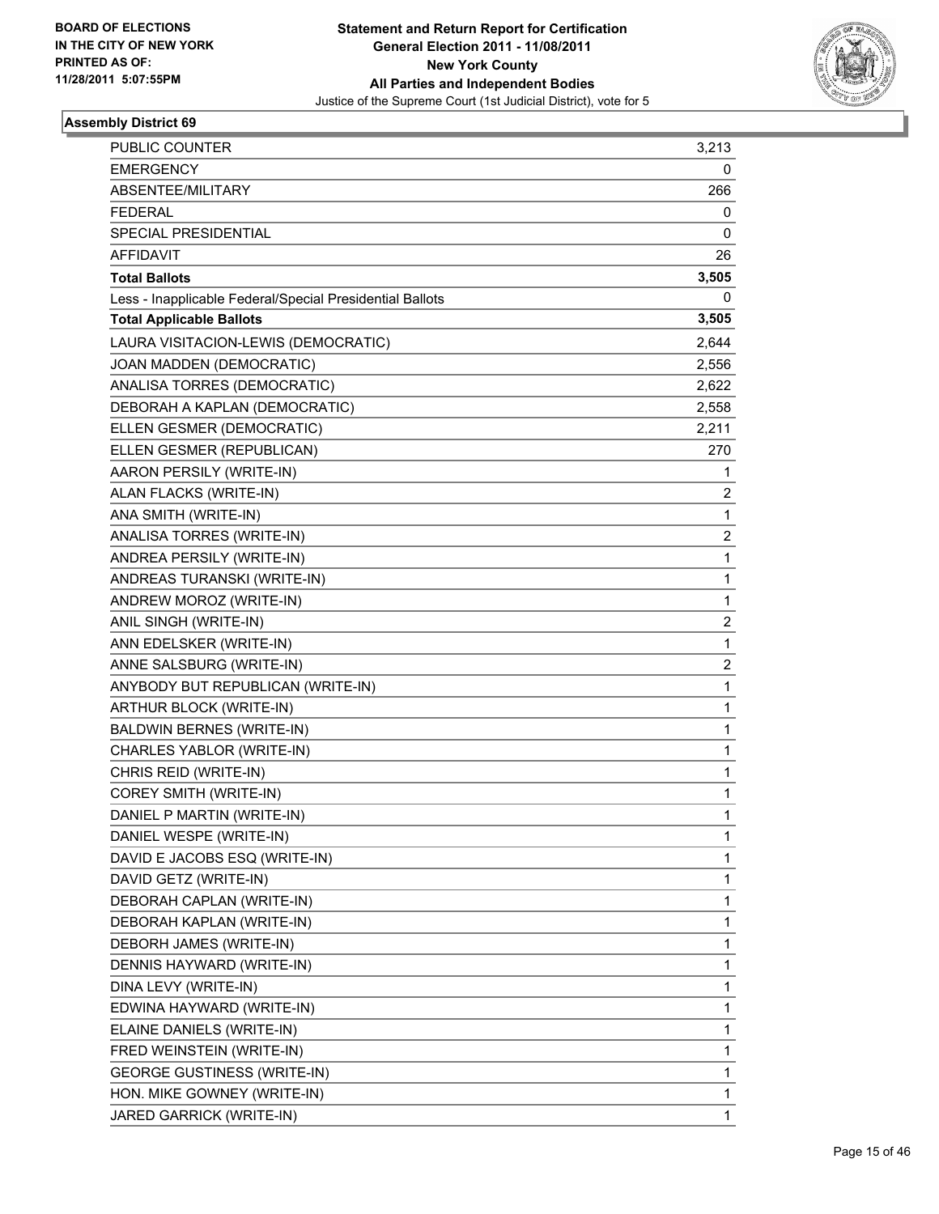BOARD OF ELECTIONS
IN THE CITY OF NEW YORK
PRINTED AS OF:
11/28/2011 5:07:55PM

**Statement and Return Report for Certification**
**General Election 2011 - 11/08/2011**
**New York County**
**All Parties and Independent Bodies**
Justice of the Supreme Court (1st Judicial District), vote for 5

### Assembly District 69

| | |
|---|---|
| PUBLIC COUNTER | 3,213 |
| EMERGENCY | 0 |
| ABSENTEE/MILITARY | 266 |
| FEDERAL | 0 |
| SPECIAL PRESIDENTIAL | 0 |
| AFFIDAVIT | 26 |
| **Total Ballots** | **3,505** |
| Less - Inapplicable Federal/Special Presidential Ballots | 0 |
| **Total Applicable Ballots** | **3,505** |
| LAURA VISITACION-LEWIS (DEMOCRATIC) | 2,644 |
| JOAN MADDEN (DEMOCRATIC) | 2,556 |
| ANALISA TORRES (DEMOCRATIC) | 2,622 |
| DEBORAH A KAPLAN (DEMOCRATIC) | 2,558 |
| ELLEN GESMER (DEMOCRATIC) | 2,211 |
| ELLEN GESMER (REPUBLICAN) | 270 |
| AARON PERSILY (WRITE-IN) | 1 |
| ALAN FLACKS (WRITE-IN) | 2 |
| ANA SMITH (WRITE-IN) | 1 |
| ANALISA TORRES (WRITE-IN) | 2 |
| ANDREA PERSILY (WRITE-IN) | 1 |
| ANDREAS TURANSKI (WRITE-IN) | 1 |
| ANDREW MOROZ (WRITE-IN) | 1 |
| ANIL SINGH (WRITE-IN) | 2 |
| ANN EDELSKER (WRITE-IN) | 1 |
| ANNE SALSBURG (WRITE-IN) | 2 |
| ANYBODY BUT REPUBLICAN (WRITE-IN) | 1 |
| ARTHUR BLOCK (WRITE-IN) | 1 |
| BALDWIN BERNES (WRITE-IN) | 1 |
| CHARLES YABLOR (WRITE-IN) | 1 |
| CHRIS REID (WRITE-IN) | 1 |
| COREY SMITH (WRITE-IN) | 1 |
| DANIEL P MARTIN (WRITE-IN) | 1 |
| DANIEL WESPE (WRITE-IN) | 1 |
| DAVID E JACOBS ESQ (WRITE-IN) | 1 |
| DAVID GETZ (WRITE-IN) | 1 |
| DEBORAH CAPLAN (WRITE-IN) | 1 |
| DEBORAH KAPLAN (WRITE-IN) | 1 |
| DEBORH JAMES (WRITE-IN) | 1 |
| DENNIS HAYWARD (WRITE-IN) | 1 |
| DINA LEVY (WRITE-IN) | 1 |
| EDWINA HAYWARD (WRITE-IN) | 1 |
| ELAINE DANIELS (WRITE-IN) | 1 |
| FRED WEINSTEIN (WRITE-IN) | 1 |
| GEORGE GUSTINESS (WRITE-IN) | 1 |
| HON. MIKE GOWNEY (WRITE-IN) | 1 |
| JARED GARRICK (WRITE-IN) | 1 |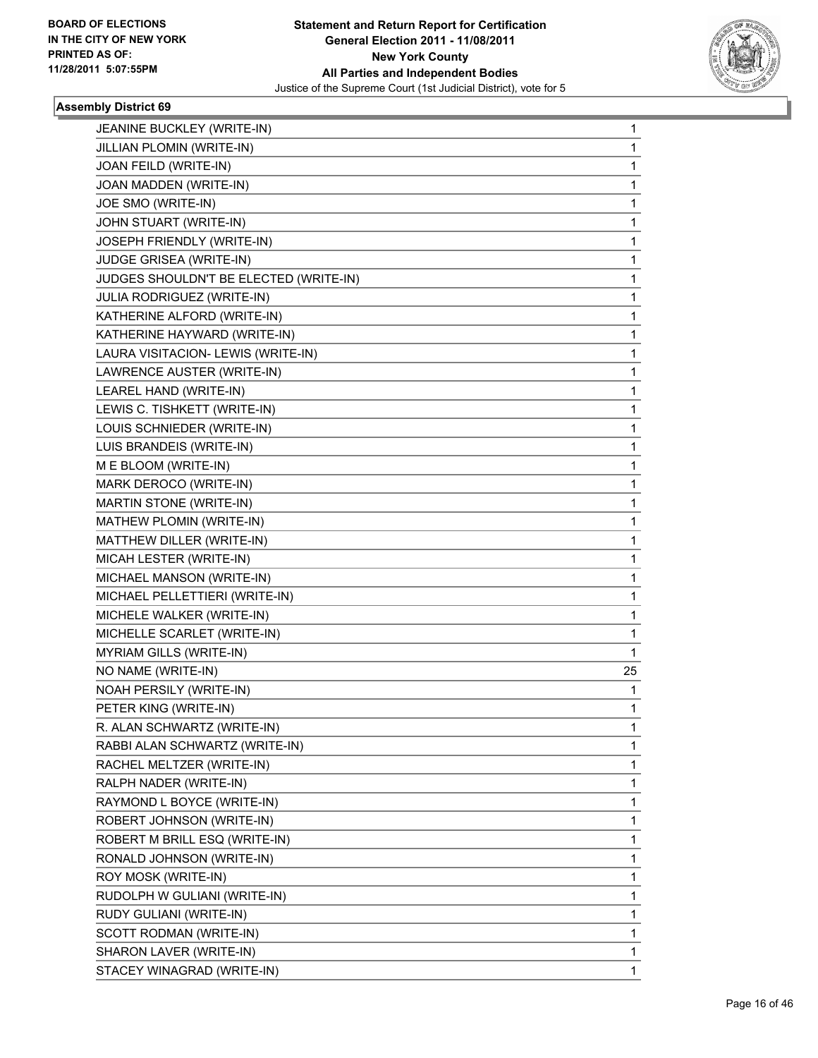BOARD OF ELECTIONS
IN THE CITY OF NEW YORK
PRINTED AS OF:
11/28/2011 5:07:55PM

**Statement and Return Report for Certification**
**General Election 2011 - 11/08/2011**
**New York County**
**All Parties and Independent Bodies**
Justice of the Supreme Court (1st Judicial District), vote for 5

### Assembly District 69

| | |
|---|---|
| JEANINE BUCKLEY (WRITE-IN) | 1 |
| JILLIAN PLOMIN (WRITE-IN) | 1 |
| JOAN FEILD (WRITE-IN) | 1 |
| JOAN MADDEN (WRITE-IN) | 1 |
| JOE SMO (WRITE-IN) | 1 |
| JOHN STUART (WRITE-IN) | 1 |
| JOSEPH FRIENDLY (WRITE-IN) | 1 |
| JUDGE GRISEA (WRITE-IN) | 1 |
| JUDGES SHOULDN'T BE ELECTED (WRITE-IN) | 1 |
| JULIA RODRIGUEZ (WRITE-IN) | 1 |
| KATHERINE ALFORD (WRITE-IN) | 1 |
| KATHERINE HAYWARD (WRITE-IN) | 1 |
| LAURA VISITACION- LEWIS (WRITE-IN) | 1 |
| LAWRENCE AUSTER (WRITE-IN) | 1 |
| LEAREL HAND (WRITE-IN) | 1 |
| LEWIS C. TISHKETT (WRITE-IN) | 1 |
| LOUIS SCHNIEDER (WRITE-IN) | 1 |
| LUIS BRANDEIS (WRITE-IN) | 1 |
| M E BLOOM (WRITE-IN) | 1 |
| MARK DEROCO (WRITE-IN) | 1 |
| MARTIN STONE (WRITE-IN) | 1 |
| MATHEW PLOMIN (WRITE-IN) | 1 |
| MATTHEW DILLER (WRITE-IN) | 1 |
| MICAH LESTER (WRITE-IN) | 1 |
| MICHAEL MANSON (WRITE-IN) | 1 |
| MICHAEL PELLETTIERI (WRITE-IN) | 1 |
| MICHELE WALKER (WRITE-IN) | 1 |
| MICHELLE SCARLET (WRITE-IN) | 1 |
| MYRIAM GILLS (WRITE-IN) | 1 |
| NO NAME (WRITE-IN) | 25 |
| NOAH PERSILY (WRITE-IN) | 1 |
| PETER KING (WRITE-IN) | 1 |
| R. ALAN SCHWARTZ (WRITE-IN) | 1 |
| RABBI ALAN SCHWARTZ (WRITE-IN) | 1 |
| RACHEL MELTZER (WRITE-IN) | 1 |
| RALPH NADER (WRITE-IN) | 1 |
| RAYMOND L BOYCE (WRITE-IN) | 1 |
| ROBERT JOHNSON (WRITE-IN) | 1 |
| ROBERT M BRILL ESQ (WRITE-IN) | 1 |
| RONALD JOHNSON (WRITE-IN) | 1 |
| ROY MOSK (WRITE-IN) | 1 |
| RUDOLPH W GULIANI (WRITE-IN) | 1 |
| RUDY GULIANI (WRITE-IN) | 1 |
| SCOTT RODMAN (WRITE-IN) | 1 |
| SHARON LAVER (WRITE-IN) | 1 |
| STACEY WINAGRAD (WRITE-IN) | 1 |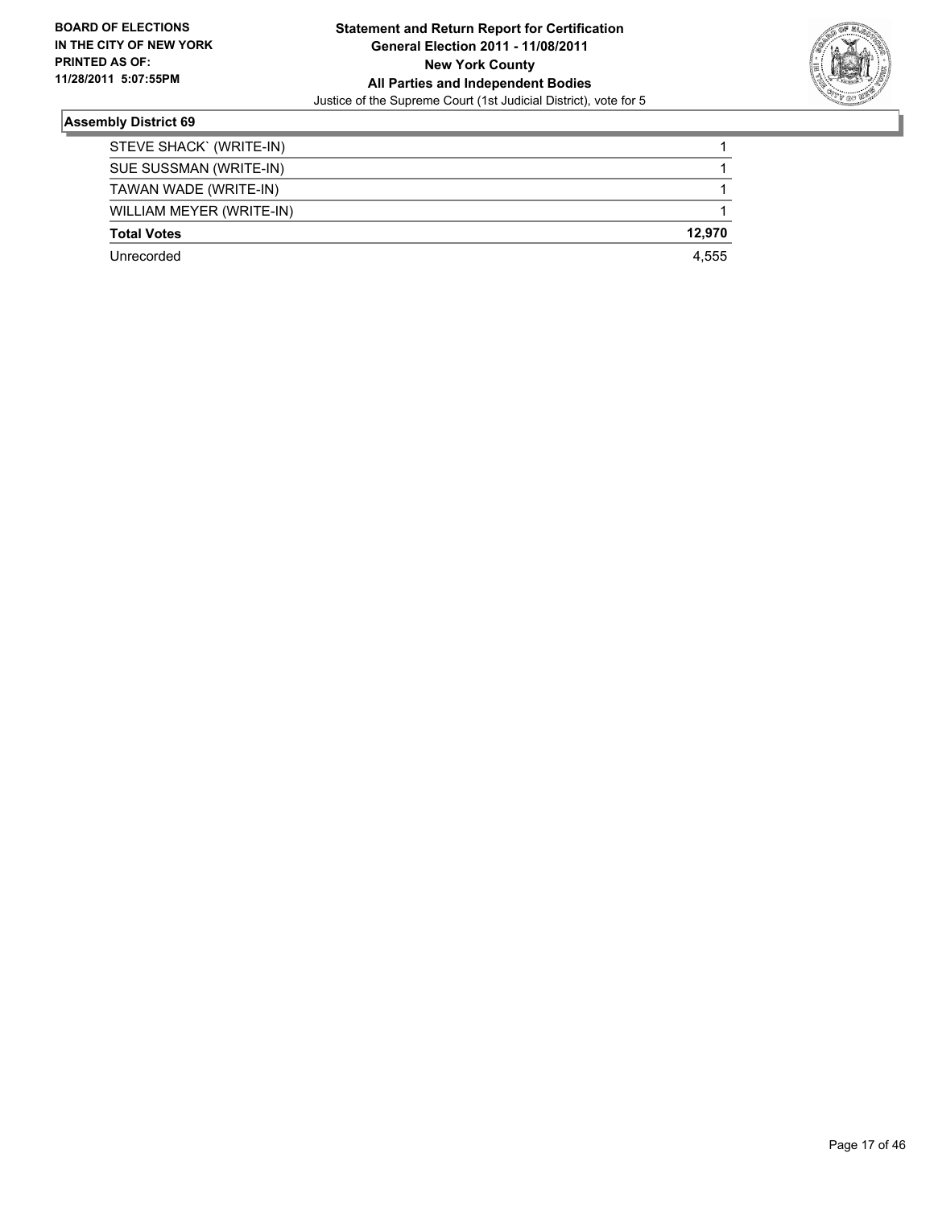BOARD OF ELECTIONS
IN THE CITY OF NEW YORK
PRINTED AS OF:
11/28/2011 5:07:55PM

**Statement and Return Report for Certification**
**General Election 2011 - 11/08/2011**
**New York County**
**All Parties and Independent Bodies**
Justice of the Supreme Court (1st Judicial District), vote for 5

### Assembly District 69

| | |
|---|---|
| STEVE SHACK` (WRITE-IN) | 1 |
| SUE SUSSMAN (WRITE-IN) | 1 |
| TAWAN WADE (WRITE-IN) | 1 |
| WILLIAM MEYER (WRITE-IN) | 1 |
| **Total Votes** | **12,970** |
| Unrecorded | 4,555 |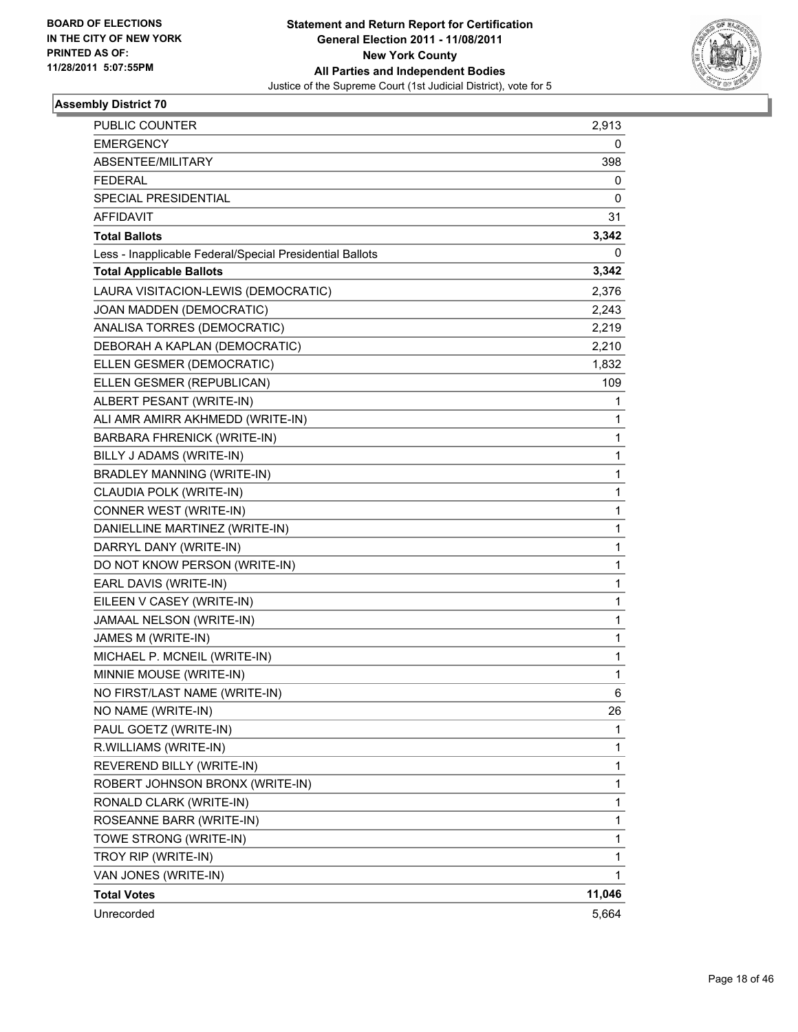BOARD OF ELECTIONS
IN THE CITY OF NEW YORK
PRINTED AS OF:
11/28/2011 5:07:55PM

**Statement and Return Report for Certification**
**General Election 2011 - 11/08/2011**
**New York County**
**All Parties and Independent Bodies**
Justice of the Supreme Court (1st Judicial District), vote for 5

### Assembly District 70

| | |
|---|---|
| PUBLIC COUNTER | 2,913 |
| EMERGENCY | 0 |
| ABSENTEE/MILITARY | 398 |
| FEDERAL | 0 |
| SPECIAL PRESIDENTIAL | 0 |
| AFFIDAVIT | 31 |
| **Total Ballots** | **3,342** |
| Less - Inapplicable Federal/Special Presidential Ballots | 0 |
| **Total Applicable Ballots** | **3,342** |
| LAURA VISITACION-LEWIS (DEMOCRATIC) | 2,376 |
| JOAN MADDEN (DEMOCRATIC) | 2,243 |
| ANALISA TORRES (DEMOCRATIC) | 2,219 |
| DEBORAH A KAPLAN (DEMOCRATIC) | 2,210 |
| ELLEN GESMER (DEMOCRATIC) | 1,832 |
| ELLEN GESMER (REPUBLICAN) | 109 |
| ALBERT PESANT (WRITE-IN) | 1 |
| ALI AMR AMIRR AKHMEDD (WRITE-IN) | 1 |
| BARBARA FHRENICK (WRITE-IN) | 1 |
| BILLY J ADAMS (WRITE-IN) | 1 |
| BRADLEY MANNING (WRITE-IN) | 1 |
| CLAUDIA POLK (WRITE-IN) | 1 |
| CONNER WEST (WRITE-IN) | 1 |
| DANIELLINE MARTINEZ (WRITE-IN) | 1 |
| DARRYL DANY (WRITE-IN) | 1 |
| DO NOT KNOW PERSON (WRITE-IN) | 1 |
| EARL DAVIS (WRITE-IN) | 1 |
| EILEEN V CASEY (WRITE-IN) | 1 |
| JAMAAL NELSON (WRITE-IN) | 1 |
| JAMES M (WRITE-IN) | 1 |
| MICHAEL P. MCNEIL (WRITE-IN) | 1 |
| MINNIE MOUSE (WRITE-IN) | 1 |
| NO FIRST/LAST NAME (WRITE-IN) | 6 |
| NO NAME (WRITE-IN) | 26 |
| PAUL GOETZ (WRITE-IN) | 1 |
| R.WILLIAMS (WRITE-IN) | 1 |
| REVEREND BILLY (WRITE-IN) | 1 |
| ROBERT JOHNSON BRONX (WRITE-IN) | 1 |
| RONALD CLARK (WRITE-IN) | 1 |
| ROSEANNE BARR (WRITE-IN) | 1 |
| TOWE STRONG (WRITE-IN) | 1 |
| TROY RIP (WRITE-IN) | 1 |
| VAN JONES (WRITE-IN) | 1 |
| **Total Votes** | **11,046** |
| Unrecorded | 5,664 |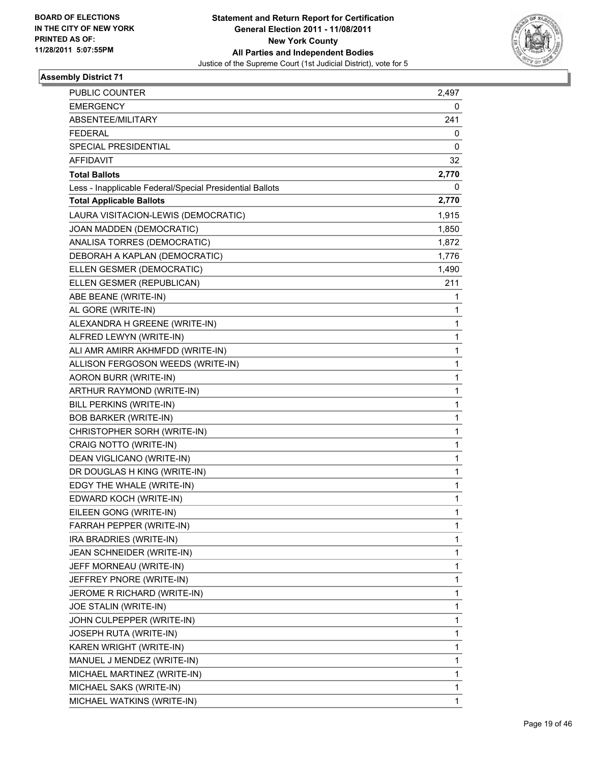BOARD OF ELECTIONS
IN THE CITY OF NEW YORK
PRINTED AS OF:
11/28/2011 5:07:55PM

**Statement and Return Report for Certification**
**General Election 2011 - 11/08/2011**
**New York County**
**All Parties and Independent Bodies**
Justice of the Supreme Court (1st Judicial District), vote for 5

### Assembly District 71

| | |
|---|---|
| PUBLIC COUNTER | 2,497 |
| EMERGENCY | 0 |
| ABSENTEE/MILITARY | 241 |
| FEDERAL | 0 |
| SPECIAL PRESIDENTIAL | 0 |
| AFFIDAVIT | 32 |
| **Total Ballots** | **2,770** |
| Less - Inapplicable Federal/Special Presidential Ballots | 0 |
| **Total Applicable Ballots** | **2,770** |
| LAURA VISITACION-LEWIS (DEMOCRATIC) | 1,915 |
| JOAN MADDEN (DEMOCRATIC) | 1,850 |
| ANALISA TORRES (DEMOCRATIC) | 1,872 |
| DEBORAH A KAPLAN (DEMOCRATIC) | 1,776 |
| ELLEN GESMER (DEMOCRATIC) | 1,490 |
| ELLEN GESMER (REPUBLICAN) | 211 |
| ABE BEANE (WRITE-IN) | 1 |
| AL GORE (WRITE-IN) | 1 |
| ALEXANDRA H GREENE (WRITE-IN) | 1 |
| ALFRED LEWYN (WRITE-IN) | 1 |
| ALI AMR AMIRR AKHMFDD (WRITE-IN) | 1 |
| ALLISON FERGOSON WEEDS (WRITE-IN) | 1 |
| AORON BURR (WRITE-IN) | 1 |
| ARTHUR RAYMOND (WRITE-IN) | 1 |
| BILL PERKINS (WRITE-IN) | 1 |
| BOB BARKER (WRITE-IN) | 1 |
| CHRISTOPHER SORH (WRITE-IN) | 1 |
| CRAIG NOTTO (WRITE-IN) | 1 |
| DEAN VIGLICANO (WRITE-IN) | 1 |
| DR DOUGLAS H KING (WRITE-IN) | 1 |
| EDGY THE WHALE (WRITE-IN) | 1 |
| EDWARD KOCH (WRITE-IN) | 1 |
| EILEEN GONG (WRITE-IN) | 1 |
| FARRAH PEPPER (WRITE-IN) | 1 |
| IRA BRADRIES (WRITE-IN) | 1 |
| JEAN SCHNEIDER (WRITE-IN) | 1 |
| JEFF MORNEAU (WRITE-IN) | 1 |
| JEFFREY PNORE (WRITE-IN) | 1 |
| JEROME R RICHARD (WRITE-IN) | 1 |
| JOE STALIN (WRITE-IN) | 1 |
| JOHN CULPEPPER (WRITE-IN) | 1 |
| JOSEPH RUTA (WRITE-IN) | 1 |
| KAREN WRIGHT (WRITE-IN) | 1 |
| MANUEL J MENDEZ (WRITE-IN) | 1 |
| MICHAEL MARTINEZ (WRITE-IN) | 1 |
| MICHAEL SAKS (WRITE-IN) | 1 |
| MICHAEL WATKINS (WRITE-IN) | 1 |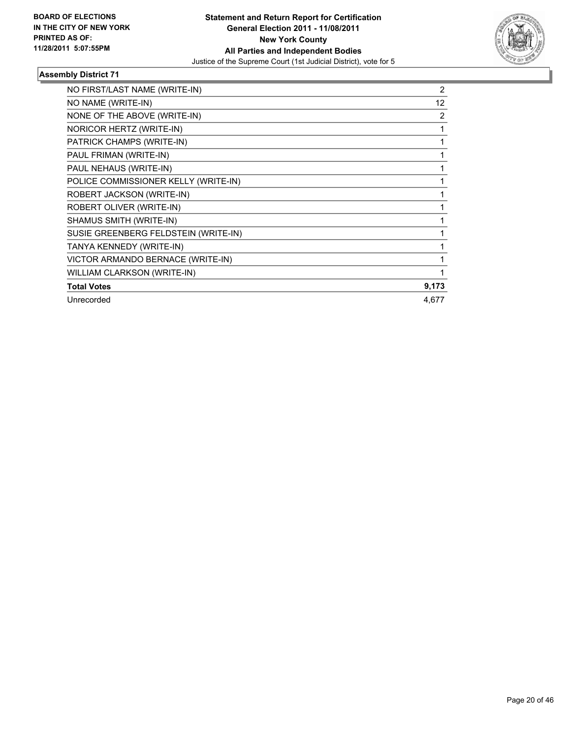**BOARD OF ELECTIONS IN THE CITY OF NEW YORK PRINTED AS OF: 11/28/2011 5:07:55PM**

**Statement and Return Report for Certification**
**General Election 2011 - 11/08/2011**
**New York County**
**All Parties and Independent Bodies**
Justice of the Supreme Court (1st Judicial District), vote for 5

### Assembly District 71

| | |
|---|---|
| NO FIRST/LAST NAME (WRITE-IN) | 2 |
| NO NAME (WRITE-IN) | 12 |
| NONE OF THE ABOVE (WRITE-IN) | 2 |
| NORICOR HERTZ (WRITE-IN) | 1 |
| PATRICK CHAMPS (WRITE-IN) | 1 |
| PAUL FRIMAN (WRITE-IN) | 1 |
| PAUL NEHAUS (WRITE-IN) | 1 |
| POLICE COMMISSIONER KELLY (WRITE-IN) | 1 |
| ROBERT JACKSON (WRITE-IN) | 1 |
| ROBERT OLIVER (WRITE-IN) | 1 |
| SHAMUS SMITH (WRITE-IN) | 1 |
| SUSIE GREENBERG FELDSTEIN (WRITE-IN) | 1 |
| TANYA KENNEDY (WRITE-IN) | 1 |
| VICTOR ARMANDO BERNACE (WRITE-IN) | 1 |
| WILLIAM CLARKSON (WRITE-IN) | 1 |
| **Total Votes** | **9,173** |
| Unrecorded | 4,677 |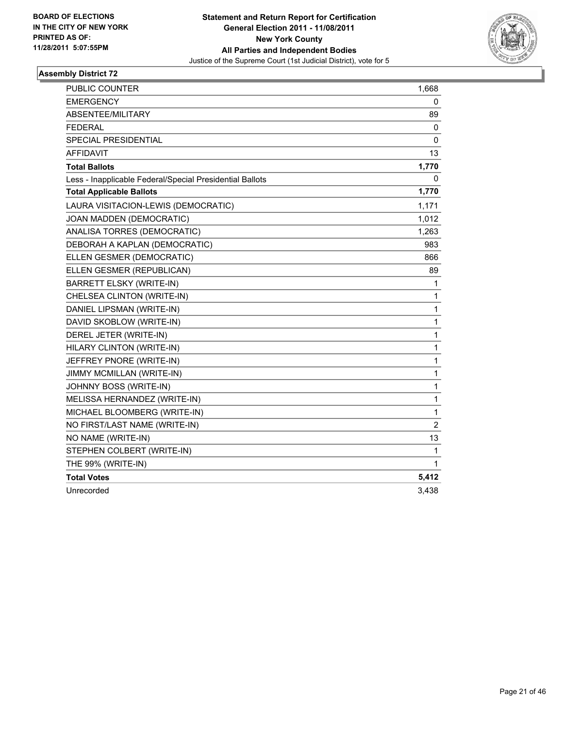BOARD OF ELECTIONS
IN THE CITY OF NEW YORK
PRINTED AS OF:
11/28/2011 5:07:55PM

**Statement and Return Report for Certification**
**General Election 2011 - 11/08/2011**
**New York County**
**All Parties and Independent Bodies**
Justice of the Supreme Court (1st Judicial District), vote for 5

## Assembly District 72

| | |
|---|---|
| PUBLIC COUNTER | 1,668 |
| EMERGENCY | 0 |
| ABSENTEE/MILITARY | 89 |
| FEDERAL | 0 |
| SPECIAL PRESIDENTIAL | 0 |
| AFFIDAVIT | 13 |
| **Total Ballots** | **1,770** |
| Less - Inapplicable Federal/Special Presidential Ballots | 0 |
| **Total Applicable Ballots** | **1,770** |
| LAURA VISITACION-LEWIS (DEMOCRATIC) | 1,171 |
| JOAN MADDEN (DEMOCRATIC) | 1,012 |
| ANALISA TORRES (DEMOCRATIC) | 1,263 |
| DEBORAH A KAPLAN (DEMOCRATIC) | 983 |
| ELLEN GESMER (DEMOCRATIC) | 866 |
| ELLEN GESMER (REPUBLICAN) | 89 |
| BARRETT ELSKY (WRITE-IN) | 1 |
| CHELSEA CLINTON (WRITE-IN) | 1 |
| DANIEL LIPSMAN (WRITE-IN) | 1 |
| DAVID SKOBLOW (WRITE-IN) | 1 |
| DEREL JETER (WRITE-IN) | 1 |
| HILARY CLINTON (WRITE-IN) | 1 |
| JEFFREY PNORE (WRITE-IN) | 1 |
| JIMMY MCMILLAN (WRITE-IN) | 1 |
| JOHNNY BOSS (WRITE-IN) | 1 |
| MELISSA HERNANDEZ (WRITE-IN) | 1 |
| MICHAEL BLOOMBERG (WRITE-IN) | 1 |
| NO FIRST/LAST NAME (WRITE-IN) | 2 |
| NO NAME (WRITE-IN) | 13 |
| STEPHEN COLBERT (WRITE-IN) | 1 |
| THE 99% (WRITE-IN) | 1 |
| **Total Votes** | **5,412** |
| Unrecorded | 3,438 |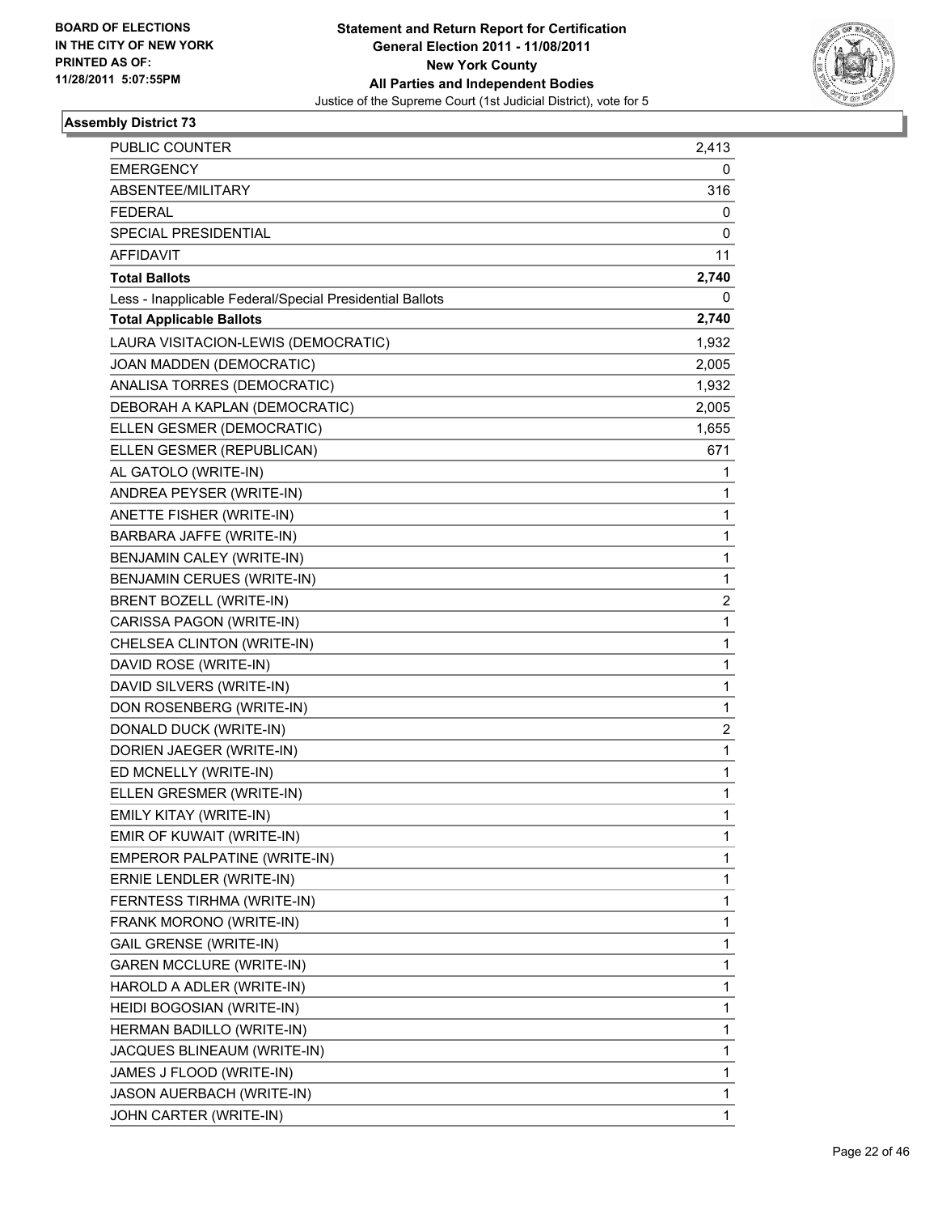**BOARD OF ELECTIONS IN THE CITY OF NEW YORK PRINTED AS OF: 11/28/2011 5:07:55PM**

# Statement and Return Report for Certification
## General Election 2011 - 11/08/2011
## New York County
## All Parties and Independent Bodies
Justice of the Supreme Court (1st Judicial District), vote for 5

### Assembly District 73

| | |
|---|---|
| PUBLIC COUNTER | 2,413 |
| EMERGENCY | 0 |
| ABSENTEE/MILITARY | 316 |
| FEDERAL | 0 |
| SPECIAL PRESIDENTIAL | 0 |
| AFFIDAVIT | 11 |
| **Total Ballots** | **2,740** |
| Less - Inapplicable Federal/Special Presidential Ballots | 0 |
| **Total Applicable Ballots** | **2,740** |
| LAURA VISITACION-LEWIS (DEMOCRATIC) | 1,932 |
| JOAN MADDEN (DEMOCRATIC) | 2,005 |
| ANALISA TORRES (DEMOCRATIC) | 1,932 |
| DEBORAH A KAPLAN (DEMOCRATIC) | 2,005 |
| ELLEN GESMER (DEMOCRATIC) | 1,655 |
| ELLEN GESMER (REPUBLICAN) | 671 |
| AL GATOLO (WRITE-IN) | 1 |
| ANDREA PEYSER (WRITE-IN) | 1 |
| ANETTE FISHER (WRITE-IN) | 1 |
| BARBARA JAFFE (WRITE-IN) | 1 |
| BENJAMIN CALEY (WRITE-IN) | 1 |
| BENJAMIN CERUES (WRITE-IN) | 1 |
| BRENT BOZELL (WRITE-IN) | 2 |
| CARISSA PAGON (WRITE-IN) | 1 |
| CHELSEA CLINTON (WRITE-IN) | 1 |
| DAVID ROSE (WRITE-IN) | 1 |
| DAVID SILVERS (WRITE-IN) | 1 |
| DON ROSENBERG (WRITE-IN) | 1 |
| DONALD DUCK (WRITE-IN) | 2 |
| DORIEN JAEGER (WRITE-IN) | 1 |
| ED MCNELLY (WRITE-IN) | 1 |
| ELLEN GRESMER (WRITE-IN) | 1 |
| EMILY KITAY (WRITE-IN) | 1 |
| EMIR OF KUWAIT (WRITE-IN) | 1 |
| EMPEROR PALPATINE (WRITE-IN) | 1 |
| ERNIE LENDLER (WRITE-IN) | 1 |
| FERNTESS TIRHMA (WRITE-IN) | 1 |
| FRANK MORONO (WRITE-IN) | 1 |
| GAIL GRENSE (WRITE-IN) | 1 |
| GAREN MCCLURE (WRITE-IN) | 1 |
| HAROLD A ADLER (WRITE-IN) | 1 |
| HEIDI BOGOSIAN (WRITE-IN) | 1 |
| HERMAN BADILLO (WRITE-IN) | 1 |
| JACQUES BLINEAUM (WRITE-IN) | 1 |
| JAMES J FLOOD (WRITE-IN) | 1 |
| JASON AUERBACH (WRITE-IN) | 1 |
| JOHN CARTER (WRITE-IN) | 1 |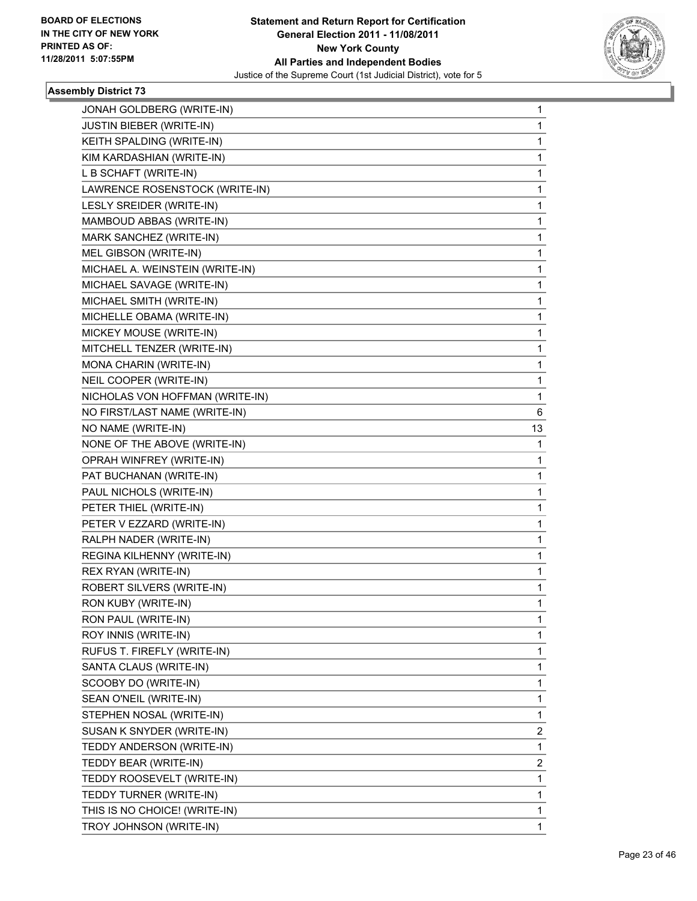**Assembly District 73**

| | |
|---|---|
| JONAH GOLDBERG (WRITE-IN) | 1 |
| JUSTIN BIEBER (WRITE-IN) | 1 |
| KEITH SPALDING (WRITE-IN) | 1 |
| KIM KARDASHIAN (WRITE-IN) | 1 |
| L B SCHAFT (WRITE-IN) | 1 |
| LAWRENCE ROSENSTOCK (WRITE-IN) | 1 |
| LESLY SREIDER (WRITE-IN) | 1 |
| MAMBOUD ABBAS (WRITE-IN) | 1 |
| MARK SANCHEZ (WRITE-IN) | 1 |
| MEL GIBSON (WRITE-IN) | 1 |
| MICHAEL A. WEINSTEIN (WRITE-IN) | 1 |
| MICHAEL SAVAGE (WRITE-IN) | 1 |
| MICHAEL SMITH (WRITE-IN) | 1 |
| MICHELLE OBAMA (WRITE-IN) | 1 |
| MICKEY MOUSE (WRITE-IN) | 1 |
| MITCHELL TENZER (WRITE-IN) | 1 |
| MONA CHARIN (WRITE-IN) | 1 |
| NEIL COOPER (WRITE-IN) | 1 |
| NICHOLAS VON HOFFMAN (WRITE-IN) | 1 |
| NO FIRST/LAST NAME (WRITE-IN) | 6 |
| NO NAME (WRITE-IN) | 13 |
| NONE OF THE ABOVE (WRITE-IN) | 1 |
| OPRAH WINFREY (WRITE-IN) | 1 |
| PAT BUCHANAN (WRITE-IN) | 1 |
| PAUL NICHOLS (WRITE-IN) | 1 |
| PETER THIEL (WRITE-IN) | 1 |
| PETER V EZZARD (WRITE-IN) | 1 |
| RALPH NADER (WRITE-IN) | 1 |
| REGINA KILHENNY (WRITE-IN) | 1 |
| REX RYAN (WRITE-IN) | 1 |
| ROBERT SILVERS (WRITE-IN) | 1 |
| RON KUBY (WRITE-IN) | 1 |
| RON PAUL (WRITE-IN) | 1 |
| ROY INNIS (WRITE-IN) | 1 |
| RUFUS T. FIREFLY (WRITE-IN) | 1 |
| SANTA CLAUS (WRITE-IN) | 1 |
| SCOOBY DO (WRITE-IN) | 1 |
| SEAN O'NEIL (WRITE-IN) | 1 |
| STEPHEN NOSAL (WRITE-IN) | 1 |
| SUSAN K SNYDER (WRITE-IN) | 2 |
| TEDDY ANDERSON (WRITE-IN) | 1 |
| TEDDY BEAR (WRITE-IN) | 2 |
| TEDDY ROOSEVELT (WRITE-IN) | 1 |
| TEDDY TURNER (WRITE-IN) | 1 |
| THIS IS NO CHOICE! (WRITE-IN) | 1 |
| TROY JOHNSON (WRITE-IN) | 1 |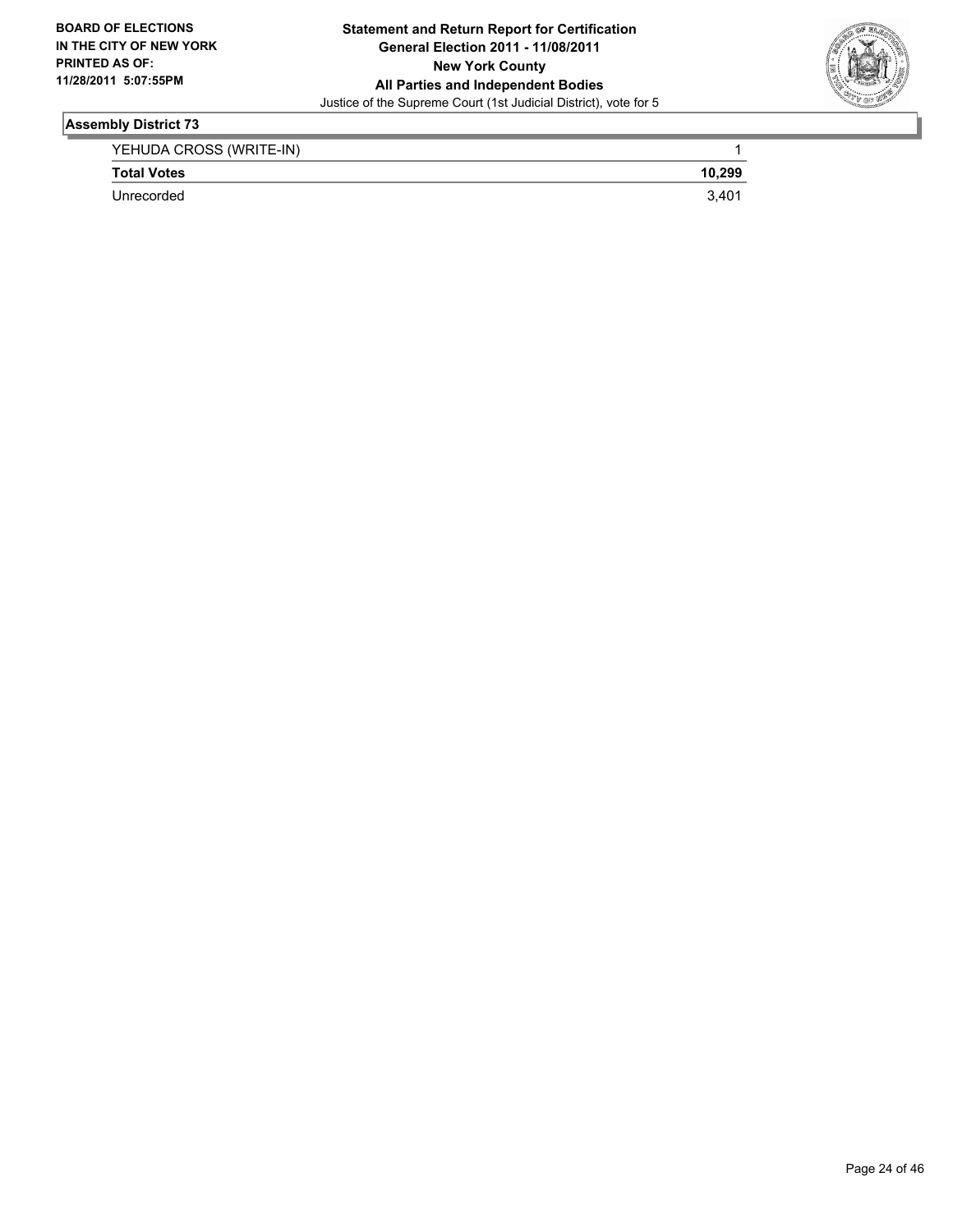## Assembly District 73

| | |
|---|---|
| YEHUDA CROSS (WRITE-IN) | 1 |
| **Total Votes** | **10,299** |
| Unrecorded | 3,401 |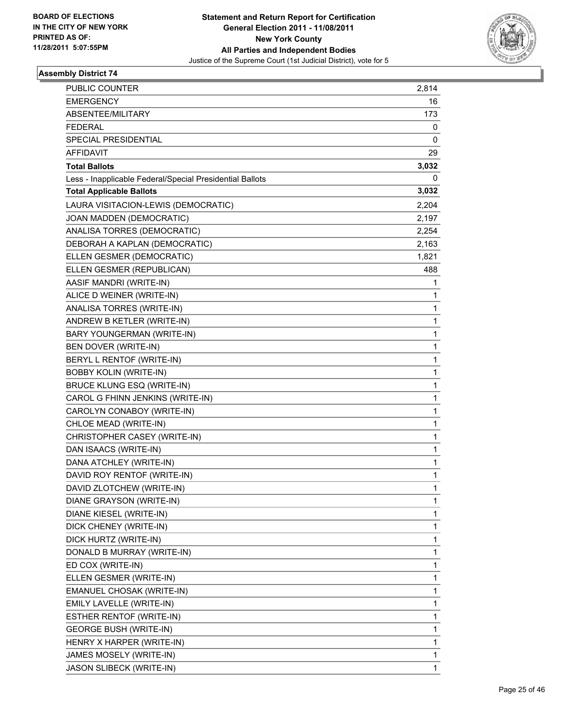BOARD OF ELECTIONS
IN THE CITY OF NEW YORK
PRINTED AS OF:
11/28/2011 5:07:55PM

**Statement and Return Report for Certification**
**General Election 2011 - 11/08/2011**
**New York County**
**All Parties and Independent Bodies**
Justice of the Supreme Court (1st Judicial District), vote for 5

### Assembly District 74

| | |
|---|---|
| PUBLIC COUNTER | 2,814 |
| EMERGENCY | 16 |
| ABSENTEE/MILITARY | 173 |
| FEDERAL | 0 |
| SPECIAL PRESIDENTIAL | 0 |
| AFFIDAVIT | 29 |
| **Total Ballots** | **3,032** |
| Less - Inapplicable Federal/Special Presidential Ballots | 0 |
| **Total Applicable Ballots** | **3,032** |
| LAURA VISITACION-LEWIS (DEMOCRATIC) | 2,204 |
| JOAN MADDEN (DEMOCRATIC) | 2,197 |
| ANALISA TORRES (DEMOCRATIC) | 2,254 |
| DEBORAH A KAPLAN (DEMOCRATIC) | 2,163 |
| ELLEN GESMER (DEMOCRATIC) | 1,821 |
| ELLEN GESMER (REPUBLICAN) | 488 |
| AASIF MANDRI (WRITE-IN) | 1 |
| ALICE D WEINER (WRITE-IN) | 1 |
| ANALISA TORRES (WRITE-IN) | 1 |
| ANDREW B KETLER (WRITE-IN) | 1 |
| BARY YOUNGERMAN (WRITE-IN) | 1 |
| BEN DOVER (WRITE-IN) | 1 |
| BERYL L RENTOF (WRITE-IN) | 1 |
| BOBBY KOLIN (WRITE-IN) | 1 |
| BRUCE KLUNG ESQ (WRITE-IN) | 1 |
| CAROL G FHINN JENKINS (WRITE-IN) | 1 |
| CAROLYN CONABOY (WRITE-IN) | 1 |
| CHLOE MEAD (WRITE-IN) | 1 |
| CHRISTOPHER CASEY (WRITE-IN) | 1 |
| DAN ISAACS (WRITE-IN) | 1 |
| DANA ATCHLEY (WRITE-IN) | 1 |
| DAVID ROY RENTOF (WRITE-IN) | 1 |
| DAVID ZLOTCHEW (WRITE-IN) | 1 |
| DIANE GRAYSON (WRITE-IN) | 1 |
| DIANE KIESEL (WRITE-IN) | 1 |
| DICK CHENEY (WRITE-IN) | 1 |
| DICK HURTZ (WRITE-IN) | 1 |
| DONALD B MURRAY (WRITE-IN) | 1 |
| ED COX (WRITE-IN) | 1 |
| ELLEN GESMER (WRITE-IN) | 1 |
| EMANUEL CHOSAK (WRITE-IN) | 1 |
| EMILY LAVELLE (WRITE-IN) | 1 |
| ESTHER RENTOF (WRITE-IN) | 1 |
| GEORGE BUSH (WRITE-IN) | 1 |
| HENRY X HARPER (WRITE-IN) | 1 |
| JAMES MOSELY (WRITE-IN) | 1 |
| JASON SLIBECK (WRITE-IN) | 1 |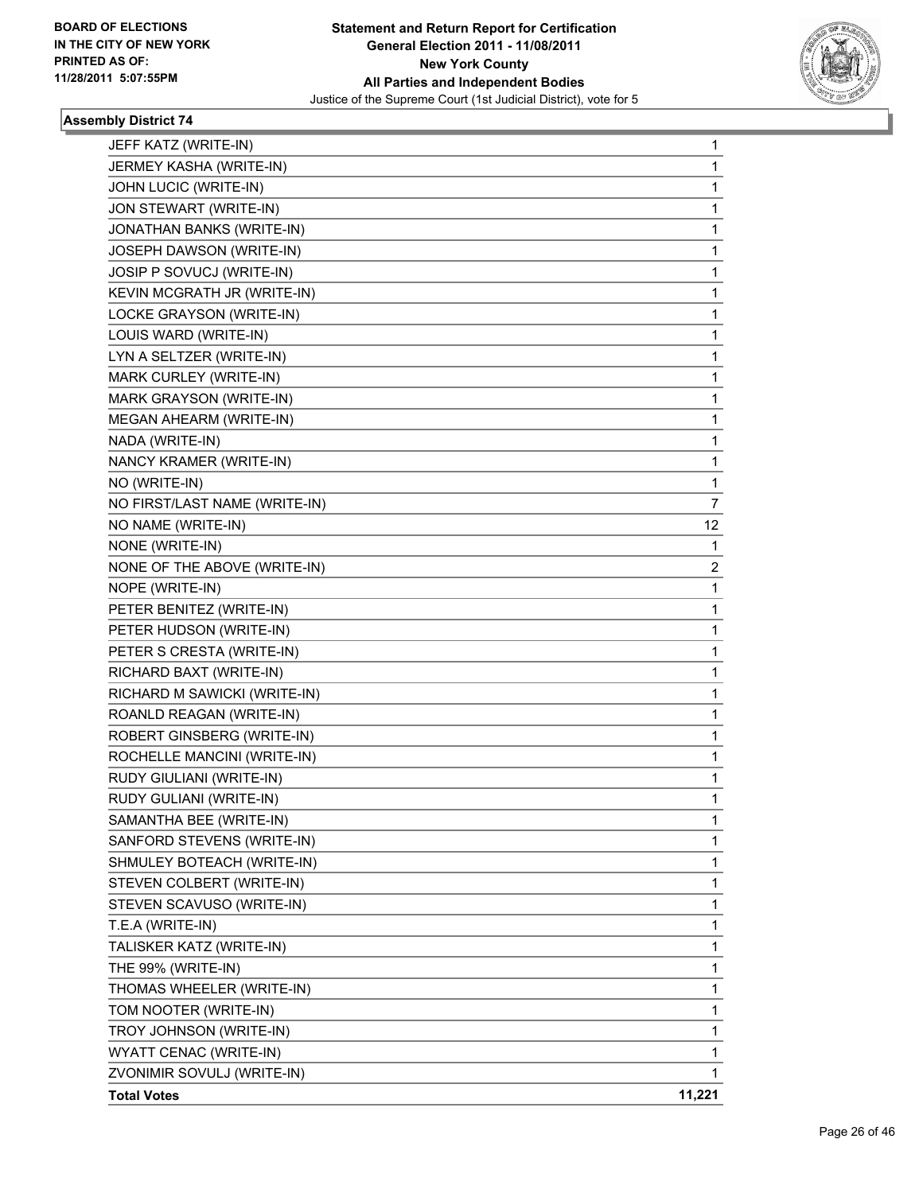**BOARD OF ELECTIONS IN THE CITY OF NEW YORK PRINTED AS OF: 11/28/2011 5:07:55PM**

**Statement and Return Report for Certification General Election 2011 - 11/08/2011 New York County All Parties and Independent Bodies**

Justice of the Supreme Court (1st Judicial District), vote for 5

### Assembly District 74

| | |
|---|---|
| JEFF KATZ (WRITE-IN) | 1 |
| JERMEY KASHA (WRITE-IN) | 1 |
| JOHN LUCIC (WRITE-IN) | 1 |
| JON STEWART (WRITE-IN) | 1 |
| JONATHAN BANKS (WRITE-IN) | 1 |
| JOSEPH DAWSON (WRITE-IN) | 1 |
| JOSIP P SOVUCJ (WRITE-IN) | 1 |
| KEVIN MCGRATH JR (WRITE-IN) | 1 |
| LOCKE GRAYSON (WRITE-IN) | 1 |
| LOUIS WARD (WRITE-IN) | 1 |
| LYN A SELTZER (WRITE-IN) | 1 |
| MARK CURLEY (WRITE-IN) | 1 |
| MARK GRAYSON (WRITE-IN) | 1 |
| MEGAN AHEARM (WRITE-IN) | 1 |
| NADA (WRITE-IN) | 1 |
| NANCY KRAMER (WRITE-IN) | 1 |
| NO (WRITE-IN) | 1 |
| NO FIRST/LAST NAME (WRITE-IN) | 7 |
| NO NAME (WRITE-IN) | 12 |
| NONE (WRITE-IN) | 1 |
| NONE OF THE ABOVE (WRITE-IN) | 2 |
| NOPE (WRITE-IN) | 1 |
| PETER BENITEZ (WRITE-IN) | 1 |
| PETER HUDSON (WRITE-IN) | 1 |
| PETER S CRESTA (WRITE-IN) | 1 |
| RICHARD BAXT (WRITE-IN) | 1 |
| RICHARD M SAWICKI (WRITE-IN) | 1 |
| ROANLD REAGAN (WRITE-IN) | 1 |
| ROBERT GINSBERG (WRITE-IN) | 1 |
| ROCHELLE MANCINI (WRITE-IN) | 1 |
| RUDY GIULIANI (WRITE-IN) | 1 |
| RUDY GULIANI (WRITE-IN) | 1 |
| SAMANTHA BEE (WRITE-IN) | 1 |
| SANFORD STEVENS (WRITE-IN) | 1 |
| SHMULEY BOTEACH (WRITE-IN) | 1 |
| STEVEN COLBERT (WRITE-IN) | 1 |
| STEVEN SCAVUSO (WRITE-IN) | 1 |
| T.E.A (WRITE-IN) | 1 |
| TALISKER KATZ (WRITE-IN) | 1 |
| THE 99% (WRITE-IN) | 1 |
| THOMAS WHEELER (WRITE-IN) | 1 |
| TOM NOOTER (WRITE-IN) | 1 |
| TROY JOHNSON (WRITE-IN) | 1 |
| WYATT CENAC (WRITE-IN) | 1 |
| ZVONIMIR SOVULJ (WRITE-IN) | 1 |
| **Total Votes** | **11,221** |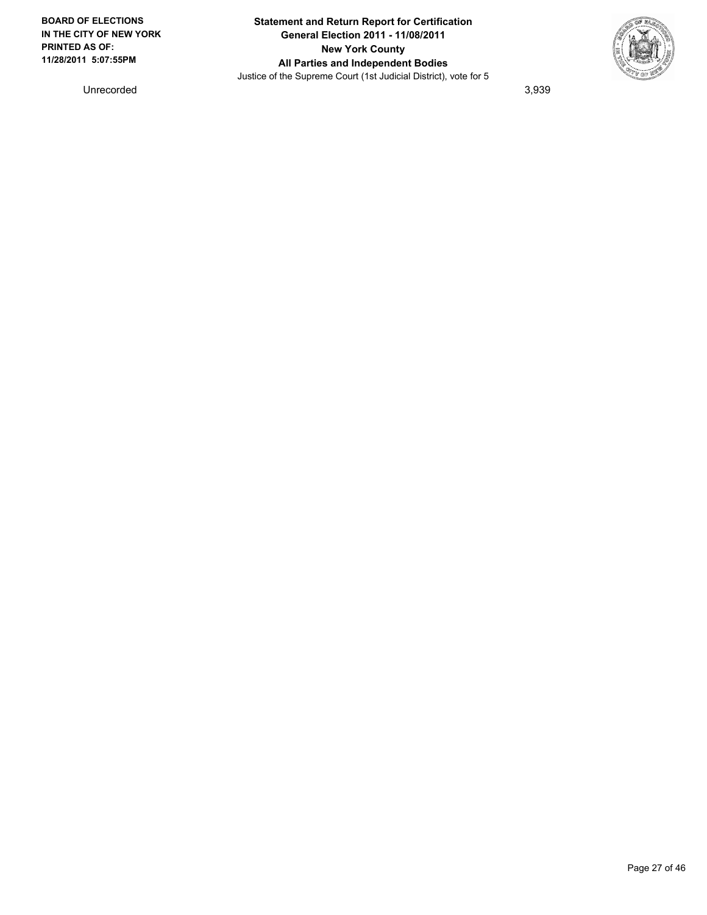| | |
|---|---|
| Unrecorded | 3,939 |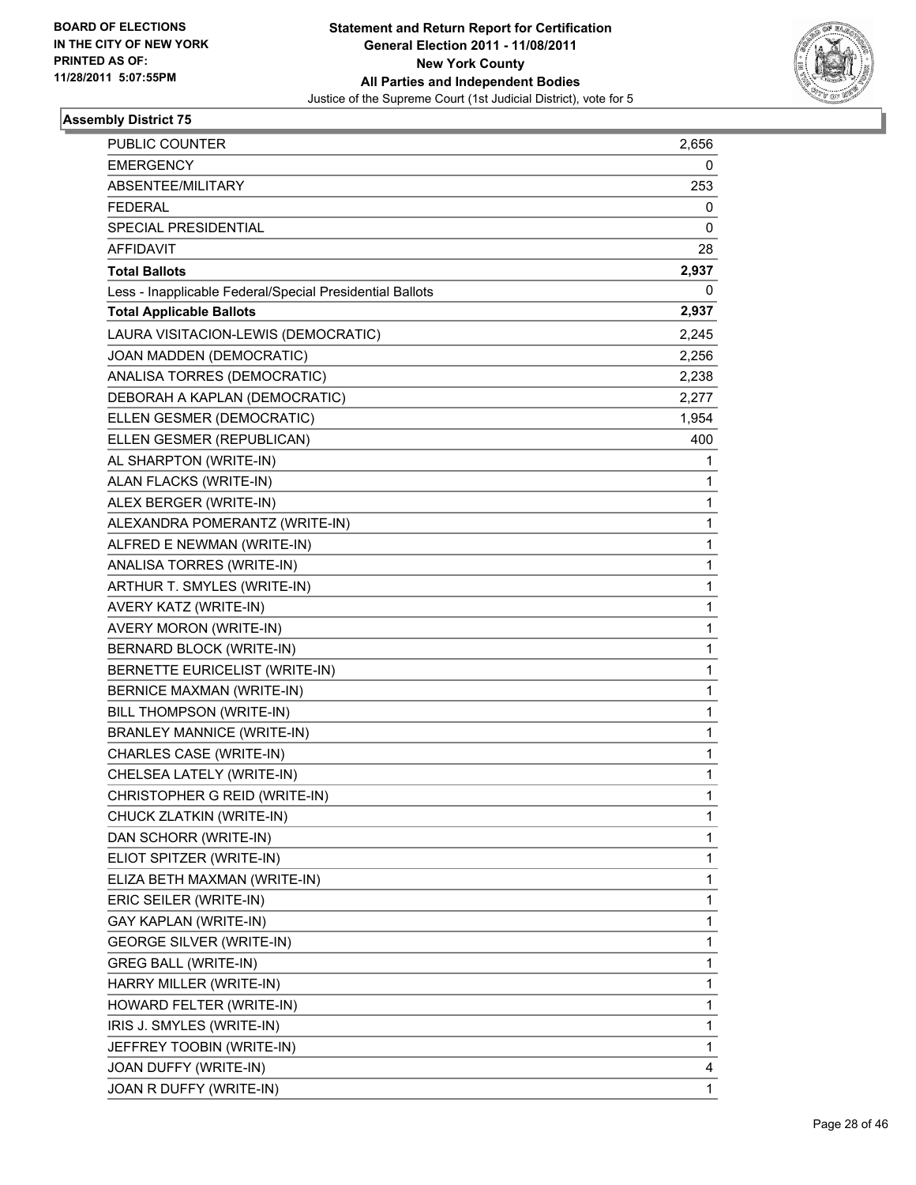BOARD OF ELECTIONS
IN THE CITY OF NEW YORK
PRINTED AS OF:
11/28/2011 5:07:55PM

**Statement and Return Report for Certification**
**General Election 2011 - 11/08/2011**
**New York County**
**All Parties and Independent Bodies**
Justice of the Supreme Court (1st Judicial District), vote for 5

### Assembly District 75

| | |
|---|---|
| PUBLIC COUNTER | 2,656 |
| EMERGENCY | 0 |
| ABSENTEE/MILITARY | 253 |
| FEDERAL | 0 |
| SPECIAL PRESIDENTIAL | 0 |
| AFFIDAVIT | 28 |
| **Total Ballots** | **2,937** |
| Less - Inapplicable Federal/Special Presidential Ballots | 0 |
| **Total Applicable Ballots** | **2,937** |
| LAURA VISITACION-LEWIS (DEMOCRATIC) | 2,245 |
| JOAN MADDEN (DEMOCRATIC) | 2,256 |
| ANALISA TORRES (DEMOCRATIC) | 2,238 |
| DEBORAH A KAPLAN (DEMOCRATIC) | 2,277 |
| ELLEN GESMER (DEMOCRATIC) | 1,954 |
| ELLEN GESMER (REPUBLICAN) | 400 |
| AL SHARPTON (WRITE-IN) | 1 |
| ALAN FLACKS (WRITE-IN) | 1 |
| ALEX BERGER (WRITE-IN) | 1 |
| ALEXANDRA POMERANTZ (WRITE-IN) | 1 |
| ALFRED E NEWMAN (WRITE-IN) | 1 |
| ANALISA TORRES (WRITE-IN) | 1 |
| ARTHUR T. SMYLES (WRITE-IN) | 1 |
| AVERY KATZ (WRITE-IN) | 1 |
| AVERY MORON (WRITE-IN) | 1 |
| BERNARD BLOCK (WRITE-IN) | 1 |
| BERNETTE EURICELIST (WRITE-IN) | 1 |
| BERNICE MAXMAN (WRITE-IN) | 1 |
| BILL THOMPSON (WRITE-IN) | 1 |
| BRANLEY MANNICE (WRITE-IN) | 1 |
| CHARLES CASE (WRITE-IN) | 1 |
| CHELSEA LATELY (WRITE-IN) | 1 |
| CHRISTOPHER G REID (WRITE-IN) | 1 |
| CHUCK ZLATKIN (WRITE-IN) | 1 |
| DAN SCHORR (WRITE-IN) | 1 |
| ELIOT SPITZER (WRITE-IN) | 1 |
| ELIZA BETH MAXMAN (WRITE-IN) | 1 |
| ERIC SEILER (WRITE-IN) | 1 |
| GAY KAPLAN (WRITE-IN) | 1 |
| GEORGE SILVER (WRITE-IN) | 1 |
| GREG BALL (WRITE-IN) | 1 |
| HARRY MILLER (WRITE-IN) | 1 |
| HOWARD FELTER (WRITE-IN) | 1 |
| IRIS J. SMYLES (WRITE-IN) | 1 |
| JEFFREY TOOBIN (WRITE-IN) | 1 |
| JOAN DUFFY (WRITE-IN) | 4 |
| JOAN R DUFFY (WRITE-IN) | 1 |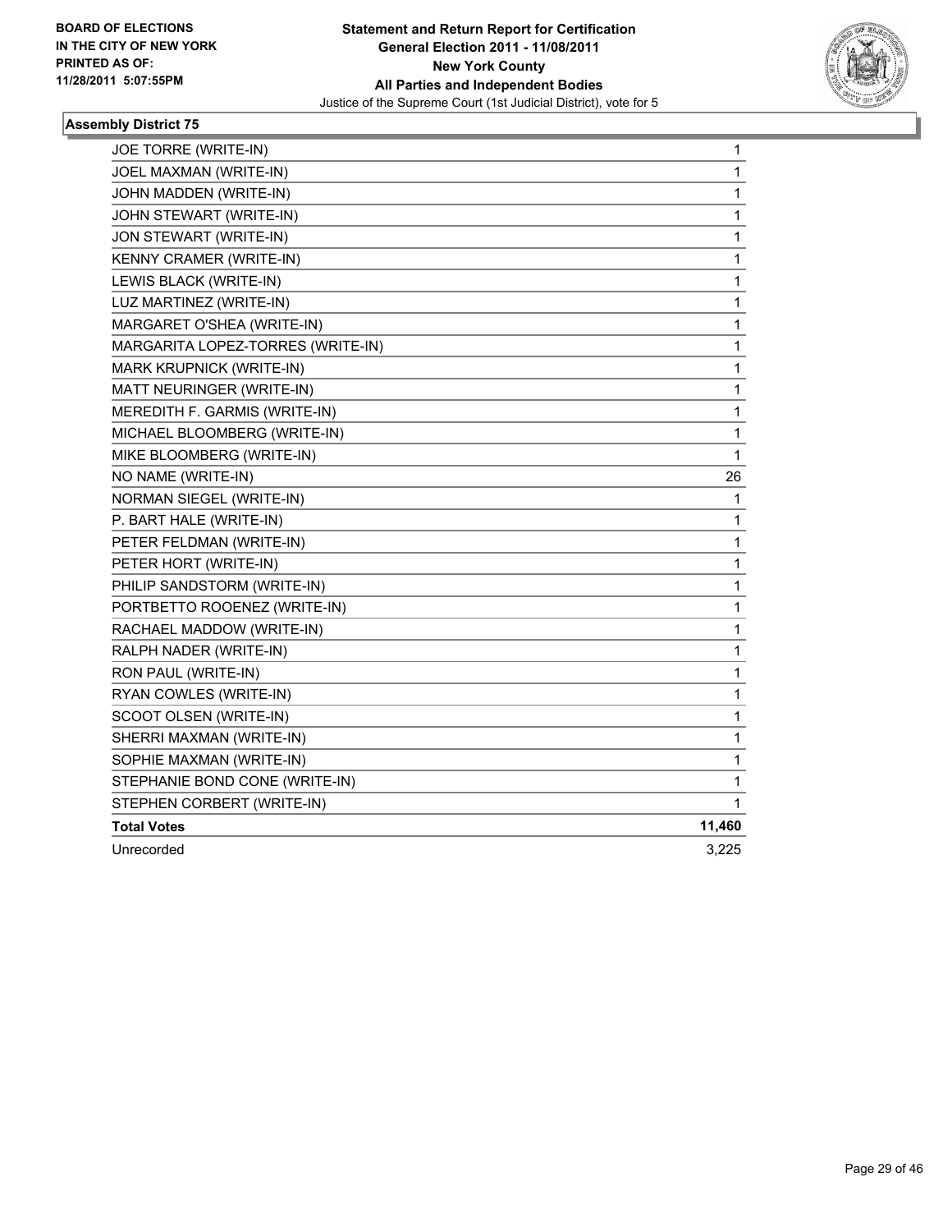**BOARD OF ELECTIONS IN THE CITY OF NEW YORK PRINTED AS OF: 11/28/2011 5:07:55PM**

**Statement and Return Report for Certification**
**General Election 2011 - 11/08/2011**
**New York County**
**All Parties and Independent Bodies**
Justice of the Supreme Court (1st Judicial District), vote for 5

### Assembly District 75

| | |
|---|---|
| JOE TORRE (WRITE-IN) | 1 |
| JOEL MAXMAN (WRITE-IN) | 1 |
| JOHN MADDEN (WRITE-IN) | 1 |
| JOHN STEWART (WRITE-IN) | 1 |
| JON STEWART (WRITE-IN) | 1 |
| KENNY CRAMER (WRITE-IN) | 1 |
| LEWIS BLACK (WRITE-IN) | 1 |
| LUZ MARTINEZ (WRITE-IN) | 1 |
| MARGARET O'SHEA (WRITE-IN) | 1 |
| MARGARITA LOPEZ-TORRES (WRITE-IN) | 1 |
| MARK KRUPNICK (WRITE-IN) | 1 |
| MATT NEURINGER (WRITE-IN) | 1 |
| MEREDITH F. GARMIS (WRITE-IN) | 1 |
| MICHAEL BLOOMBERG (WRITE-IN) | 1 |
| MIKE BLOOMBERG (WRITE-IN) | 1 |
| NO NAME (WRITE-IN) | 26 |
| NORMAN SIEGEL (WRITE-IN) | 1 |
| P. BART HALE (WRITE-IN) | 1 |
| PETER FELDMAN (WRITE-IN) | 1 |
| PETER HORT (WRITE-IN) | 1 |
| PHILIP SANDSTORM (WRITE-IN) | 1 |
| PORTBETTO ROOENEZ (WRITE-IN) | 1 |
| RACHAEL MADDOW (WRITE-IN) | 1 |
| RALPH NADER (WRITE-IN) | 1 |
| RON PAUL (WRITE-IN) | 1 |
| RYAN COWLES (WRITE-IN) | 1 |
| SCOOT OLSEN (WRITE-IN) | 1 |
| SHERRI MAXMAN (WRITE-IN) | 1 |
| SOPHIE MAXMAN (WRITE-IN) | 1 |
| STEPHANIE BOND CONE (WRITE-IN) | 1 |
| STEPHEN CORBERT (WRITE-IN) | 1 |
| **Total Votes** | **11,460** |
| Unrecorded | 3,225 |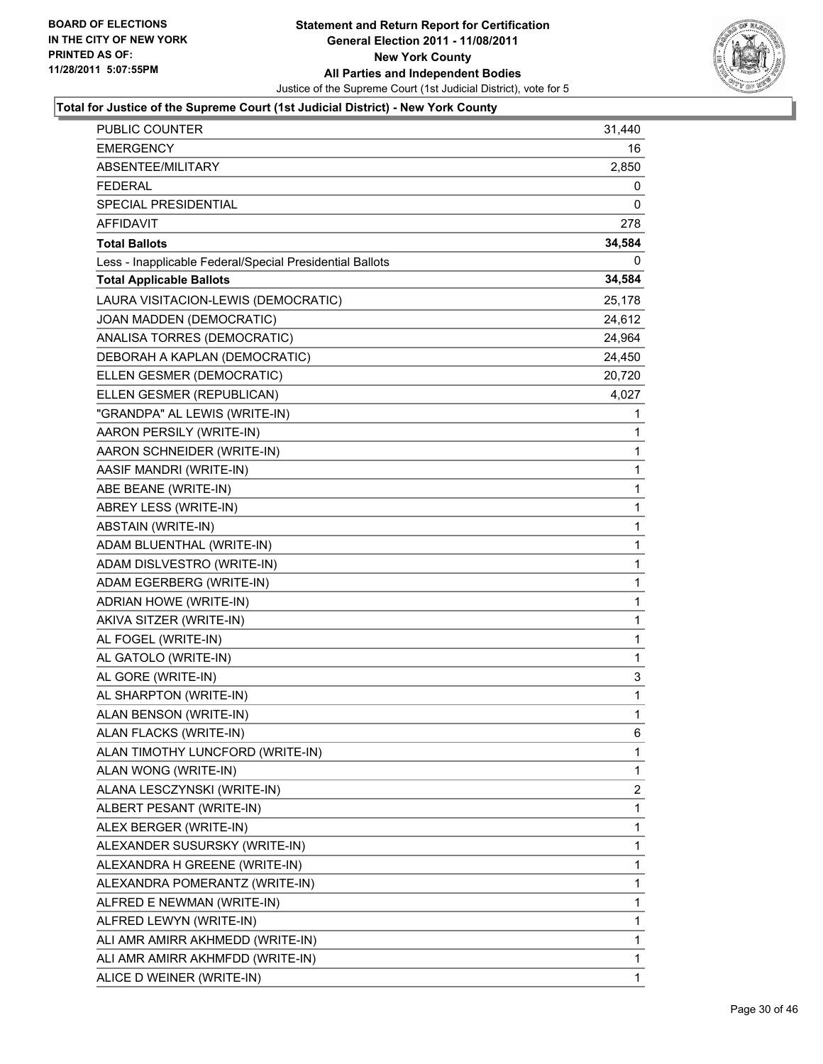**BOARD OF ELECTIONS IN THE CITY OF NEW YORK PRINTED AS OF: 11/28/2011 5:07:55PM**

# Statement and Return Report for Certification
## General Election 2011 - 11/08/2011
## New York County
## All Parties and Independent Bodies
Justice of the Supreme Court (1st Judicial District), vote for 5

### Total for Justice of the Supreme Court (1st Judicial District) - New York County

| | |
|---|---|
| PUBLIC COUNTER | 31,440 |
| EMERGENCY | 16 |
| ABSENTEE/MILITARY | 2,850 |
| FEDERAL | 0 |
| SPECIAL PRESIDENTIAL | 0 |
| AFFIDAVIT | 278 |
| **Total Ballots** | **34,584** |
| Less - Inapplicable Federal/Special Presidential Ballots | 0 |
| **Total Applicable Ballots** | **34,584** |
| LAURA VISITACION-LEWIS (DEMOCRATIC) | 25,178 |
| JOAN MADDEN (DEMOCRATIC) | 24,612 |
| ANALISA TORRES (DEMOCRATIC) | 24,964 |
| DEBORAH A KAPLAN (DEMOCRATIC) | 24,450 |
| ELLEN GESMER (DEMOCRATIC) | 20,720 |
| ELLEN GESMER (REPUBLICAN) | 4,027 |
| "GRANDPA" AL LEWIS (WRITE-IN) | 1 |
| AARON PERSILY (WRITE-IN) | 1 |
| AARON SCHNEIDER (WRITE-IN) | 1 |
| AASIF MANDRI (WRITE-IN) | 1 |
| ABE BEANE (WRITE-IN) | 1 |
| ABREY LESS (WRITE-IN) | 1 |
| ABSTAIN (WRITE-IN) | 1 |
| ADAM BLUENTHAL (WRITE-IN) | 1 |
| ADAM DISLVESTRO (WRITE-IN) | 1 |
| ADAM EGERBERG (WRITE-IN) | 1 |
| ADRIAN HOWE (WRITE-IN) | 1 |
| AKIVA SITZER (WRITE-IN) | 1 |
| AL FOGEL (WRITE-IN) | 1 |
| AL GATOLO (WRITE-IN) | 1 |
| AL GORE (WRITE-IN) | 3 |
| AL SHARPTON (WRITE-IN) | 1 |
| ALAN BENSON (WRITE-IN) | 1 |
| ALAN FLACKS (WRITE-IN) | 6 |
| ALAN TIMOTHY LUNCFORD (WRITE-IN) | 1 |
| ALAN WONG (WRITE-IN) | 1 |
| ALANA LESCZYNSKI (WRITE-IN) | 2 |
| ALBERT PESANT (WRITE-IN) | 1 |
| ALEX BERGER (WRITE-IN) | 1 |
| ALEXANDER SUSURSKY (WRITE-IN) | 1 |
| ALEXANDRA H GREENE (WRITE-IN) | 1 |
| ALEXANDRA POMERANTZ (WRITE-IN) | 1 |
| ALFRED E NEWMAN (WRITE-IN) | 1 |
| ALFRED LEWYN (WRITE-IN) | 1 |
| ALI AMR AMIRR AKHMEDD (WRITE-IN) | 1 |
| ALI AMR AMIRR AKHMFDD (WRITE-IN) | 1 |
| ALICE D WEINER (WRITE-IN) | 1 |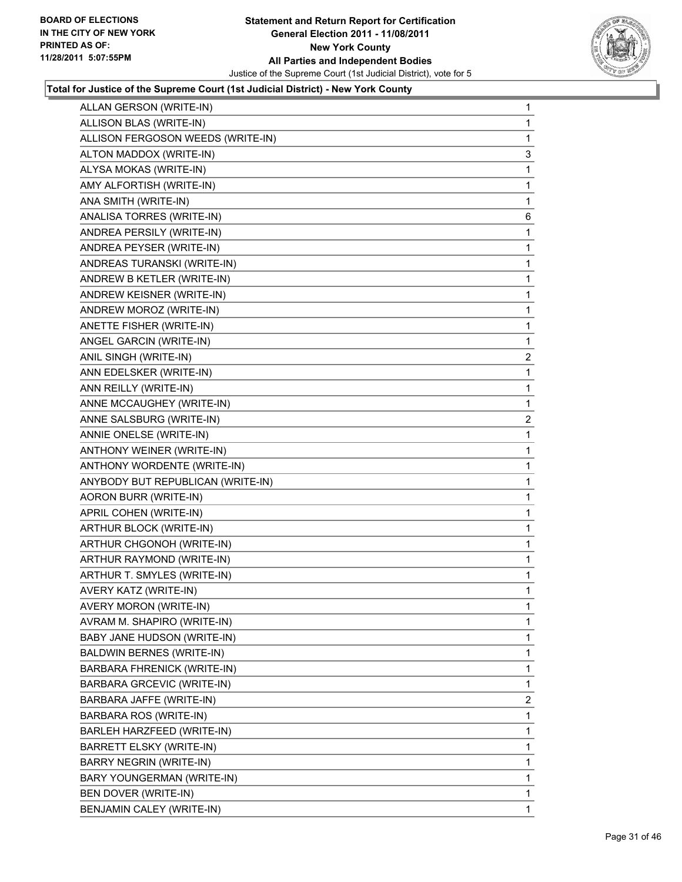BOARD OF ELECTIONS
IN THE CITY OF NEW YORK
PRINTED AS OF:
11/28/2011 5:07:55PM

**Statement and Return Report for Certification**
**General Election 2011 - 11/08/2011**
**New York County**
**All Parties and Independent Bodies**
Justice of the Supreme Court (1st Judicial District), vote for 5

**Total for Justice of the Supreme Court (1st Judicial District) - New York County**

| | |
|---|---|
| ALLAN GERSON (WRITE-IN) | 1 |
| ALLISON BLAS (WRITE-IN) | 1 |
| ALLISON FERGOSON WEEDS (WRITE-IN) | 1 |
| ALTON MADDOX (WRITE-IN) | 3 |
| ALYSA MOKAS (WRITE-IN) | 1 |
| AMY ALFORTISH (WRITE-IN) | 1 |
| ANA SMITH (WRITE-IN) | 1 |
| ANALISA TORRES (WRITE-IN) | 6 |
| ANDREA PERSILY (WRITE-IN) | 1 |
| ANDREA PEYSER (WRITE-IN) | 1 |
| ANDREAS TURANSKI (WRITE-IN) | 1 |
| ANDREW B KETLER (WRITE-IN) | 1 |
| ANDREW KEISNER (WRITE-IN) | 1 |
| ANDREW MOROZ (WRITE-IN) | 1 |
| ANETTE FISHER (WRITE-IN) | 1 |
| ANGEL GARCIN (WRITE-IN) | 1 |
| ANIL SINGH (WRITE-IN) | 2 |
| ANN EDELSKER (WRITE-IN) | 1 |
| ANN REILLY (WRITE-IN) | 1 |
| ANNE MCCAUGHEY (WRITE-IN) | 1 |
| ANNE SALSBURG (WRITE-IN) | 2 |
| ANNIE ONELSE (WRITE-IN) | 1 |
| ANTHONY WEINER (WRITE-IN) | 1 |
| ANTHONY WORDENTE (WRITE-IN) | 1 |
| ANYBODY BUT REPUBLICAN (WRITE-IN) | 1 |
| AORON BURR (WRITE-IN) | 1 |
| APRIL COHEN (WRITE-IN) | 1 |
| ARTHUR BLOCK (WRITE-IN) | 1 |
| ARTHUR CHGONOH (WRITE-IN) | 1 |
| ARTHUR RAYMOND (WRITE-IN) | 1 |
| ARTHUR T. SMYLES (WRITE-IN) | 1 |
| AVERY KATZ (WRITE-IN) | 1 |
| AVERY MORON (WRITE-IN) | 1 |
| AVRAM M. SHAPIRO (WRITE-IN) | 1 |
| BABY JANE HUDSON (WRITE-IN) | 1 |
| BALDWIN BERNES (WRITE-IN) | 1 |
| BARBARA FHRENICK (WRITE-IN) | 1 |
| BARBARA GRCEVIC (WRITE-IN) | 1 |
| BARBARA JAFFE (WRITE-IN) | 2 |
| BARBARA ROS (WRITE-IN) | 1 |
| BARLEH HARZFEED (WRITE-IN) | 1 |
| BARRETT ELSKY (WRITE-IN) | 1 |
| BARRY NEGRIN (WRITE-IN) | 1 |
| BARY YOUNGERMAN (WRITE-IN) | 1 |
| BEN DOVER (WRITE-IN) | 1 |
| BENJAMIN CALEY (WRITE-IN) | 1 |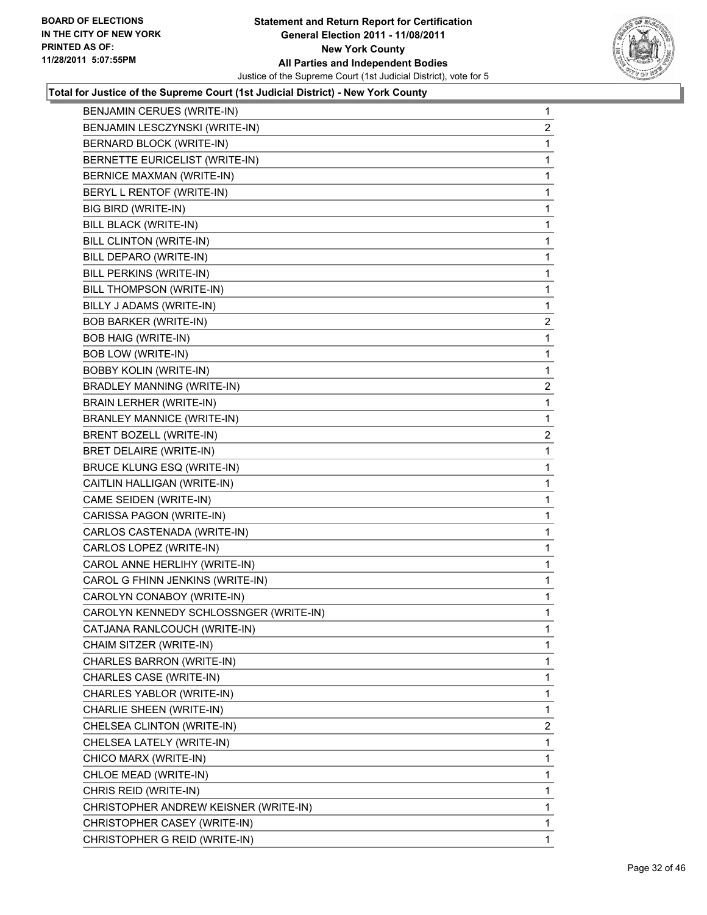**Total for Justice of the Supreme Court (1st Judicial District) - New York County**

| Candidate | Votes |
| --- | --- |
| BENJAMIN CERUES (WRITE-IN) | 1 |
| BENJAMIN LESCZYNSKI (WRITE-IN) | 2 |
| BERNARD BLOCK (WRITE-IN) | 1 |
| BERNETTE EURICELIST (WRITE-IN) | 1 |
| BERNICE MAXMAN (WRITE-IN) | 1 |
| BERYL L RENTOF (WRITE-IN) | 1 |
| BIG BIRD (WRITE-IN) | 1 |
| BILL BLACK (WRITE-IN) | 1 |
| BILL CLINTON (WRITE-IN) | 1 |
| BILL DEPARO (WRITE-IN) | 1 |
| BILL PERKINS (WRITE-IN) | 1 |
| BILL THOMPSON (WRITE-IN) | 1 |
| BILLY J ADAMS (WRITE-IN) | 1 |
| BOB BARKER (WRITE-IN) | 2 |
| BOB HAIG (WRITE-IN) | 1 |
| BOB LOW (WRITE-IN) | 1 |
| BOBBY KOLIN (WRITE-IN) | 1 |
| BRADLEY MANNING (WRITE-IN) | 2 |
| BRAIN LERHER (WRITE-IN) | 1 |
| BRANLEY MANNICE (WRITE-IN) | 1 |
| BRENT BOZELL (WRITE-IN) | 2 |
| BRET DELAIRE (WRITE-IN) | 1 |
| BRUCE KLUNG ESQ (WRITE-IN) | 1 |
| CAITLIN HALLIGAN (WRITE-IN) | 1 |
| CAME SEIDEN (WRITE-IN) | 1 |
| CARISSA PAGON (WRITE-IN) | 1 |
| CARLOS CASTENADA (WRITE-IN) | 1 |
| CARLOS LOPEZ (WRITE-IN) | 1 |
| CAROL ANNE HERLIHY (WRITE-IN) | 1 |
| CAROL G FHINN JENKINS (WRITE-IN) | 1 |
| CAROLYN CONABOY (WRITE-IN) | 1 |
| CAROLYN KENNEDY SCHLOSSNGER (WRITE-IN) | 1 |
| CATJANA RANLCOUCH (WRITE-IN) | 1 |
| CHAIM SITZER (WRITE-IN) | 1 |
| CHARLES BARRON (WRITE-IN) | 1 |
| CHARLES CASE (WRITE-IN) | 1 |
| CHARLES YABLOR (WRITE-IN) | 1 |
| CHARLIE SHEEN (WRITE-IN) | 1 |
| CHELSEA CLINTON (WRITE-IN) | 2 |
| CHELSEA LATELY (WRITE-IN) | 1 |
| CHICO MARX (WRITE-IN) | 1 |
| CHLOE MEAD (WRITE-IN) | 1 |
| CHRIS REID (WRITE-IN) | 1 |
| CHRISTOPHER ANDREW KEISNER (WRITE-IN) | 1 |
| CHRISTOPHER CASEY (WRITE-IN) | 1 |
| CHRISTOPHER G REID (WRITE-IN) | 1 |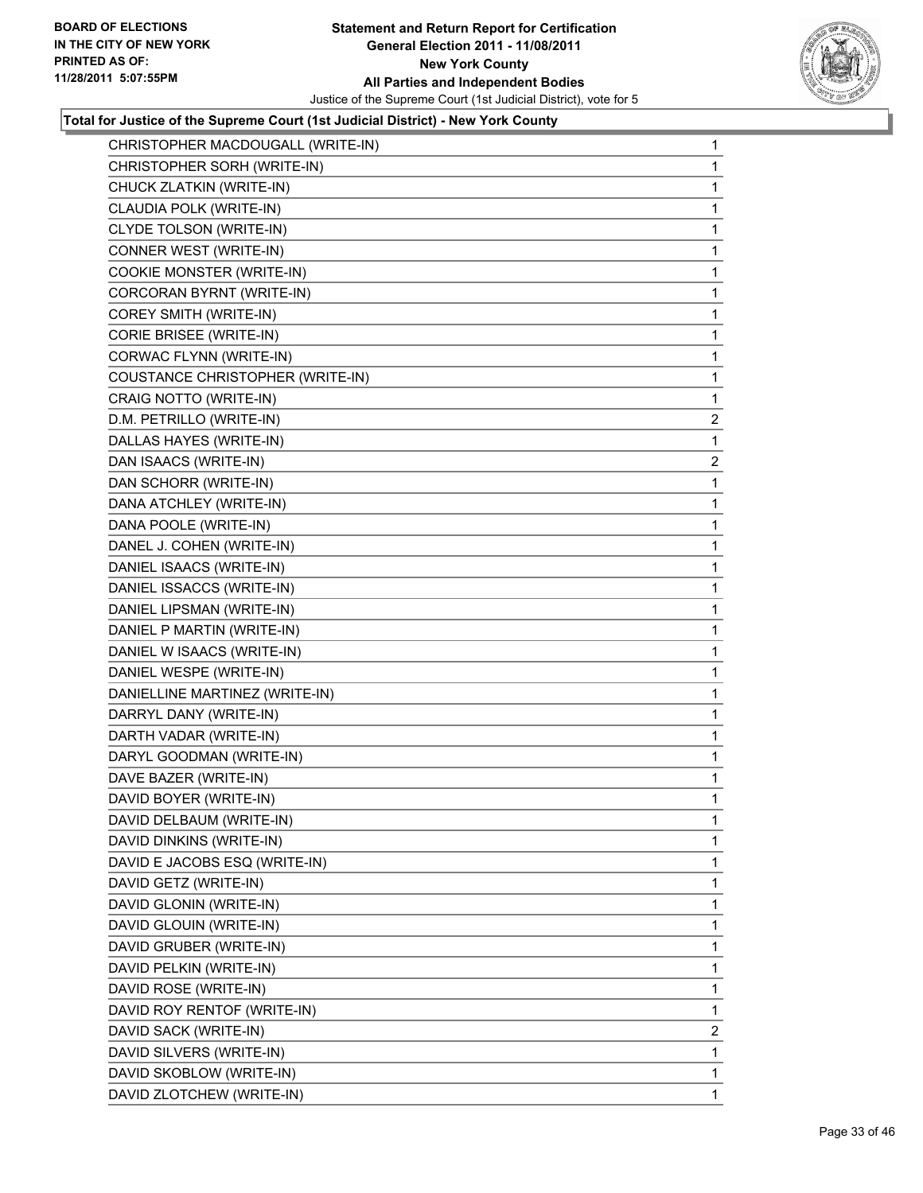**Total for Justice of the Supreme Court (1st Judicial District) - New York County**

| Candidate | Votes |
|---|---|
| CHRISTOPHER MACDOUGALL (WRITE-IN) | 1 |
| CHRISTOPHER SORH (WRITE-IN) | 1 |
| CHUCK ZLATKIN (WRITE-IN) | 1 |
| CLAUDIA POLK (WRITE-IN) | 1 |
| CLYDE TOLSON (WRITE-IN) | 1 |
| CONNER WEST (WRITE-IN) | 1 |
| COOKIE MONSTER (WRITE-IN) | 1 |
| CORCORAN BYRNT (WRITE-IN) | 1 |
| COREY SMITH (WRITE-IN) | 1 |
| CORIE BRISEE (WRITE-IN) | 1 |
| CORWAC FLYNN (WRITE-IN) | 1 |
| COUSTANCE CHRISTOPHER (WRITE-IN) | 1 |
| CRAIG NOTTO (WRITE-IN) | 1 |
| D.M. PETRILLO (WRITE-IN) | 2 |
| DALLAS HAYES (WRITE-IN) | 1 |
| DAN ISAACS (WRITE-IN) | 2 |
| DAN SCHORR (WRITE-IN) | 1 |
| DANA ATCHLEY (WRITE-IN) | 1 |
| DANA POOLE (WRITE-IN) | 1 |
| DANEL J. COHEN (WRITE-IN) | 1 |
| DANIEL ISAACS (WRITE-IN) | 1 |
| DANIEL ISSACCS (WRITE-IN) | 1 |
| DANIEL LIPSMAN (WRITE-IN) | 1 |
| DANIEL P MARTIN (WRITE-IN) | 1 |
| DANIEL W ISAACS (WRITE-IN) | 1 |
| DANIEL WESPE (WRITE-IN) | 1 |
| DANIELLINE MARTINEZ (WRITE-IN) | 1 |
| DARRYL DANY (WRITE-IN) | 1 |
| DARTH VADAR (WRITE-IN) | 1 |
| DARYL GOODMAN (WRITE-IN) | 1 |
| DAVE BAZER (WRITE-IN) | 1 |
| DAVID BOYER (WRITE-IN) | 1 |
| DAVID DELBAUM (WRITE-IN) | 1 |
| DAVID DINKINS (WRITE-IN) | 1 |
| DAVID E JACOBS ESQ (WRITE-IN) | 1 |
| DAVID GETZ (WRITE-IN) | 1 |
| DAVID GLONIN (WRITE-IN) | 1 |
| DAVID GLOUIN (WRITE-IN) | 1 |
| DAVID GRUBER (WRITE-IN) | 1 |
| DAVID PELKIN (WRITE-IN) | 1 |
| DAVID ROSE (WRITE-IN) | 1 |
| DAVID ROY RENTOF (WRITE-IN) | 1 |
| DAVID SACK (WRITE-IN) | 2 |
| DAVID SILVERS (WRITE-IN) | 1 |
| DAVID SKOBLOW (WRITE-IN) | 1 |
| DAVID ZLOTCHEW (WRITE-IN) | 1 |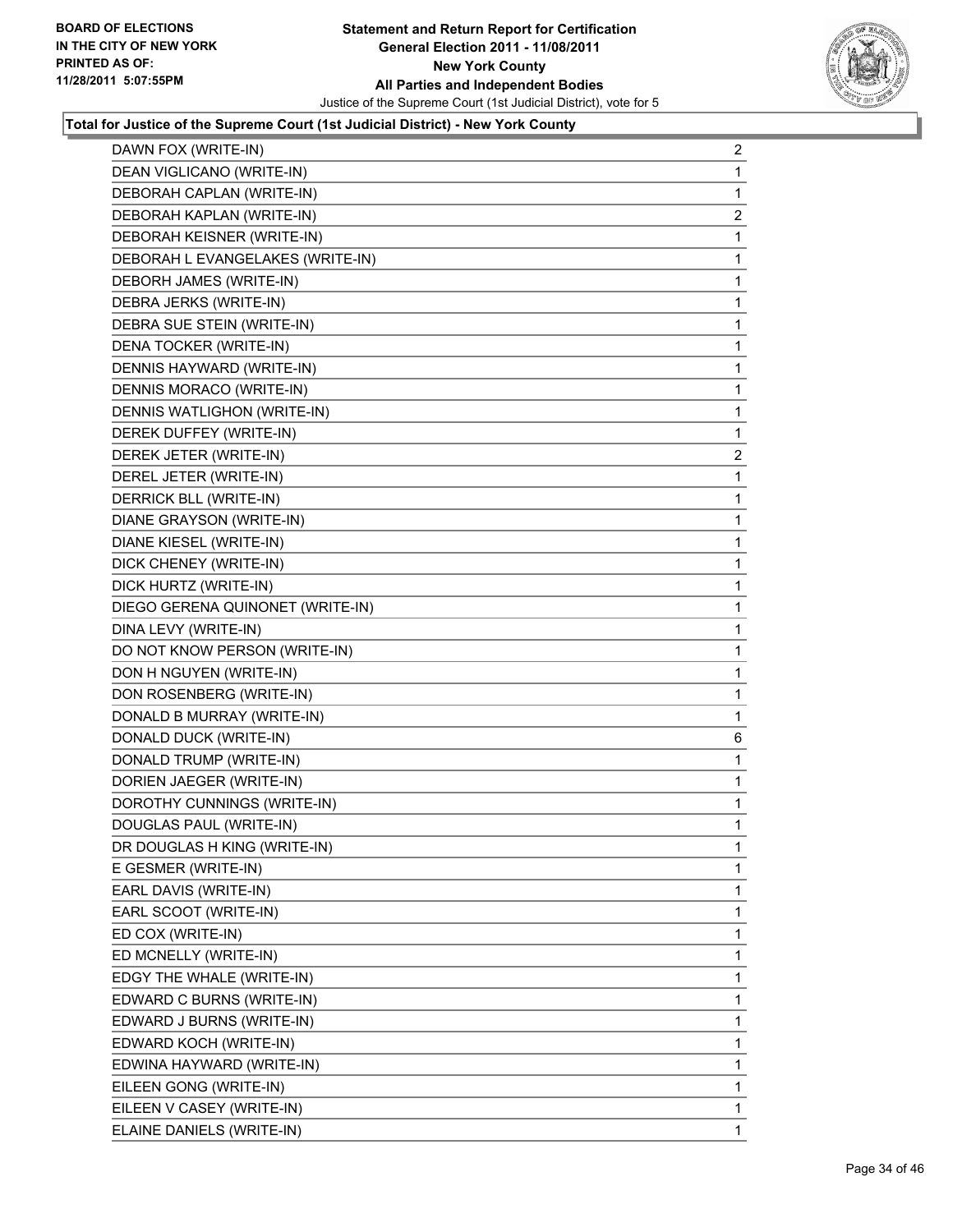**Total for Justice of the Supreme Court (1st Judicial District) - New York County**

| | |
|---|---|
| DAWN FOX (WRITE-IN) | 2 |
| DEAN VIGLICANO (WRITE-IN) | 1 |
| DEBORAH CAPLAN (WRITE-IN) | 1 |
| DEBORAH KAPLAN (WRITE-IN) | 2 |
| DEBORAH KEISNER (WRITE-IN) | 1 |
| DEBORAH L EVANGELAKES (WRITE-IN) | 1 |
| DEBORH JAMES (WRITE-IN) | 1 |
| DEBRA JERKS (WRITE-IN) | 1 |
| DEBRA SUE STEIN (WRITE-IN) | 1 |
| DENA TOCKER (WRITE-IN) | 1 |
| DENNIS HAYWARD (WRITE-IN) | 1 |
| DENNIS MORACO (WRITE-IN) | 1 |
| DENNIS WATLIGHON (WRITE-IN) | 1 |
| DEREK DUFFEY (WRITE-IN) | 1 |
| DEREK JETER (WRITE-IN) | 2 |
| DEREL JETER (WRITE-IN) | 1 |
| DERRICK BLL (WRITE-IN) | 1 |
| DIANE GRAYSON (WRITE-IN) | 1 |
| DIANE KIESEL (WRITE-IN) | 1 |
| DICK CHENEY (WRITE-IN) | 1 |
| DICK HURTZ (WRITE-IN) | 1 |
| DIEGO GERENA QUINONET (WRITE-IN) | 1 |
| DINA LEVY (WRITE-IN) | 1 |
| DO NOT KNOW PERSON (WRITE-IN) | 1 |
| DON H NGUYEN (WRITE-IN) | 1 |
| DON ROSENBERG (WRITE-IN) | 1 |
| DONALD B MURRAY (WRITE-IN) | 1 |
| DONALD DUCK (WRITE-IN) | 6 |
| DONALD TRUMP (WRITE-IN) | 1 |
| DORIEN JAEGER (WRITE-IN) | 1 |
| DOROTHY CUNNINGS (WRITE-IN) | 1 |
| DOUGLAS PAUL (WRITE-IN) | 1 |
| DR DOUGLAS H KING (WRITE-IN) | 1 |
| E GESMER (WRITE-IN) | 1 |
| EARL DAVIS (WRITE-IN) | 1 |
| EARL SCOOT (WRITE-IN) | 1 |
| ED COX (WRITE-IN) | 1 |
| ED MCNELLY (WRITE-IN) | 1 |
| EDGY THE WHALE (WRITE-IN) | 1 |
| EDWARD C BURNS (WRITE-IN) | 1 |
| EDWARD J BURNS (WRITE-IN) | 1 |
| EDWARD KOCH (WRITE-IN) | 1 |
| EDWINA HAYWARD (WRITE-IN) | 1 |
| EILEEN GONG (WRITE-IN) | 1 |
| EILEEN V CASEY (WRITE-IN) | 1 |
| ELAINE DANIELS (WRITE-IN) | 1 |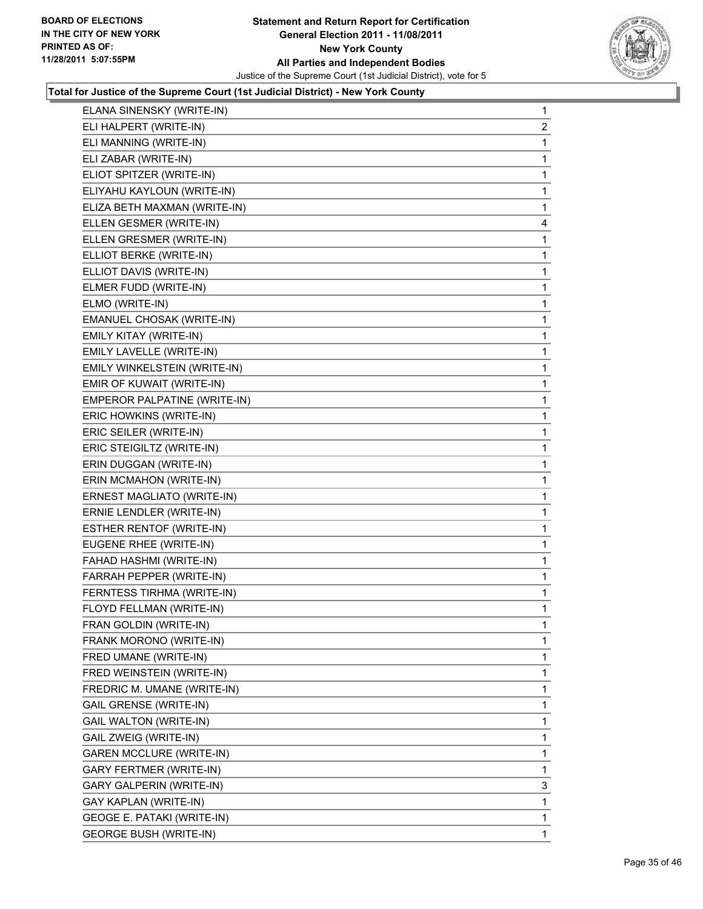**Total for Justice of the Supreme Court (1st Judicial District) - New York County**

| Candidate | Votes |
|---|---|
| ELANA SINENSKY (WRITE-IN) | 1 |
| ELI HALPERT (WRITE-IN) | 2 |
| ELI MANNING (WRITE-IN) | 1 |
| ELI ZABAR (WRITE-IN) | 1 |
| ELIOT SPITZER (WRITE-IN) | 1 |
| ELIYAHU KAYLOUN (WRITE-IN) | 1 |
| ELIZA BETH MAXMAN (WRITE-IN) | 1 |
| ELLEN GESMER (WRITE-IN) | 4 |
| ELLEN GRESMER (WRITE-IN) | 1 |
| ELLIOT BERKE (WRITE-IN) | 1 |
| ELLIOT DAVIS (WRITE-IN) | 1 |
| ELMER FUDD (WRITE-IN) | 1 |
| ELMO (WRITE-IN) | 1 |
| EMANUEL CHOSAK (WRITE-IN) | 1 |
| EMILY KITAY (WRITE-IN) | 1 |
| EMILY LAVELLE (WRITE-IN) | 1 |
| EMILY WINKELSTEIN (WRITE-IN) | 1 |
| EMIR OF KUWAIT (WRITE-IN) | 1 |
| EMPEROR PALPATINE (WRITE-IN) | 1 |
| ERIC HOWKINS (WRITE-IN) | 1 |
| ERIC SEILER (WRITE-IN) | 1 |
| ERIC STEIGILTZ (WRITE-IN) | 1 |
| ERIN DUGGAN (WRITE-IN) | 1 |
| ERIN MCMAHON (WRITE-IN) | 1 |
| ERNEST MAGLIATO (WRITE-IN) | 1 |
| ERNIE LENDLER (WRITE-IN) | 1 |
| ESTHER RENTOF (WRITE-IN) | 1 |
| EUGENE RHEE (WRITE-IN) | 1 |
| FAHAD HASHMI (WRITE-IN) | 1 |
| FARRAH PEPPER (WRITE-IN) | 1 |
| FERNTESS TIRHMA (WRITE-IN) | 1 |
| FLOYD FELLMAN (WRITE-IN) | 1 |
| FRAN GOLDIN (WRITE-IN) | 1 |
| FRANK MORONO (WRITE-IN) | 1 |
| FRED UMANE (WRITE-IN) | 1 |
| FRED WEINSTEIN (WRITE-IN) | 1 |
| FREDRIC M. UMANE (WRITE-IN) | 1 |
| GAIL GRENSE (WRITE-IN) | 1 |
| GAIL WALTON (WRITE-IN) | 1 |
| GAIL ZWEIG (WRITE-IN) | 1 |
| GAREN MCCLURE (WRITE-IN) | 1 |
| GARY FERTMER (WRITE-IN) | 1 |
| GARY GALPERIN (WRITE-IN) | 3 |
| GAY KAPLAN (WRITE-IN) | 1 |
| GEOGE E. PATAKI (WRITE-IN) | 1 |
| GEORGE BUSH (WRITE-IN) | 1 |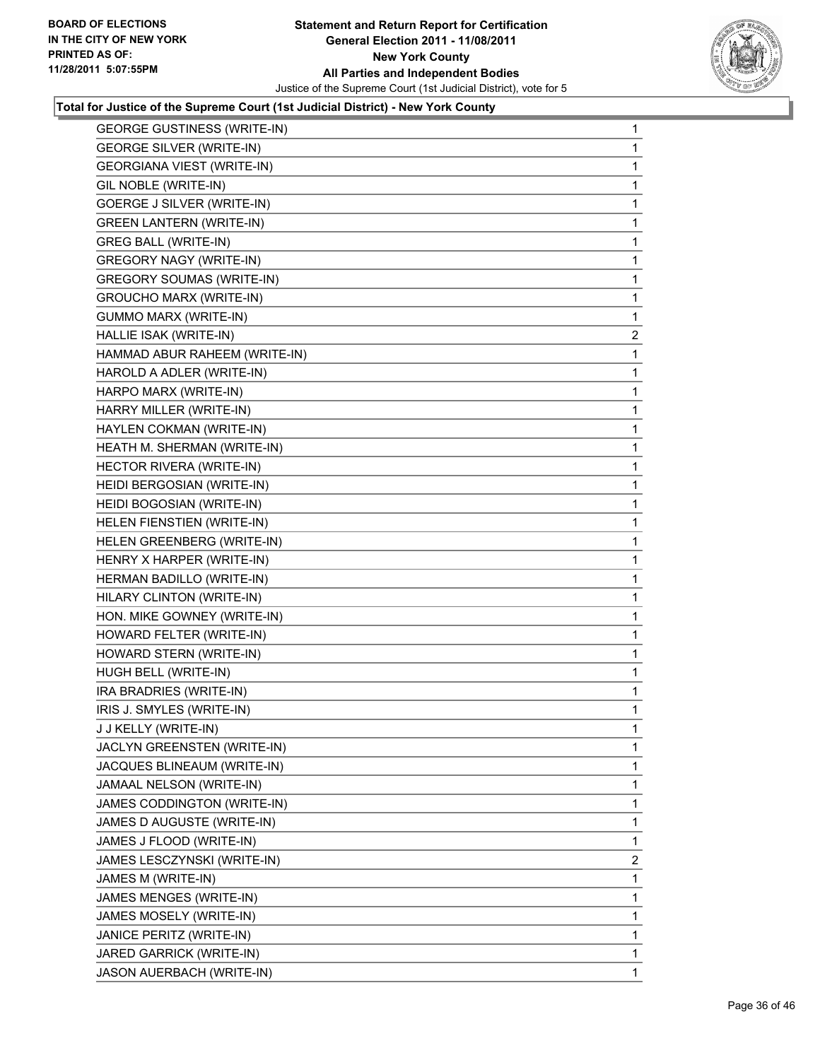**Total for Justice of the Supreme Court (1st Judicial District) - New York County**

| | |
|---|---|
| GEORGE GUSTINESS (WRITE-IN) | 1 |
| GEORGE SILVER (WRITE-IN) | 1 |
| GEORGIANA VIEST (WRITE-IN) | 1 |
| GIL NOBLE (WRITE-IN) | 1 |
| GOERGE J SILVER (WRITE-IN) | 1 |
| GREEN LANTERN (WRITE-IN) | 1 |
| GREG BALL (WRITE-IN) | 1 |
| GREGORY NAGY (WRITE-IN) | 1 |
| GREGORY SOUMAS (WRITE-IN) | 1 |
| GROUCHO MARX (WRITE-IN) | 1 |
| GUMMO MARX (WRITE-IN) | 1 |
| HALLIE ISAK (WRITE-IN) | 2 |
| HAMMAD ABUR RAHEEM (WRITE-IN) | 1 |
| HAROLD A ADLER (WRITE-IN) | 1 |
| HARPO MARX (WRITE-IN) | 1 |
| HARRY MILLER (WRITE-IN) | 1 |
| HAYLEN COKMAN (WRITE-IN) | 1 |
| HEATH M. SHERMAN (WRITE-IN) | 1 |
| HECTOR RIVERA (WRITE-IN) | 1 |
| HEIDI BERGOSIAN (WRITE-IN) | 1 |
| HEIDI BOGOSIAN (WRITE-IN) | 1 |
| HELEN FIENSTIEN (WRITE-IN) | 1 |
| HELEN GREENBERG (WRITE-IN) | 1 |
| HENRY X HARPER (WRITE-IN) | 1 |
| HERMAN BADILLO (WRITE-IN) | 1 |
| HILARY CLINTON (WRITE-IN) | 1 |
| HON. MIKE GOWNEY (WRITE-IN) | 1 |
| HOWARD FELTER (WRITE-IN) | 1 |
| HOWARD STERN (WRITE-IN) | 1 |
| HUGH BELL (WRITE-IN) | 1 |
| IRA BRADRIES (WRITE-IN) | 1 |
| IRIS J. SMYLES (WRITE-IN) | 1 |
| J J KELLY (WRITE-IN) | 1 |
| JACLYN GREENSTEN (WRITE-IN) | 1 |
| JACQUES BLINEAUM (WRITE-IN) | 1 |
| JAMAAL NELSON (WRITE-IN) | 1 |
| JAMES CODDINGTON (WRITE-IN) | 1 |
| JAMES D AUGUSTE (WRITE-IN) | 1 |
| JAMES J FLOOD (WRITE-IN) | 1 |
| JAMES LESCZYNSKI (WRITE-IN) | 2 |
| JAMES M (WRITE-IN) | 1 |
| JAMES MENGES (WRITE-IN) | 1 |
| JAMES MOSELY (WRITE-IN) | 1 |
| JANICE PERITZ (WRITE-IN) | 1 |
| JARED GARRICK (WRITE-IN) | 1 |
| JASON AUERBACH (WRITE-IN) | 1 |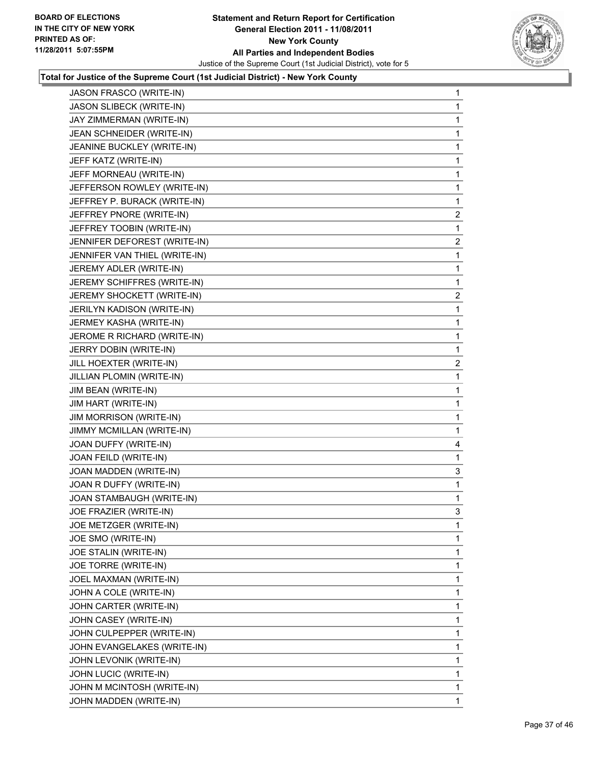**Total for Justice of the Supreme Court (1st Judicial District) - New York County**

| | |
|---|---|
| JASON FRASCO (WRITE-IN) | 1 |
| JASON SLIBECK (WRITE-IN) | 1 |
| JAY ZIMMERMAN (WRITE-IN) | 1 |
| JEAN SCHNEIDER (WRITE-IN) | 1 |
| JEANINE BUCKLEY (WRITE-IN) | 1 |
| JEFF KATZ (WRITE-IN) | 1 |
| JEFF MORNEAU (WRITE-IN) | 1 |
| JEFFERSON ROWLEY (WRITE-IN) | 1 |
| JEFFREY P. BURACK (WRITE-IN) | 1 |
| JEFFREY PNORE (WRITE-IN) | 2 |
| JEFFREY TOOBIN (WRITE-IN) | 1 |
| JENNIFER DEFOREST (WRITE-IN) | 2 |
| JENNIFER VAN THIEL (WRITE-IN) | 1 |
| JEREMY ADLER (WRITE-IN) | 1 |
| JEREMY SCHIFFRES (WRITE-IN) | 1 |
| JEREMY SHOCKETT (WRITE-IN) | 2 |
| JERILYN KADISON (WRITE-IN) | 1 |
| JERMEY KASHA (WRITE-IN) | 1 |
| JEROME R RICHARD (WRITE-IN) | 1 |
| JERRY DOBIN (WRITE-IN) | 1 |
| JILL HOEXTER (WRITE-IN) | 2 |
| JILLIAN PLOMIN (WRITE-IN) | 1 |
| JIM BEAN (WRITE-IN) | 1 |
| JIM HART (WRITE-IN) | 1 |
| JIM MORRISON (WRITE-IN) | 1 |
| JIMMY MCMILLAN (WRITE-IN) | 1 |
| JOAN DUFFY (WRITE-IN) | 4 |
| JOAN FEILD (WRITE-IN) | 1 |
| JOAN MADDEN (WRITE-IN) | 3 |
| JOAN R DUFFY (WRITE-IN) | 1 |
| JOAN STAMBAUGH (WRITE-IN) | 1 |
| JOE FRAZIER (WRITE-IN) | 3 |
| JOE METZGER (WRITE-IN) | 1 |
| JOE SMO (WRITE-IN) | 1 |
| JOE STALIN (WRITE-IN) | 1 |
| JOE TORRE (WRITE-IN) | 1 |
| JOEL MAXMAN (WRITE-IN) | 1 |
| JOHN A COLE (WRITE-IN) | 1 |
| JOHN CARTER (WRITE-IN) | 1 |
| JOHN CASEY (WRITE-IN) | 1 |
| JOHN CULPEPPER (WRITE-IN) | 1 |
| JOHN EVANGELAKES (WRITE-IN) | 1 |
| JOHN LEVONIK (WRITE-IN) | 1 |
| JOHN LUCIC (WRITE-IN) | 1 |
| JOHN M MCINTOSH (WRITE-IN) | 1 |
| JOHN MADDEN (WRITE-IN) | 1 |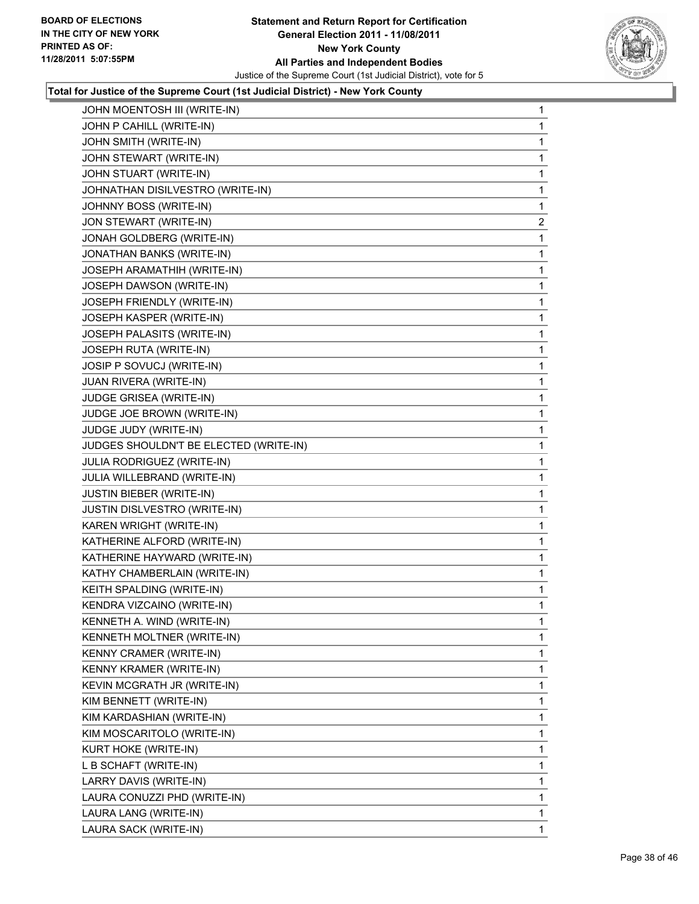**Total for Justice of the Supreme Court (1st Judicial District) - New York County**

| Candidate | Votes |
|---|---|
| JOHN MOENTOSH III (WRITE-IN) | 1 |
| JOHN P CAHILL (WRITE-IN) | 1 |
| JOHN SMITH (WRITE-IN) | 1 |
| JOHN STEWART (WRITE-IN) | 1 |
| JOHN STUART (WRITE-IN) | 1 |
| JOHNATHAN DISILVESTRO (WRITE-IN) | 1 |
| JOHNNY BOSS (WRITE-IN) | 1 |
| JON STEWART (WRITE-IN) | 2 |
| JONAH GOLDBERG (WRITE-IN) | 1 |
| JONATHAN BANKS (WRITE-IN) | 1 |
| JOSEPH ARAMATHIH (WRITE-IN) | 1 |
| JOSEPH DAWSON (WRITE-IN) | 1 |
| JOSEPH FRIENDLY (WRITE-IN) | 1 |
| JOSEPH KASPER (WRITE-IN) | 1 |
| JOSEPH PALASITS (WRITE-IN) | 1 |
| JOSEPH RUTA (WRITE-IN) | 1 |
| JOSIP P SOVUCJ (WRITE-IN) | 1 |
| JUAN RIVERA (WRITE-IN) | 1 |
| JUDGE GRISEA (WRITE-IN) | 1 |
| JUDGE JOE BROWN (WRITE-IN) | 1 |
| JUDGE JUDY (WRITE-IN) | 1 |
| JUDGES SHOULDN'T BE ELECTED (WRITE-IN) | 1 |
| JULIA RODRIGUEZ (WRITE-IN) | 1 |
| JULIA WILLEBRAND (WRITE-IN) | 1 |
| JUSTIN BIEBER (WRITE-IN) | 1 |
| JUSTIN DISLVESTRO (WRITE-IN) | 1 |
| KAREN WRIGHT (WRITE-IN) | 1 |
| KATHERINE ALFORD (WRITE-IN) | 1 |
| KATHERINE HAYWARD (WRITE-IN) | 1 |
| KATHY CHAMBERLAIN (WRITE-IN) | 1 |
| KEITH SPALDING (WRITE-IN) | 1 |
| KENDRA VIZCAINO (WRITE-IN) | 1 |
| KENNETH A. WIND (WRITE-IN) | 1 |
| KENNETH MOLTNER (WRITE-IN) | 1 |
| KENNY CRAMER (WRITE-IN) | 1 |
| KENNY KRAMER (WRITE-IN) | 1 |
| KEVIN MCGRATH JR (WRITE-IN) | 1 |
| KIM BENNETT (WRITE-IN) | 1 |
| KIM KARDASHIAN (WRITE-IN) | 1 |
| KIM MOSCARITOLO (WRITE-IN) | 1 |
| KURT HOKE (WRITE-IN) | 1 |
| L B SCHAFT (WRITE-IN) | 1 |
| LARRY DAVIS (WRITE-IN) | 1 |
| LAURA CONUZZI PHD (WRITE-IN) | 1 |
| LAURA LANG (WRITE-IN) | 1 |
| LAURA SACK (WRITE-IN) | 1 |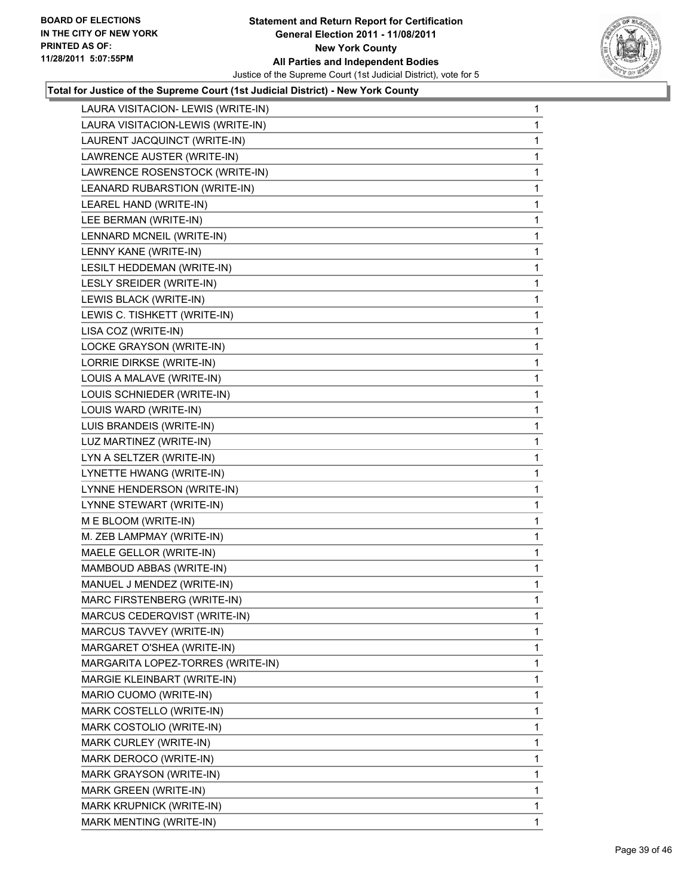**BOARD OF ELECTIONS IN THE CITY OF NEW YORK PRINTED AS OF: 11/28/2011 5:07:55PM**

**Statement and Return Report for Certification General Election 2011 - 11/08/2011 New York County All Parties and Independent Bodies**

Justice of the Supreme Court (1st Judicial District), vote for 5

**Total for Justice of the Supreme Court (1st Judicial District) - New York County**

| | |
|---|---|
| LAURA VISITACION- LEWIS (WRITE-IN) | 1 |
| LAURA VISITACION-LEWIS (WRITE-IN) | 1 |
| LAURENT JACQUINCT (WRITE-IN) | 1 |
| LAWRENCE AUSTER (WRITE-IN) | 1 |
| LAWRENCE ROSENSTOCK (WRITE-IN) | 1 |
| LEANARD RUBARSTION (WRITE-IN) | 1 |
| LEAREL HAND (WRITE-IN) | 1 |
| LEE BERMAN (WRITE-IN) | 1 |
| LENNARD MCNEIL (WRITE-IN) | 1 |
| LENNY KANE (WRITE-IN) | 1 |
| LESILT HEDDEMAN (WRITE-IN) | 1 |
| LESLY SREIDER (WRITE-IN) | 1 |
| LEWIS BLACK (WRITE-IN) | 1 |
| LEWIS C. TISHKETT (WRITE-IN) | 1 |
| LISA COZ (WRITE-IN) | 1 |
| LOCKE GRAYSON (WRITE-IN) | 1 |
| LORRIE DIRKSE (WRITE-IN) | 1 |
| LOUIS A MALAVE (WRITE-IN) | 1 |
| LOUIS SCHNIEDER (WRITE-IN) | 1 |
| LOUIS WARD (WRITE-IN) | 1 |
| LUIS BRANDEIS (WRITE-IN) | 1 |
| LUZ MARTINEZ (WRITE-IN) | 1 |
| LYN A SELTZER (WRITE-IN) | 1 |
| LYNETTE HWANG (WRITE-IN) | 1 |
| LYNNE HENDERSON (WRITE-IN) | 1 |
| LYNNE STEWART (WRITE-IN) | 1 |
| M E BLOOM (WRITE-IN) | 1 |
| M. ZEB LAMPMAY (WRITE-IN) | 1 |
| MAELE GELLOR (WRITE-IN) | 1 |
| MAMBOUD ABBAS (WRITE-IN) | 1 |
| MANUEL J MENDEZ (WRITE-IN) | 1 |
| MARC FIRSTENBERG (WRITE-IN) | 1 |
| MARCUS CEDERQVIST (WRITE-IN) | 1 |
| MARCUS TAVVEY (WRITE-IN) | 1 |
| MARGARET O'SHEA (WRITE-IN) | 1 |
| MARGARITA LOPEZ-TORRES (WRITE-IN) | 1 |
| MARGIE KLEINBART (WRITE-IN) | 1 |
| MARIO CUOMO (WRITE-IN) | 1 |
| MARK COSTELLO (WRITE-IN) | 1 |
| MARK COSTOLIO (WRITE-IN) | 1 |
| MARK CURLEY (WRITE-IN) | 1 |
| MARK DEROCO (WRITE-IN) | 1 |
| MARK GRAYSON (WRITE-IN) | 1 |
| MARK GREEN (WRITE-IN) | 1 |
| MARK KRUPNICK (WRITE-IN) | 1 |
| MARK MENTING (WRITE-IN) | 1 |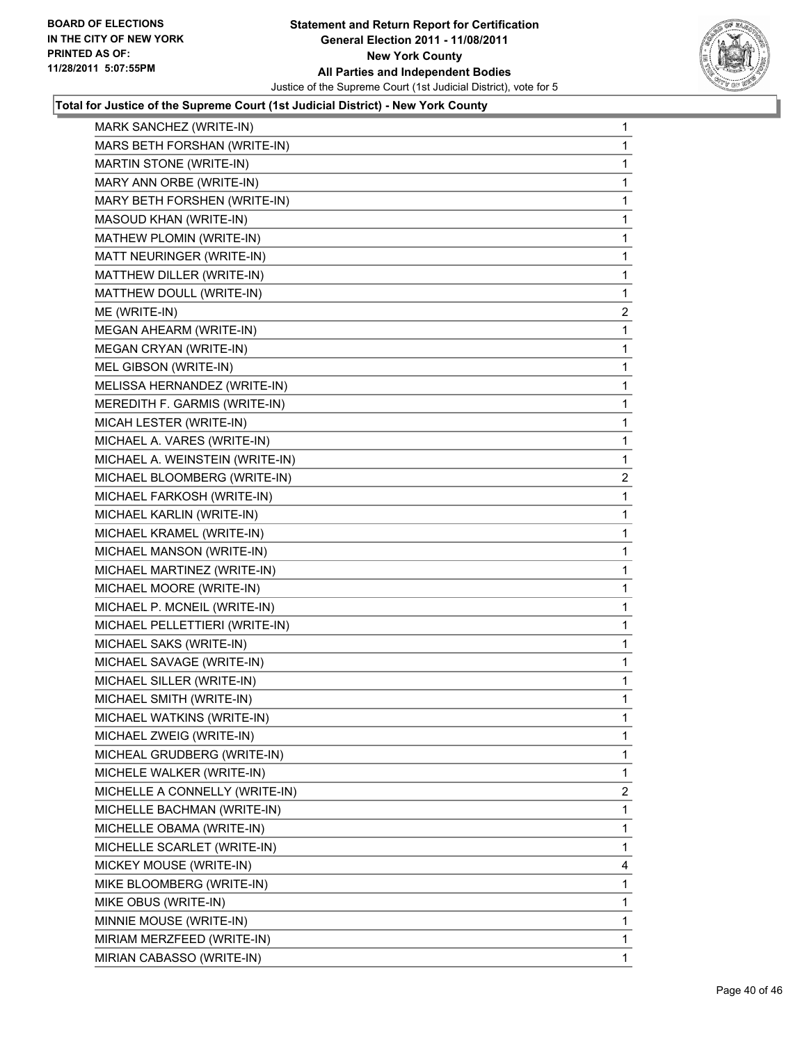**Total for Justice of the Supreme Court (1st Judicial District) - New York County**

| | |
|---|---|
| MARK SANCHEZ (WRITE-IN) | 1 |
| MARS BETH FORSHAN (WRITE-IN) | 1 |
| MARTIN STONE (WRITE-IN) | 1 |
| MARY ANN ORBE (WRITE-IN) | 1 |
| MARY BETH FORSHEN (WRITE-IN) | 1 |
| MASOUD KHAN (WRITE-IN) | 1 |
| MATHEW PLOMIN (WRITE-IN) | 1 |
| MATT NEURINGER (WRITE-IN) | 1 |
| MATTHEW DILLER (WRITE-IN) | 1 |
| MATTHEW DOULL (WRITE-IN) | 1 |
| ME (WRITE-IN) | 2 |
| MEGAN AHEARM (WRITE-IN) | 1 |
| MEGAN CRYAN (WRITE-IN) | 1 |
| MEL GIBSON (WRITE-IN) | 1 |
| MELISSA HERNANDEZ (WRITE-IN) | 1 |
| MEREDITH F. GARMIS (WRITE-IN) | 1 |
| MICAH LESTER (WRITE-IN) | 1 |
| MICHAEL A. VARES (WRITE-IN) | 1 |
| MICHAEL A. WEINSTEIN (WRITE-IN) | 1 |
| MICHAEL BLOOMBERG (WRITE-IN) | 2 |
| MICHAEL FARKOSH (WRITE-IN) | 1 |
| MICHAEL KARLIN (WRITE-IN) | 1 |
| MICHAEL KRAMEL (WRITE-IN) | 1 |
| MICHAEL MANSON (WRITE-IN) | 1 |
| MICHAEL MARTINEZ (WRITE-IN) | 1 |
| MICHAEL MOORE (WRITE-IN) | 1 |
| MICHAEL P. MCNEIL (WRITE-IN) | 1 |
| MICHAEL PELLETTIERI (WRITE-IN) | 1 |
| MICHAEL SAKS (WRITE-IN) | 1 |
| MICHAEL SAVAGE (WRITE-IN) | 1 |
| MICHAEL SILLER (WRITE-IN) | 1 |
| MICHAEL SMITH (WRITE-IN) | 1 |
| MICHAEL WATKINS (WRITE-IN) | 1 |
| MICHAEL ZWEIG (WRITE-IN) | 1 |
| MICHEAL GRUDBERG (WRITE-IN) | 1 |
| MICHELE WALKER (WRITE-IN) | 1 |
| MICHELLE A CONNELLY (WRITE-IN) | 2 |
| MICHELLE BACHMAN (WRITE-IN) | 1 |
| MICHELLE OBAMA (WRITE-IN) | 1 |
| MICHELLE SCARLET (WRITE-IN) | 1 |
| MICKEY MOUSE (WRITE-IN) | 4 |
| MIKE BLOOMBERG (WRITE-IN) | 1 |
| MIKE OBUS (WRITE-IN) | 1 |
| MINNIE MOUSE (WRITE-IN) | 1 |
| MIRIAM MERZFEED (WRITE-IN) | 1 |
| MIRIAN CABASSO (WRITE-IN) | 1 |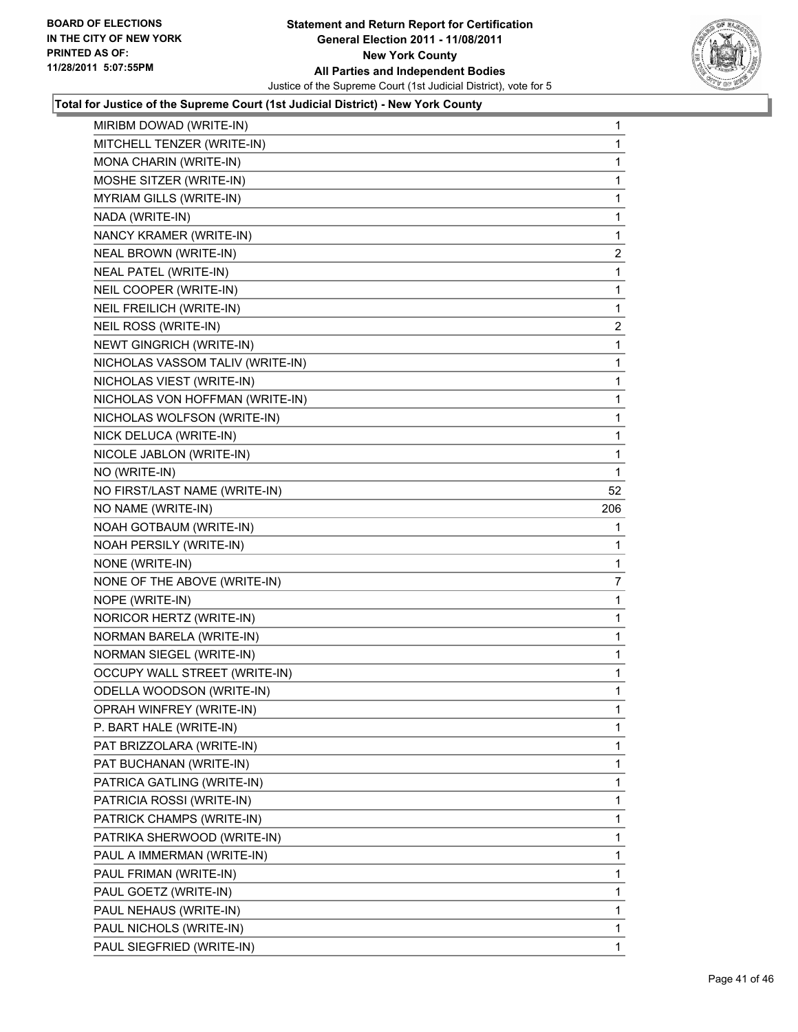### Total for Justice of the Supreme Court (1st Judicial District) - New York County

| | |
|---|---|
| MIRIBM DOWAD (WRITE-IN) | 1 |
| MITCHELL TENZER (WRITE-IN) | 1 |
| MONA CHARIN (WRITE-IN) | 1 |
| MOSHE SITZER (WRITE-IN) | 1 |
| MYRIAM GILLS (WRITE-IN) | 1 |
| NADA (WRITE-IN) | 1 |
| NANCY KRAMER (WRITE-IN) | 1 |
| NEAL BROWN (WRITE-IN) | 2 |
| NEAL PATEL (WRITE-IN) | 1 |
| NEIL COOPER (WRITE-IN) | 1 |
| NEIL FREILICH (WRITE-IN) | 1 |
| NEIL ROSS (WRITE-IN) | 2 |
| NEWT GINGRICH (WRITE-IN) | 1 |
| NICHOLAS VASSOM TALIV (WRITE-IN) | 1 |
| NICHOLAS VIEST (WRITE-IN) | 1 |
| NICHOLAS VON HOFFMAN (WRITE-IN) | 1 |
| NICHOLAS WOLFSON (WRITE-IN) | 1 |
| NICK DELUCA (WRITE-IN) | 1 |
| NICOLE JABLON (WRITE-IN) | 1 |
| NO (WRITE-IN) | 1 |
| NO FIRST/LAST NAME (WRITE-IN) | 52 |
| NO NAME (WRITE-IN) | 206 |
| NOAH GOTBAUM (WRITE-IN) | 1 |
| NOAH PERSILY (WRITE-IN) | 1 |
| NONE (WRITE-IN) | 1 |
| NONE OF THE ABOVE (WRITE-IN) | 7 |
| NOPE (WRITE-IN) | 1 |
| NORICOR HERTZ (WRITE-IN) | 1 |
| NORMAN BARELA (WRITE-IN) | 1 |
| NORMAN SIEGEL (WRITE-IN) | 1 |
| OCCUPY WALL STREET (WRITE-IN) | 1 |
| ODELLA WOODSON (WRITE-IN) | 1 |
| OPRAH WINFREY (WRITE-IN) | 1 |
| P. BART HALE (WRITE-IN) | 1 |
| PAT BRIZZOLARA (WRITE-IN) | 1 |
| PAT BUCHANAN (WRITE-IN) | 1 |
| PATRICA GATLING (WRITE-IN) | 1 |
| PATRICIA ROSSI (WRITE-IN) | 1 |
| PATRICK CHAMPS (WRITE-IN) | 1 |
| PATRIKA SHERWOOD (WRITE-IN) | 1 |
| PAUL A IMMERMAN (WRITE-IN) | 1 |
| PAUL FRIMAN (WRITE-IN) | 1 |
| PAUL GOETZ (WRITE-IN) | 1 |
| PAUL NEHAUS (WRITE-IN) | 1 |
| PAUL NICHOLS (WRITE-IN) | 1 |
| PAUL SIEGFRIED (WRITE-IN) | 1 |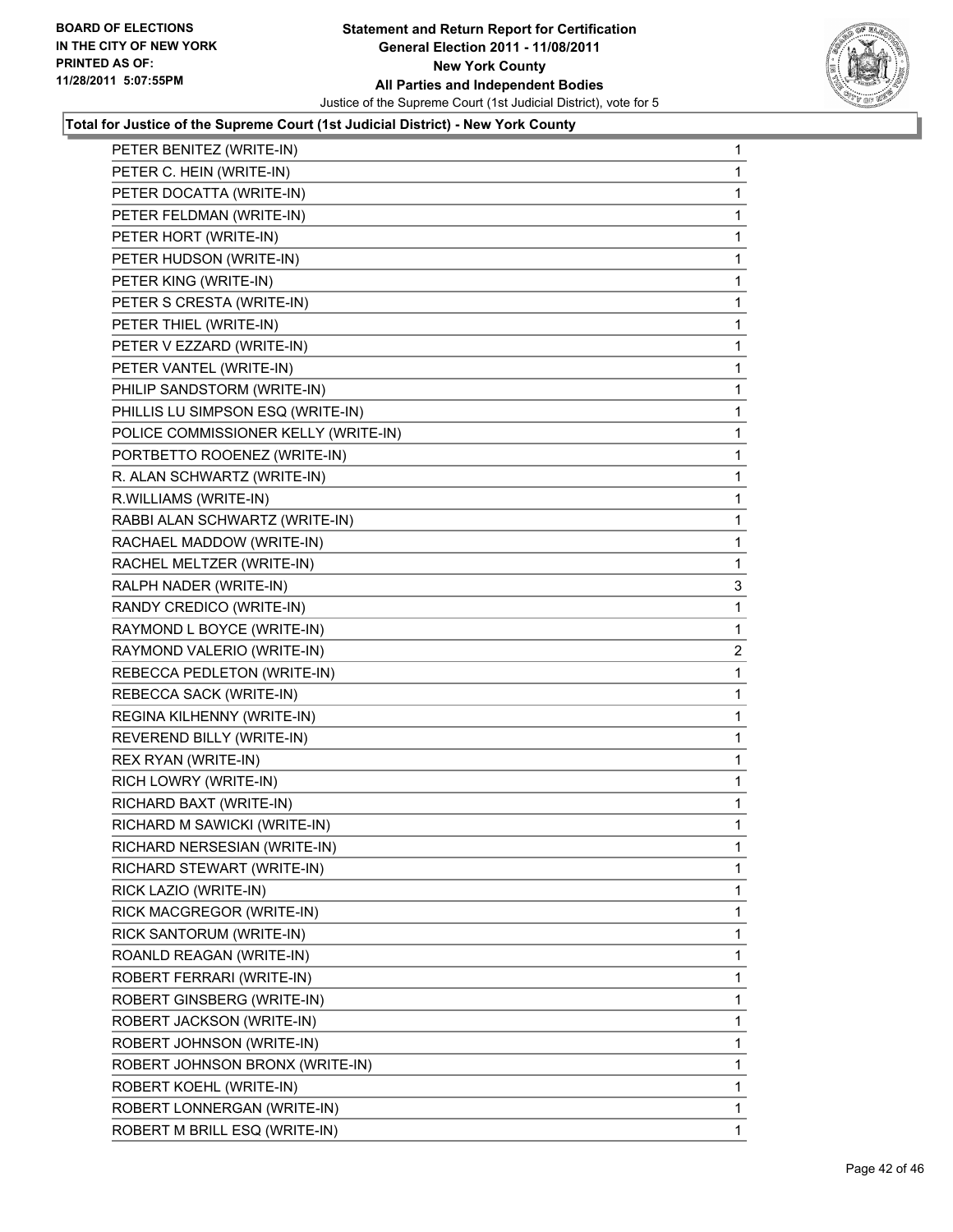BOARD OF ELECTIONS
IN THE CITY OF NEW YORK
PRINTED AS OF:
11/28/2011 5:07:55PM

**Statement and Return Report for Certification**
**General Election 2011 - 11/08/2011**
**New York County**
**All Parties and Independent Bodies**
Justice of the Supreme Court (1st Judicial District), vote for 5

**Total for Justice of the Supreme Court (1st Judicial District) - New York County**

| | |
|---|---|
| PETER BENITEZ (WRITE-IN) | 1 |
| PETER C. HEIN (WRITE-IN) | 1 |
| PETER DOCATTA (WRITE-IN) | 1 |
| PETER FELDMAN (WRITE-IN) | 1 |
| PETER HORT (WRITE-IN) | 1 |
| PETER HUDSON (WRITE-IN) | 1 |
| PETER KING (WRITE-IN) | 1 |
| PETER S CRESTA (WRITE-IN) | 1 |
| PETER THIEL (WRITE-IN) | 1 |
| PETER V EZZARD (WRITE-IN) | 1 |
| PETER VANTEL (WRITE-IN) | 1 |
| PHILIP SANDSTORM (WRITE-IN) | 1 |
| PHILLIS LU SIMPSON ESQ (WRITE-IN) | 1 |
| POLICE COMMISSIONER KELLY (WRITE-IN) | 1 |
| PORTBETTO ROOENEZ (WRITE-IN) | 1 |
| R. ALAN SCHWARTZ (WRITE-IN) | 1 |
| R.WILLIAMS (WRITE-IN) | 1 |
| RABBI ALAN SCHWARTZ (WRITE-IN) | 1 |
| RACHAEL MADDOW (WRITE-IN) | 1 |
| RACHEL MELTZER (WRITE-IN) | 1 |
| RALPH NADER (WRITE-IN) | 3 |
| RANDY CREDICO (WRITE-IN) | 1 |
| RAYMOND L BOYCE (WRITE-IN) | 1 |
| RAYMOND VALERIO (WRITE-IN) | 2 |
| REBECCA PEDLETON (WRITE-IN) | 1 |
| REBECCA SACK (WRITE-IN) | 1 |
| REGINA KILHENNY (WRITE-IN) | 1 |
| REVEREND BILLY (WRITE-IN) | 1 |
| REX RYAN (WRITE-IN) | 1 |
| RICH LOWRY (WRITE-IN) | 1 |
| RICHARD BAXT (WRITE-IN) | 1 |
| RICHARD M SAWICKI (WRITE-IN) | 1 |
| RICHARD NERSESIAN (WRITE-IN) | 1 |
| RICHARD STEWART (WRITE-IN) | 1 |
| RICK LAZIO (WRITE-IN) | 1 |
| RICK MACGREGOR (WRITE-IN) | 1 |
| RICK SANTORUM (WRITE-IN) | 1 |
| ROANLD REAGAN (WRITE-IN) | 1 |
| ROBERT FERRARI (WRITE-IN) | 1 |
| ROBERT GINSBERG (WRITE-IN) | 1 |
| ROBERT JACKSON (WRITE-IN) | 1 |
| ROBERT JOHNSON (WRITE-IN) | 1 |
| ROBERT JOHNSON BRONX (WRITE-IN) | 1 |
| ROBERT KOEHL (WRITE-IN) | 1 |
| ROBERT LONNERGAN (WRITE-IN) | 1 |
| ROBERT M BRILL ESQ (WRITE-IN) | 1 |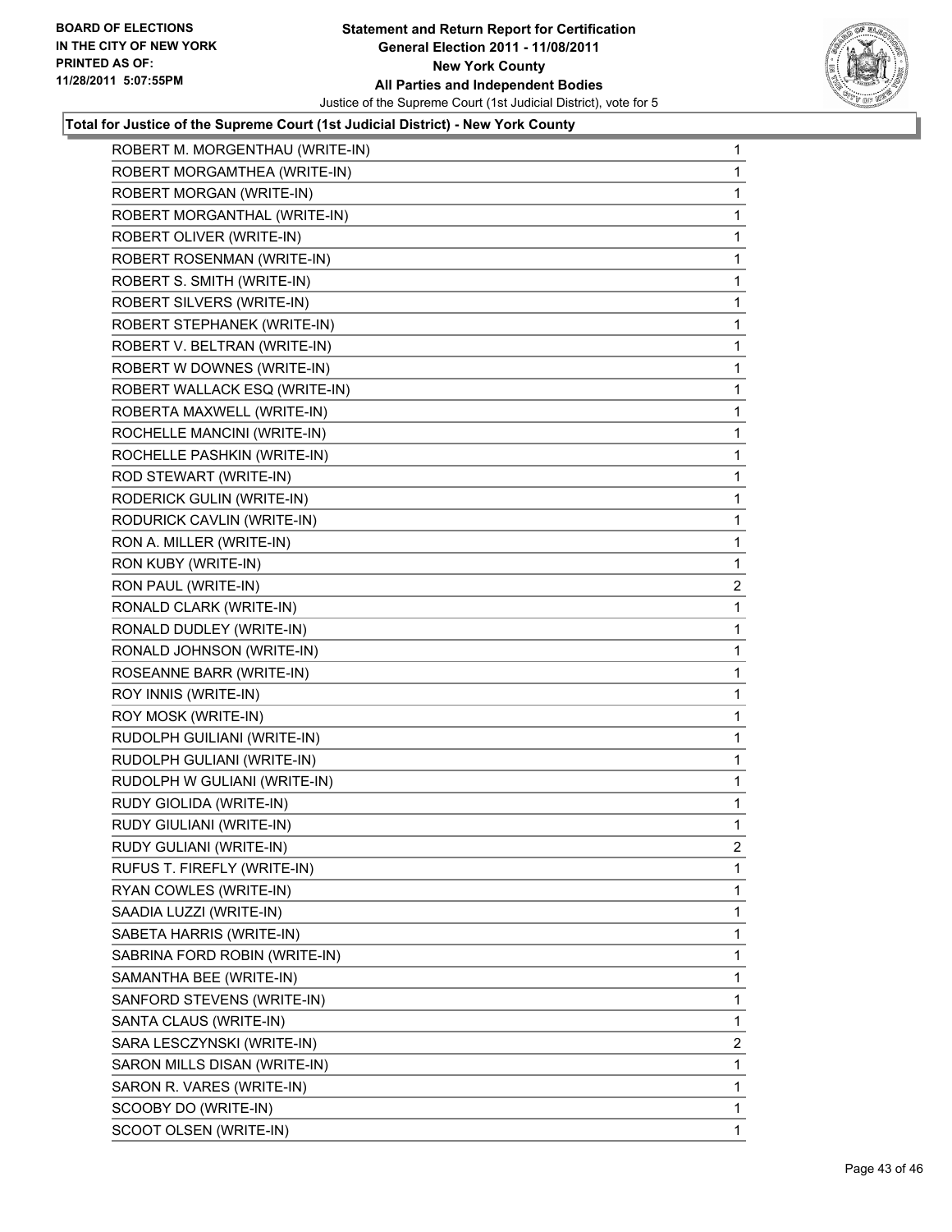**Total for Justice of the Supreme Court (1st Judicial District) - New York County**

| Candidate | Votes |
|---|---|
| ROBERT M. MORGENTHAU (WRITE-IN) | 1 |
| ROBERT MORGAMTHEA (WRITE-IN) | 1 |
| ROBERT MORGAN (WRITE-IN) | 1 |
| ROBERT MORGANTHAL (WRITE-IN) | 1 |
| ROBERT OLIVER (WRITE-IN) | 1 |
| ROBERT ROSENMAN (WRITE-IN) | 1 |
| ROBERT S. SMITH (WRITE-IN) | 1 |
| ROBERT SILVERS (WRITE-IN) | 1 |
| ROBERT STEPHANEK (WRITE-IN) | 1 |
| ROBERT V. BELTRAN (WRITE-IN) | 1 |
| ROBERT W DOWNES (WRITE-IN) | 1 |
| ROBERT WALLACK ESQ (WRITE-IN) | 1 |
| ROBERTA MAXWELL (WRITE-IN) | 1 |
| ROCHELLE MANCINI (WRITE-IN) | 1 |
| ROCHELLE PASHKIN (WRITE-IN) | 1 |
| ROD STEWART (WRITE-IN) | 1 |
| RODERICK GULIN (WRITE-IN) | 1 |
| RODURICK CAVLIN (WRITE-IN) | 1 |
| RON A. MILLER (WRITE-IN) | 1 |
| RON KUBY (WRITE-IN) | 1 |
| RON PAUL (WRITE-IN) | 2 |
| RONALD CLARK (WRITE-IN) | 1 |
| RONALD DUDLEY (WRITE-IN) | 1 |
| RONALD JOHNSON (WRITE-IN) | 1 |
| ROSEANNE BARR (WRITE-IN) | 1 |
| ROY INNIS (WRITE-IN) | 1 |
| ROY MOSK (WRITE-IN) | 1 |
| RUDOLPH GUILIANI (WRITE-IN) | 1 |
| RUDOLPH GULIANI (WRITE-IN) | 1 |
| RUDOLPH W GULIANI (WRITE-IN) | 1 |
| RUDY GIOLIDA (WRITE-IN) | 1 |
| RUDY GIULIANI (WRITE-IN) | 1 |
| RUDY GULIANI (WRITE-IN) | 2 |
| RUFUS T. FIREFLY (WRITE-IN) | 1 |
| RYAN COWLES (WRITE-IN) | 1 |
| SAADIA LUZZI (WRITE-IN) | 1 |
| SABETA HARRIS (WRITE-IN) | 1 |
| SABRINA FORD ROBIN (WRITE-IN) | 1 |
| SAMANTHA BEE (WRITE-IN) | 1 |
| SANFORD STEVENS (WRITE-IN) | 1 |
| SANTA CLAUS (WRITE-IN) | 1 |
| SARA LESCZYNSKI (WRITE-IN) | 2 |
| SARON MILLS DISAN (WRITE-IN) | 1 |
| SARON R. VARES (WRITE-IN) | 1 |
| SCOOBY DO (WRITE-IN) | 1 |
| SCOOT OLSEN (WRITE-IN) | 1 |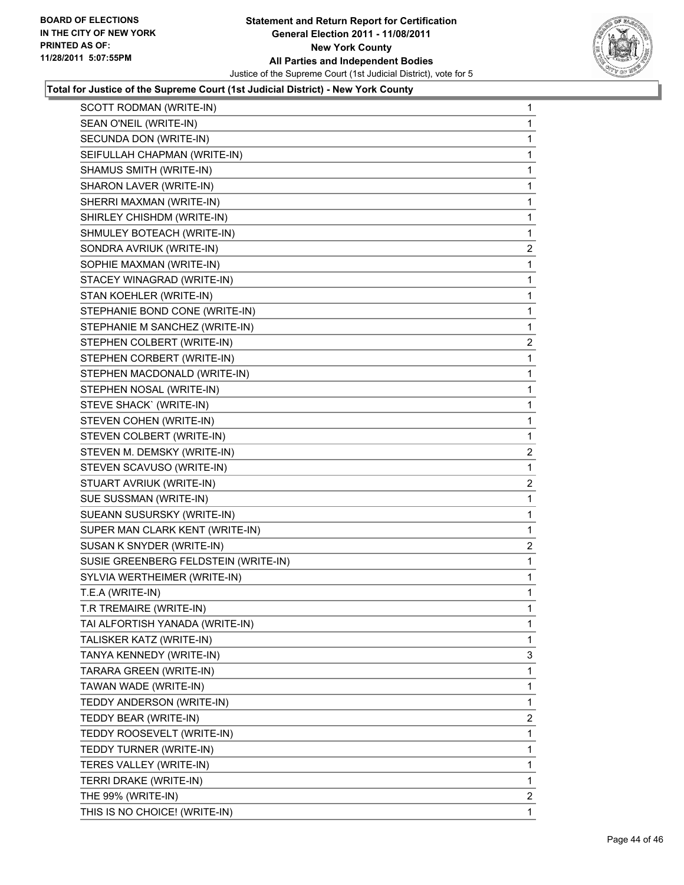**Total for Justice of the Supreme Court (1st Judicial District) - New York County**

| | |
|---|---|
| SCOTT RODMAN (WRITE-IN) | 1 |
| SEAN O'NEIL (WRITE-IN) | 1 |
| SECUNDA DON (WRITE-IN) | 1 |
| SEIFULLAH CHAPMAN (WRITE-IN) | 1 |
| SHAMUS SMITH (WRITE-IN) | 1 |
| SHARON LAVER (WRITE-IN) | 1 |
| SHERRI MAXMAN (WRITE-IN) | 1 |
| SHIRLEY CHISHDM (WRITE-IN) | 1 |
| SHMULEY BOTEACH (WRITE-IN) | 1 |
| SONDRA AVRIUK (WRITE-IN) | 2 |
| SOPHIE MAXMAN (WRITE-IN) | 1 |
| STACEY WINAGRAD (WRITE-IN) | 1 |
| STAN KOEHLER (WRITE-IN) | 1 |
| STEPHANIE BOND CONE (WRITE-IN) | 1 |
| STEPHANIE M SANCHEZ (WRITE-IN) | 1 |
| STEPHEN COLBERT (WRITE-IN) | 2 |
| STEPHEN CORBERT (WRITE-IN) | 1 |
| STEPHEN MACDONALD (WRITE-IN) | 1 |
| STEPHEN NOSAL (WRITE-IN) | 1 |
| STEVE SHACK` (WRITE-IN) | 1 |
| STEVEN COHEN (WRITE-IN) | 1 |
| STEVEN COLBERT (WRITE-IN) | 1 |
| STEVEN M. DEMSKY (WRITE-IN) | 2 |
| STEVEN SCAVUSO (WRITE-IN) | 1 |
| STUART AVRIUK (WRITE-IN) | 2 |
| SUE SUSSMAN (WRITE-IN) | 1 |
| SUEANN SUSURSKY (WRITE-IN) | 1 |
| SUPER MAN CLARK KENT (WRITE-IN) | 1 |
| SUSAN K SNYDER (WRITE-IN) | 2 |
| SUSIE GREENBERG FELDSTEIN (WRITE-IN) | 1 |
| SYLVIA WERTHEIMER (WRITE-IN) | 1 |
| T.E.A (WRITE-IN) | 1 |
| T.R TREMAIRE (WRITE-IN) | 1 |
| TAI ALFORTISH YANADA (WRITE-IN) | 1 |
| TALISKER KATZ (WRITE-IN) | 1 |
| TANYA KENNEDY (WRITE-IN) | 3 |
| TARARA GREEN (WRITE-IN) | 1 |
| TAWAN WADE (WRITE-IN) | 1 |
| TEDDY ANDERSON (WRITE-IN) | 1 |
| TEDDY BEAR (WRITE-IN) | 2 |
| TEDDY ROOSEVELT (WRITE-IN) | 1 |
| TEDDY TURNER (WRITE-IN) | 1 |
| TERES VALLEY (WRITE-IN) | 1 |
| TERRI DRAKE (WRITE-IN) | 1 |
| THE 99% (WRITE-IN) | 2 |
| THIS IS NO CHOICE! (WRITE-IN) | 1 |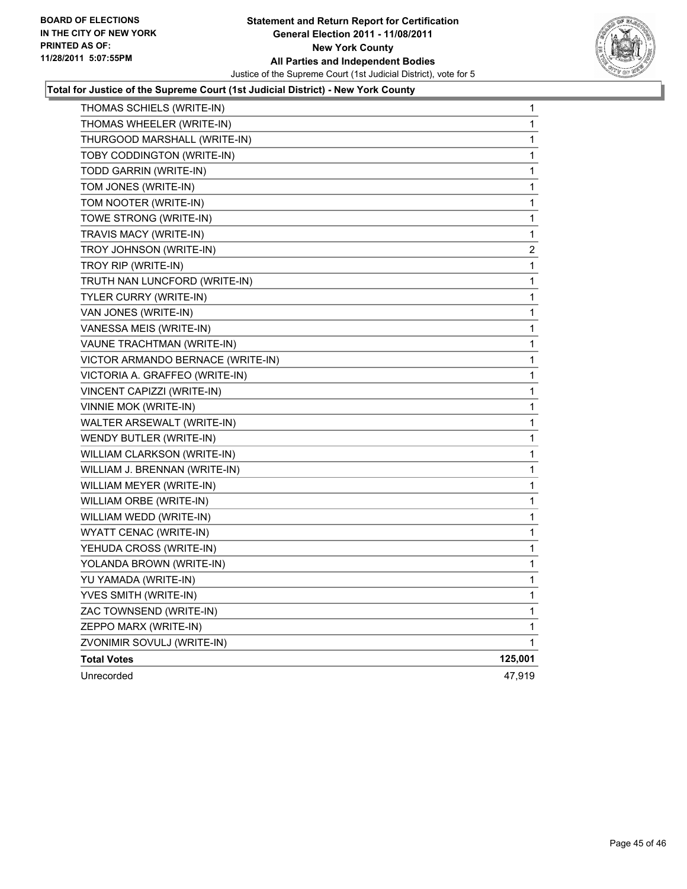**BOARD OF ELECTIONS IN THE CITY OF NEW YORK PRINTED AS OF: 11/28/2011 5:07:55PM**

**Statement and Return Report for Certification**
**General Election 2011 - 11/08/2011**
**New York County**
**All Parties and Independent Bodies**
Justice of the Supreme Court (1st Judicial District), vote for 5

**Total for Justice of the Supreme Court (1st Judicial District) - New York County**

| | |
|---|---|
| THOMAS SCHIELS (WRITE-IN) | 1 |
| THOMAS WHEELER (WRITE-IN) | 1 |
| THURGOOD MARSHALL (WRITE-IN) | 1 |
| TOBY CODDINGTON (WRITE-IN) | 1 |
| TODD GARRIN (WRITE-IN) | 1 |
| TOM JONES (WRITE-IN) | 1 |
| TOM NOOTER (WRITE-IN) | 1 |
| TOWE STRONG (WRITE-IN) | 1 |
| TRAVIS MACY (WRITE-IN) | 1 |
| TROY JOHNSON (WRITE-IN) | 2 |
| TROY RIP (WRITE-IN) | 1 |
| TRUTH NAN LUNCFORD (WRITE-IN) | 1 |
| TYLER CURRY (WRITE-IN) | 1 |
| VAN JONES (WRITE-IN) | 1 |
| VANESSA MEIS (WRITE-IN) | 1 |
| VAUNE TRACHTMAN (WRITE-IN) | 1 |
| VICTOR ARMANDO BERNACE (WRITE-IN) | 1 |
| VICTORIA A. GRAFFEO (WRITE-IN) | 1 |
| VINCENT CAPIZZI (WRITE-IN) | 1 |
| VINNIE MOK (WRITE-IN) | 1 |
| WALTER ARSEWALT (WRITE-IN) | 1 |
| WENDY BUTLER (WRITE-IN) | 1 |
| WILLIAM CLARKSON (WRITE-IN) | 1 |
| WILLIAM J. BRENNAN (WRITE-IN) | 1 |
| WILLIAM MEYER (WRITE-IN) | 1 |
| WILLIAM ORBE (WRITE-IN) | 1 |
| WILLIAM WEDD (WRITE-IN) | 1 |
| WYATT CENAC (WRITE-IN) | 1 |
| YEHUDA CROSS (WRITE-IN) | 1 |
| YOLANDA BROWN (WRITE-IN) | 1 |
| YU YAMADA (WRITE-IN) | 1 |
| YVES SMITH (WRITE-IN) | 1 |
| ZAC TOWNSEND (WRITE-IN) | 1 |
| ZEPPO MARX (WRITE-IN) | 1 |
| ZVONIMIR SOVULJ (WRITE-IN) | 1 |
| **Total Votes** | **125,001** |
| Unrecorded | 47,919 |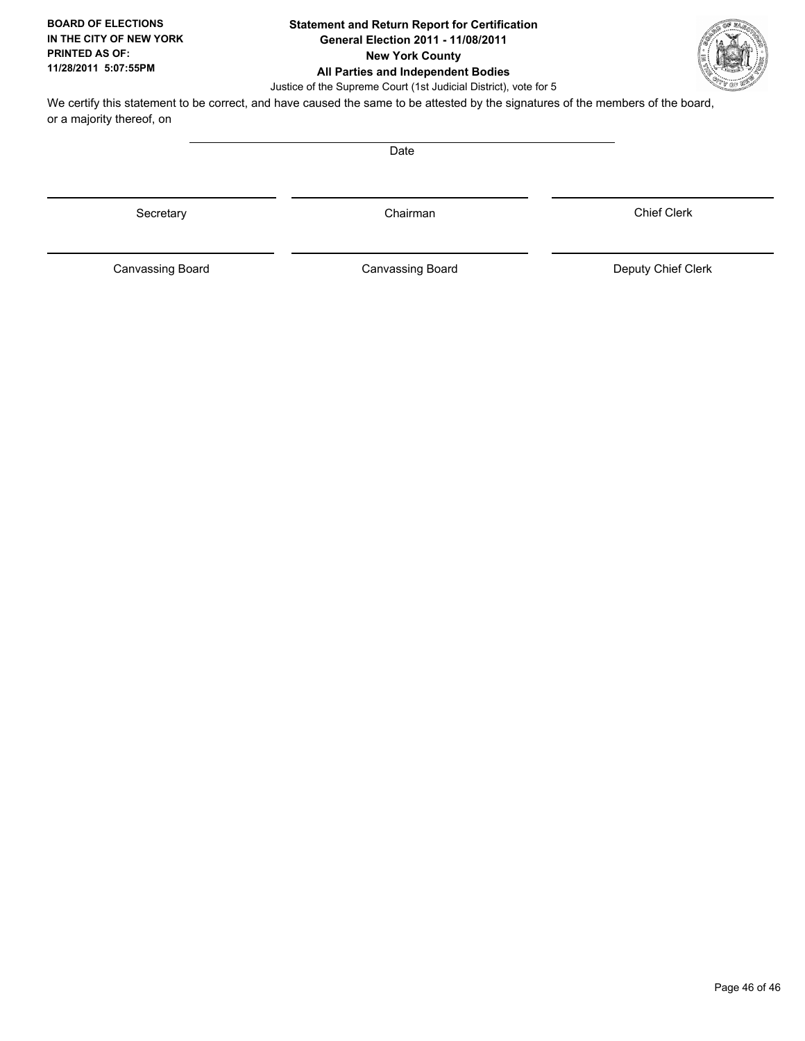We certify this statement to be correct, and have caused the same to be attested by the signatures of the members of the board, or a majority thereof, on

Date

| | | |
|---|---|---|
| Secretary | Chairman | Chief Clerk |
| Canvassing Board | Canvassing Board | Deputy Chief Clerk |